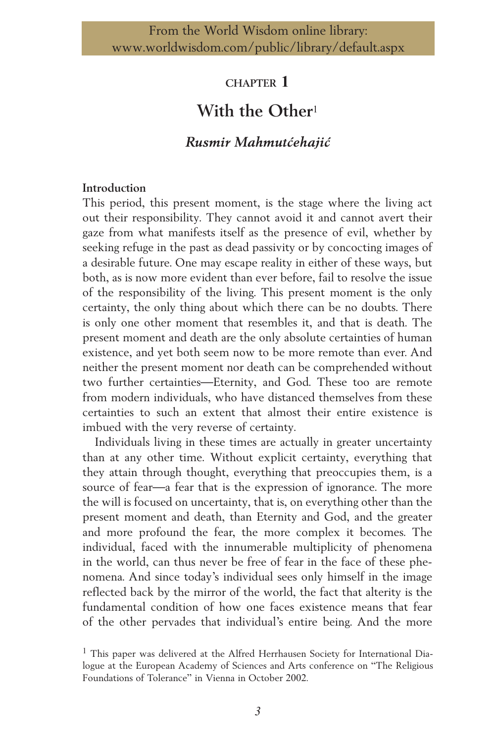# CHAPTER 1

## With the Other[1]

### *Rusmir Mahmutćehajić*

**Introduction**

This period, this present moment, is the stage where the living act out their responsibility. They cannot avoid it and cannot avert their gaze from what manifests itself as the presence of evil, whether by seeking refuge in the past as dead passivity or by concocting images of a desirable future. One may escape reality in either of these ways, but both, as is now more evident than ever before, fail to resolve the issue of the responsibility of the living. This present moment is the only certainty, the only thing about which there can be no doubts. There is only one other moment that resembles it, and that is death. The present moment and death are the only absolute certainties of human existence, and yet both seem now to be more remote than ever. And neither the present moment nor death can be comprehended without two further certainties—Eternity, and God. These too are remote from modern individuals, who have distanced themselves from these certainties to such an extent that almost their entire existence is imbued with the very reverse of certainty.

Individuals living in these times are actually in greater uncertainty than at any other time. Without explicit certainty, everything that they attain through thought, everything that preoccupies them, is a source of fear—a fear that is the expression of ignorance. The more the will is focused on uncertainty, that is, on everything other than the present moment and death, than Eternity and God, and the greater and more profound the fear, the more complex it becomes. The individual, faced with the innumerable multiplicity of phenomena in the world, can thus never be free of fear in the face of these phenomena. And since today's individual sees only himself in the image reflected back by the mirror of the world, the fact that alterity is the fundamental condition of how one faces existence means that fear of the other pervades that individual's entire being. And the more

[1] This paper was delivered at the Alfred Herrhausen Society for International Dialogue at the European Academy of Sciences and Arts conference on "The Religious Foundations of Tolerance" in Vienna in October 2002.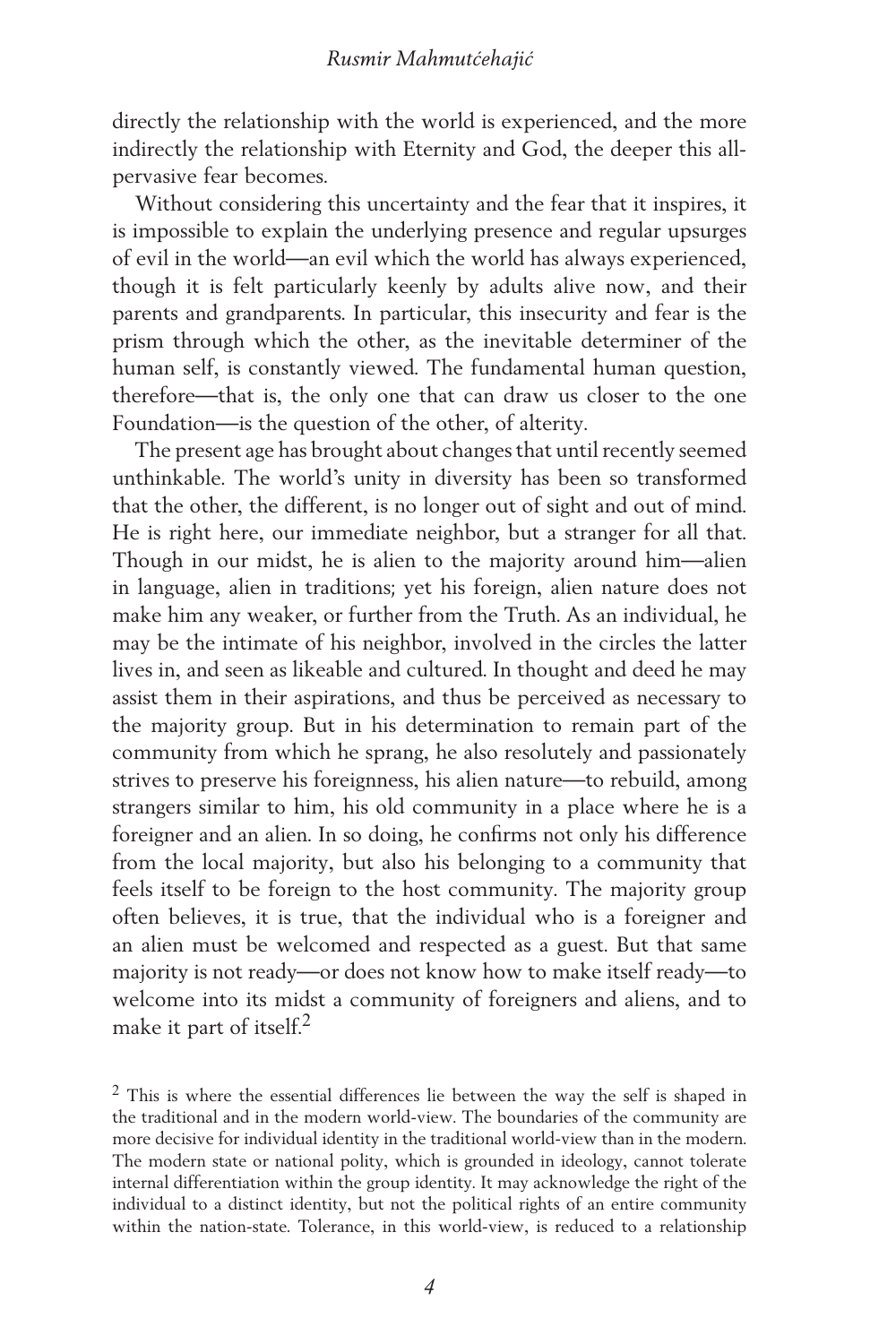directly the relationship with the world is experienced, and the more indirectly the relationship with Eternity and God, the deeper this all-pervasive fear becomes.

Without considering this uncertainty and the fear that it inspires, it is impossible to explain the underlying presence and regular upsurges of evil in the world—an evil which the world has always experienced, though it is felt particularly keenly by adults alive now, and their parents and grandparents. In particular, this insecurity and fear is the prism through which the other, as the inevitable determiner of the human self, is constantly viewed. The fundamental human question, therefore—that is, the only one that can draw us closer to the one Foundation—is the question of the other, of alterity.

The present age has brought about changes that until recently seemed unthinkable. The world's unity in diversity has been so transformed that the other, the different, is no longer out of sight and out of mind. He is right here, our immediate neighbor, but a stranger for all that. Though in our midst, he is alien to the majority around him—alien in language, alien in traditions; yet his foreign, alien nature does not make him any weaker, or further from the Truth. As an individual, he may be the intimate of his neighbor, involved in the circles the latter lives in, and seen as likeable and cultured. In thought and deed he may assist them in their aspirations, and thus be perceived as necessary to the majority group. But in his determination to remain part of the community from which he sprang, he also resolutely and passionately strives to preserve his foreignness, his alien nature—to rebuild, among strangers similar to him, his old community in a place where he is a foreigner and an alien. In so doing, he confirms not only his difference from the local majority, but also his belonging to a community that feels itself to be foreign to the host community. The majority group often believes, it is true, that the individual who is a foreigner and an alien must be welcomed and respected as a guest. But that same majority is not ready—or does not know how to make itself ready—to welcome into its midst a community of foreigners and aliens, and to make it part of itself.[2]

[2] This is where the essential differences lie between the way the self is shaped in the traditional and in the modern world-view. The boundaries of the community are more decisive for individual identity in the traditional world-view than in the modern. The modern state or national polity, which is grounded in ideology, cannot tolerate internal differentiation within the group identity. It may acknowledge the right of the individual to a distinct identity, but not the political rights of an entire community within the nation-state. Tolerance, in this world-view, is reduced to a relationship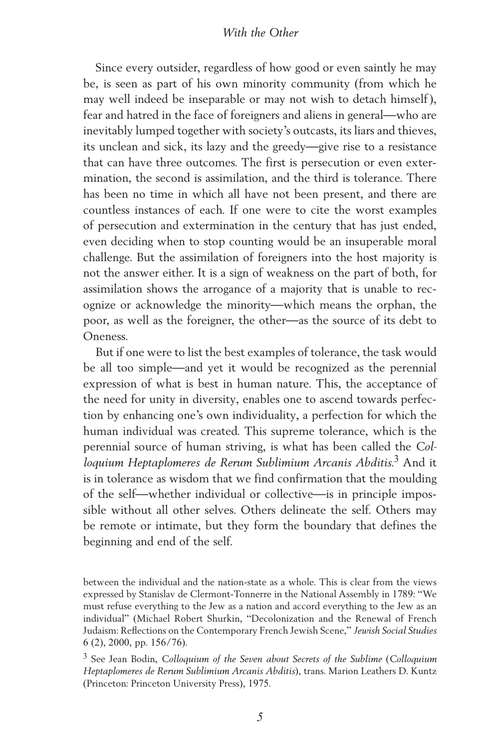Since every outsider, regardless of how good or even saintly he may be, is seen as part of his own minority community (from which he may well indeed be inseparable or may not wish to detach himself), fear and hatred in the face of foreigners and aliens in general—who are inevitably lumped together with society's outcasts, its liars and thieves, its unclean and sick, its lazy and the greedy—give rise to a resistance that can have three outcomes. The first is persecution or even extermination, the second is assimilation, and the third is tolerance. There has been no time in which all have not been present, and there are countless instances of each. If one were to cite the worst examples of persecution and extermination in the century that has just ended, even deciding when to stop counting would be an insuperable moral challenge. But the assimilation of foreigners into the host majority is not the answer either. It is a sign of weakness on the part of both, for assimilation shows the arrogance of a majority that is unable to recognize or acknowledge the minority—which means the orphan, the poor, as well as the foreigner, the other—as the source of its debt to Oneness.

But if one were to list the best examples of tolerance, the task would be all too simple—and yet it would be recognized as the perennial expression of what is best in human nature. This, the acceptance of the need for unity in diversity, enables one to ascend towards perfection by enhancing one's own individuality, a perfection for which the human individual was created. This supreme tolerance, which is the perennial source of human striving, is what has been called the *Colloquium Heptaplomeres de Rerum Sublimium Arcanis Abditis*.[3] And it is in tolerance as wisdom that we find confirmation that the moulding of the self—whether individual or collective—is in principle impossible without all other selves. Others delineate the self. Others may be remote or intimate, but they form the boundary that defines the beginning and end of the self.

between the individual and the nation-state as a whole. This is clear from the views expressed by Stanislav de Clermont-Tonnerre in the National Assembly in 1789: "We must refuse everything to the Jew as a nation and accord everything to the Jew as an individual" (Michael Robert Shurkin, "Decolonization and the Renewal of French Judaism: Reflections on the Contemporary French Jewish Scene," *Jewish Social Studies* 6 (2), 2000, pp. 156/76).

[3] See Jean Bodin, *Colloquium of the Seven about Secrets of the Sublime* (*Colloquium Heptaplomeres de Rerum Sublimium Arcanis Abditis*), trans. Marion Leathers D. Kuntz (Princeton: Princeton University Press), 1975.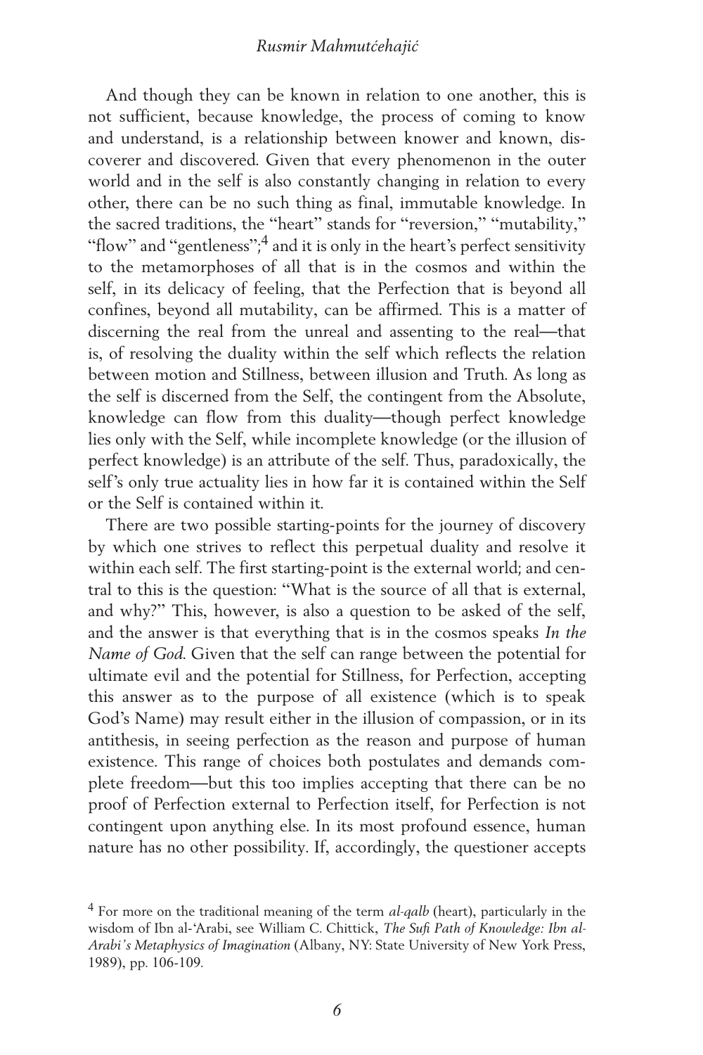And though they can be known in relation to one another, this is not sufficient, because knowledge, the process of coming to know and understand, is a relationship between knower and known, discoverer and discovered. Given that every phenomenon in the outer world and in the self is also constantly changing in relation to every other, there can be no such thing as final, immutable knowledge. In the sacred traditions, the "heart" stands for "reversion," "mutability," "flow" and "gentleness";[4] and it is only in the heart's perfect sensitivity to the metamorphoses of all that is in the cosmos and within the self, in its delicacy of feeling, that the Perfection that is beyond all confines, beyond all mutability, can be affirmed. This is a matter of discerning the real from the unreal and assenting to the real—that is, of resolving the duality within the self which reflects the relation between motion and Stillness, between illusion and Truth. As long as the self is discerned from the Self, the contingent from the Absolute, knowledge can flow from this duality—though perfect knowledge lies only with the Self, while incomplete knowledge (or the illusion of perfect knowledge) is an attribute of the self. Thus, paradoxically, the self's only true actuality lies in how far it is contained within the Self or the Self is contained within it.

There are two possible starting-points for the journey of discovery by which one strives to reflect this perpetual duality and resolve it within each self. The first starting-point is the external world; and central to this is the question: "What is the source of all that is external, and why?" This, however, is also a question to be asked of the self, and the answer is that everything that is in the cosmos speaks *In the Name of God*. Given that the self can range between the potential for ultimate evil and the potential for Stillness, for Perfection, accepting this answer as to the purpose of all existence (which is to speak God's Name) may result either in the illusion of compassion, or in its antithesis, in seeing perfection as the reason and purpose of human existence. This range of choices both postulates and demands complete freedom—but this too implies accepting that there can be no proof of Perfection external to Perfection itself, for Perfection is not contingent upon anything else. In its most profound essence, human nature has no other possibility. If, accordingly, the questioner accepts

[4] For more on the traditional meaning of the term *al-qalb* (heart), particularly in the wisdom of Ibn al-'Arabi, see William C. Chittick, *The Sufi Path of Knowledge: Ibn al-Arabi's Metaphysics of Imagination* (Albany, NY: State University of New York Press, 1989), pp. 106-109.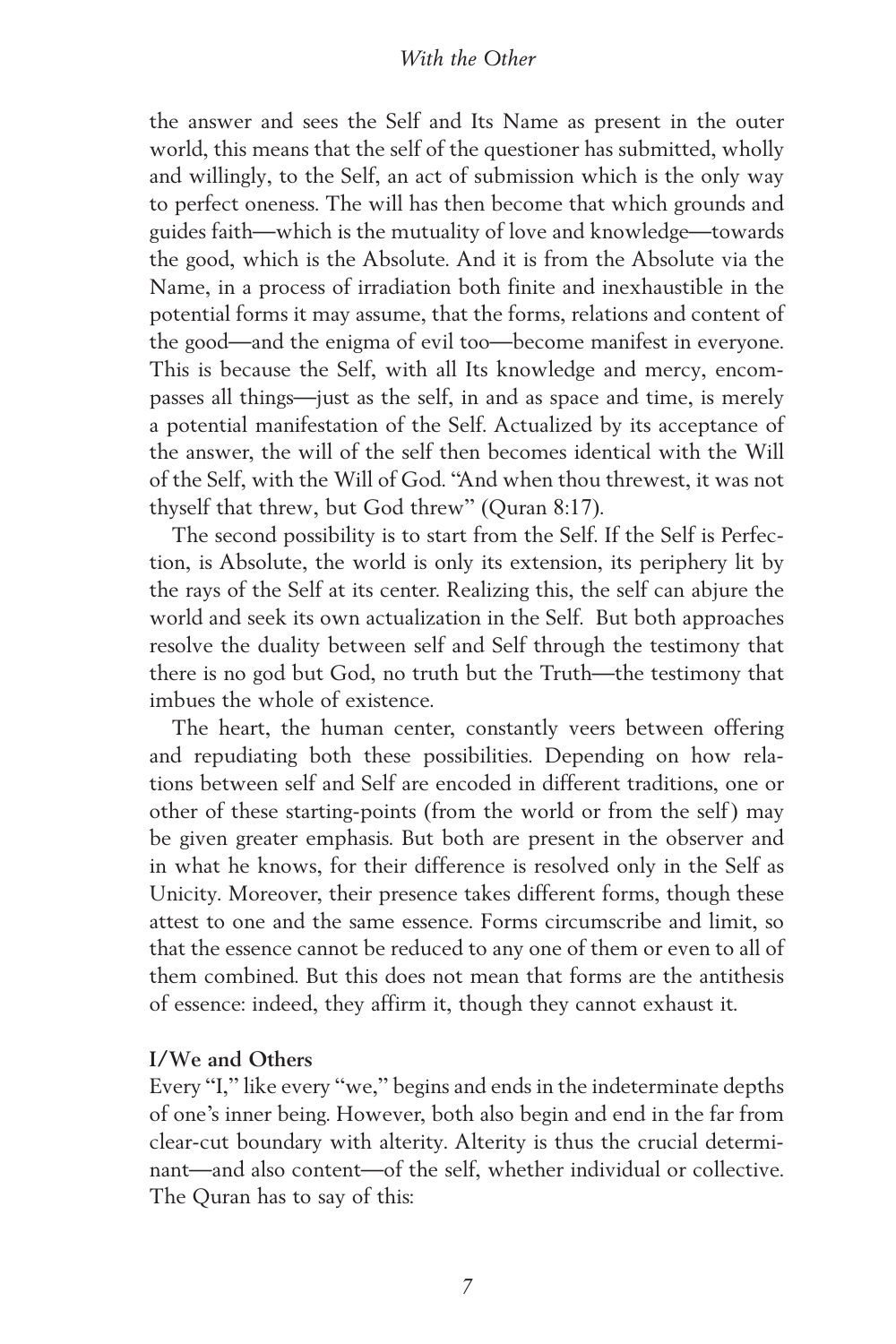the answer and sees the Self and Its Name as present in the outer world, this means that the self of the questioner has submitted, wholly and willingly, to the Self, an act of submission which is the only way to perfect oneness. The will has then become that which grounds and guides faith—which is the mutuality of love and knowledge—towards the good, which is the Absolute. And it is from the Absolute via the Name, in a process of irradiation both finite and inexhaustible in the potential forms it may assume, that the forms, relations and content of the good—and the enigma of evil too—become manifest in everyone. This is because the Self, with all Its knowledge and mercy, encompasses all things—just as the self, in and as space and time, is merely a potential manifestation of the Self. Actualized by its acceptance of the answer, the will of the self then becomes identical with the Will of the Self, with the Will of God. "And when thou threwest, it was not thyself that threw, but God threw" (Quran 8:17).

The second possibility is to start from the Self. If the Self is Perfection, is Absolute, the world is only its extension, its periphery lit by the rays of the Self at its center. Realizing this, the self can abjure the world and seek its own actualization in the Self. But both approaches resolve the duality between self and Self through the testimony that there is no god but God, no truth but the Truth—the testimony that imbues the whole of existence.

The heart, the human center, constantly veers between offering and repudiating both these possibilities. Depending on how relations between self and Self are encoded in different traditions, one or other of these starting-points (from the world or from the self) may be given greater emphasis. But both are present in the observer and in what he knows, for their difference is resolved only in the Self as Unicity. Moreover, their presence takes different forms, though these attest to one and the same essence. Forms circumscribe and limit, so that the essence cannot be reduced to any one of them or even to all of them combined. But this does not mean that forms are the antithesis of essence: indeed, they affirm it, though they cannot exhaust it.

**I/We and Others**

Every "I," like every "we," begins and ends in the indeterminate depths of one's inner being. However, both also begin and end in the far from clear-cut boundary with alterity. Alterity is thus the crucial determinant—and also content—of the self, whether individual or collective. The Quran has to say of this: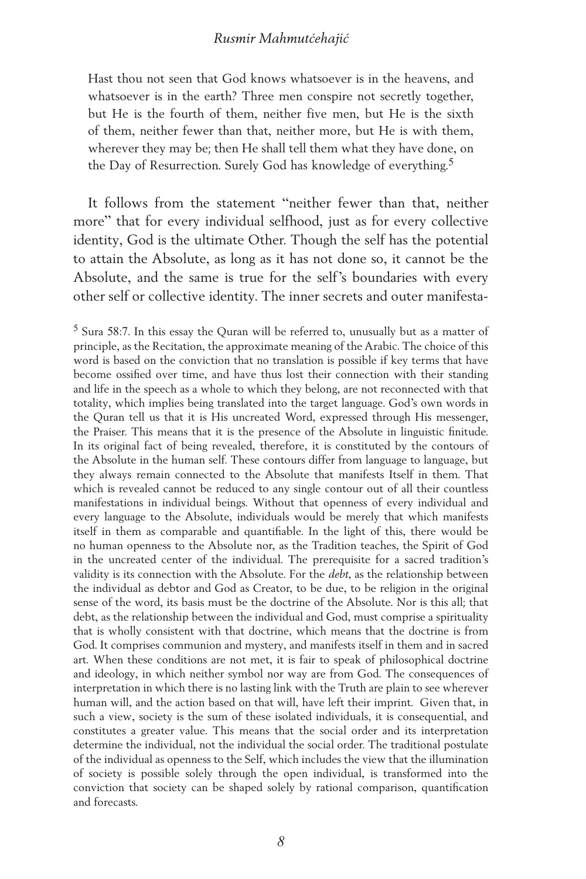> Hast thou not seen that God knows whatsoever is in the heavens, and whatsoever is in the earth? Three men conspire not secretly together, but He is the fourth of them, neither five men, but He is the sixth of them, neither fewer than that, neither more, but He is with them, wherever they may be; then He shall tell them what they have done, on the Day of Resurrection. Surely God has knowledge of everything.[5]

It follows from the statement "neither fewer than that, neither more" that for every individual selfhood, just as for every collective identity, God is the ultimate Other. Though the self has the potential to attain the Absolute, as long as it has not done so, it cannot be the Absolute, and the same is true for the self's boundaries with every other self or collective identity. The inner secrets and outer manifesta-

[5] Sura 58:7. In this essay the Quran will be referred to, unusually but as a matter of principle, as the Recitation, the approximate meaning of the Arabic. The choice of this word is based on the conviction that no translation is possible if key terms that have become ossified over time, and have thus lost their connection with their standing and life in the speech as a whole to which they belong, are not reconnected with that totality, which implies being translated into the target language. God's own words in the Quran tell us that it is His uncreated Word, expressed through His messenger, the Praiser. This means that it is the presence of the Absolute in linguistic finitude. In its original fact of being revealed, therefore, it is constituted by the contours of the Absolute in the human self. These contours differ from language to language, but they always remain connected to the Absolute that manifests Itself in them. That which is revealed cannot be reduced to any single contour out of all their countless manifestations in individual beings. Without that openness of every individual and every language to the Absolute, individuals would be merely that which manifests itself in them as comparable and quantifiable. In the light of this, there would be no human openness to the Absolute nor, as the Tradition teaches, the Spirit of God in the uncreated center of the individual. The prerequisite for a sacred tradition's validity is its connection with the Absolute. For the *debt*, as the relationship between the individual as debtor and God as Creator, to be due, to be religion in the original sense of the word, its basis must be the doctrine of the Absolute. Nor is this all; that debt, as the relationship between the individual and God, must comprise a spirituality that is wholly consistent with that doctrine, which means that the doctrine is from God. It comprises communion and mystery, and manifests itself in them and in sacred art. When these conditions are not met, it is fair to speak of philosophical doctrine and ideology, in which neither symbol nor way are from God. The consequences of interpretation in which there is no lasting link with the Truth are plain to see wherever human will, and the action based on that will, have left their imprint. Given that, in such a view, society is the sum of these isolated individuals, it is consequential, and constitutes a greater value. This means that the social order and its interpretation determine the individual, not the individual the social order. The traditional postulate of the individual as openness to the Self, which includes the view that the illumination of society is possible solely through the open individual, is transformed into the conviction that society can be shaped solely by rational comparison, quantification and forecasts.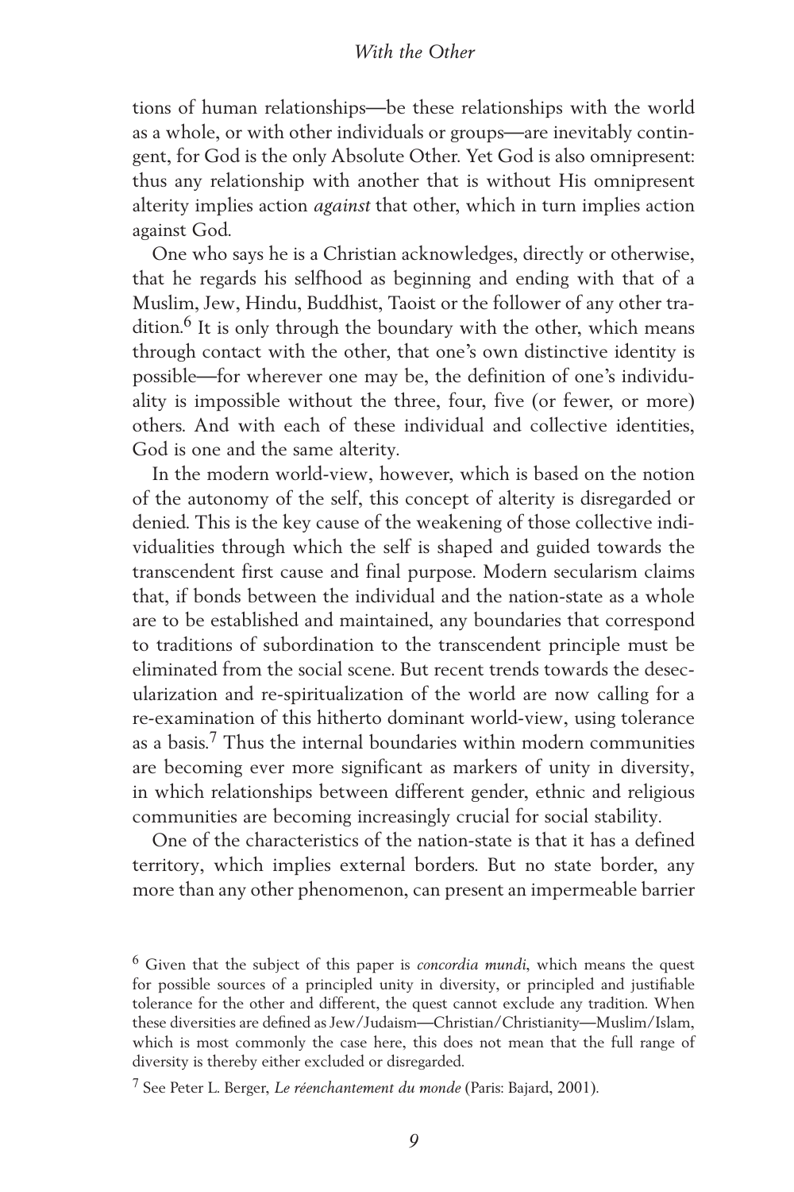tions of human relationships—be these relationships with the world as a whole, or with other individuals or groups—are inevitably contingent, for God is the only Absolute Other. Yet God is also omnipresent: thus any relationship with another that is without His omnipresent alterity implies action *against* that other, which in turn implies action against God.

One who says he is a Christian acknowledges, directly or otherwise, that he regards his selfhood as beginning and ending with that of a Muslim, Jew, Hindu, Buddhist, Taoist or the follower of any other tradition.[6] It is only through the boundary with the other, which means through contact with the other, that one's own distinctive identity is possible—for wherever one may be, the definition of one's individuality is impossible without the three, four, five (or fewer, or more) others. And with each of these individual and collective identities, God is one and the same alterity.

In the modern world-view, however, which is based on the notion of the autonomy of the self, this concept of alterity is disregarded or denied. This is the key cause of the weakening of those collective individualities through which the self is shaped and guided towards the transcendent first cause and final purpose. Modern secularism claims that, if bonds between the individual and the nation-state as a whole are to be established and maintained, any boundaries that correspond to traditions of subordination to the transcendent principle must be eliminated from the social scene. But recent trends towards the desecularization and re-spiritualization of the world are now calling for a re-examination of this hitherto dominant world-view, using tolerance as a basis.[7] Thus the internal boundaries within modern communities are becoming ever more significant as markers of unity in diversity, in which relationships between different gender, ethnic and religious communities are becoming increasingly crucial for social stability.

One of the characteristics of the nation-state is that it has a defined territory, which implies external borders. But no state border, any more than any other phenomenon, can present an impermeable barrier

---

[6] Given that the subject of this paper is *concordia mundi*, which means the quest for possible sources of a principled unity in diversity, or principled and justifiable tolerance for the other and different, the quest cannot exclude any tradition. When these diversities are defined as Jew/Judaism—Christian/Christianity—Muslim/Islam, which is most commonly the case here, this does not mean that the full range of diversity is thereby either excluded or disregarded.

[7] See Peter L. Berger, *Le réenchantement du monde* (Paris: Bajard, 2001).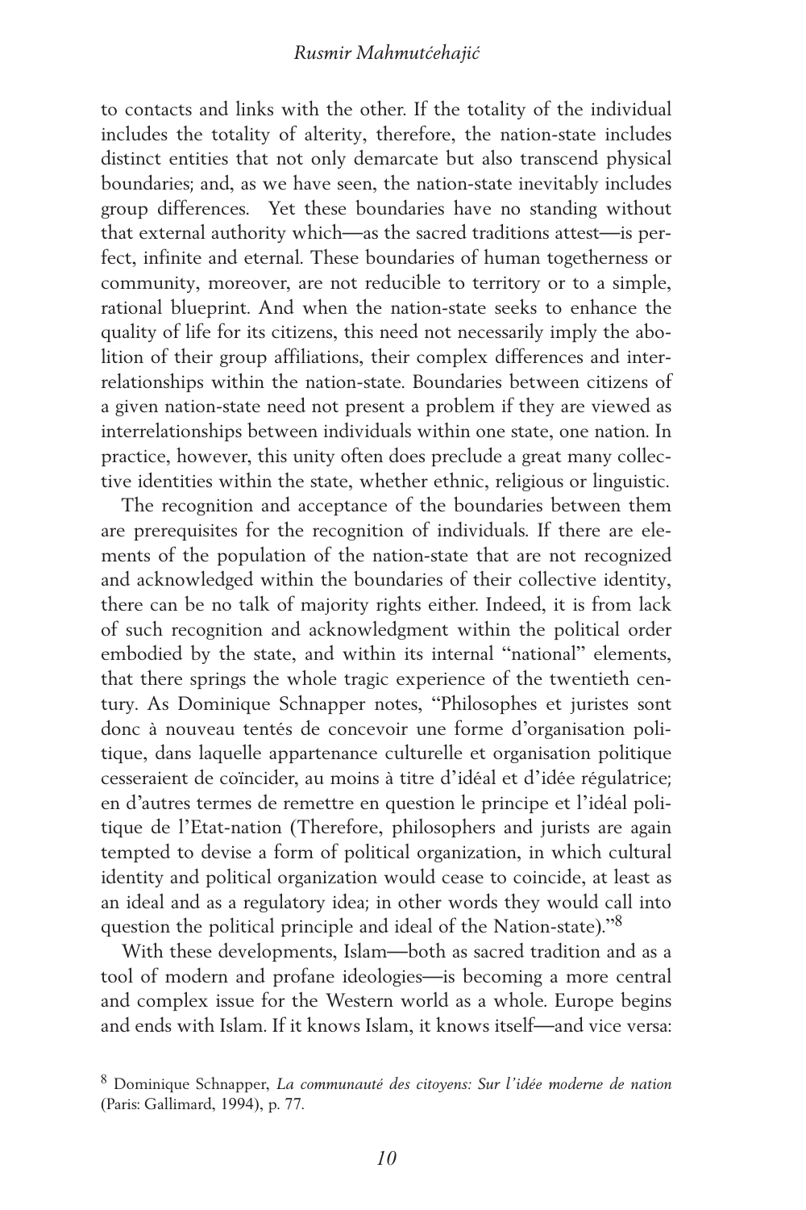to contacts and links with the other. If the totality of the individual includes the totality of alterity, therefore, the nation-state includes distinct entities that not only demarcate but also transcend physical boundaries; and, as we have seen, the nation-state inevitably includes group differences. Yet these boundaries have no standing without that external authority which—as the sacred traditions attest—is perfect, infinite and eternal. These boundaries of human togetherness or community, moreover, are not reducible to territory or to a simple, rational blueprint. And when the nation-state seeks to enhance the quality of life for its citizens, this need not necessarily imply the abolition of their group affiliations, their complex differences and interrelationships within the nation-state. Boundaries between citizens of a given nation-state need not present a problem if they are viewed as interrelationships between individuals within one state, one nation. In practice, however, this unity often does preclude a great many collective identities within the state, whether ethnic, religious or linguistic.

The recognition and acceptance of the boundaries between them are prerequisites for the recognition of individuals. If there are elements of the population of the nation-state that are not recognized and acknowledged within the boundaries of their collective identity, there can be no talk of majority rights either. Indeed, it is from lack of such recognition and acknowledgment within the political order embodied by the state, and within its internal "national" elements, that there springs the whole tragic experience of the twentieth century. As Dominique Schnapper notes, "Philosophes et juristes sont donc à nouveau tentés de concevoir une forme d'organisation politique, dans laquelle appartenance culturelle et organisation politique cesseraient de coïncider, au moins à titre d'idéal et d'idée régulatrice; en d'autres termes de remettre en question le principe et l'idéal politique de l'Etat-nation (Therefore, philosophers and jurists are again tempted to devise a form of political organization, in which cultural identity and political organization would cease to coincide, at least as an ideal and as a regulatory idea; in other words they would call into question the political principle and ideal of the Nation-state)."[8]

With these developments, Islam—both as sacred tradition and as a tool of modern and profane ideologies—is becoming a more central and complex issue for the Western world as a whole. Europe begins and ends with Islam. If it knows Islam, it knows itself—and vice versa:

[8] Dominique Schnapper, *La communauté des citoyens: Sur l'idée moderne de nation* (Paris: Gallimard, 1994), p. 77.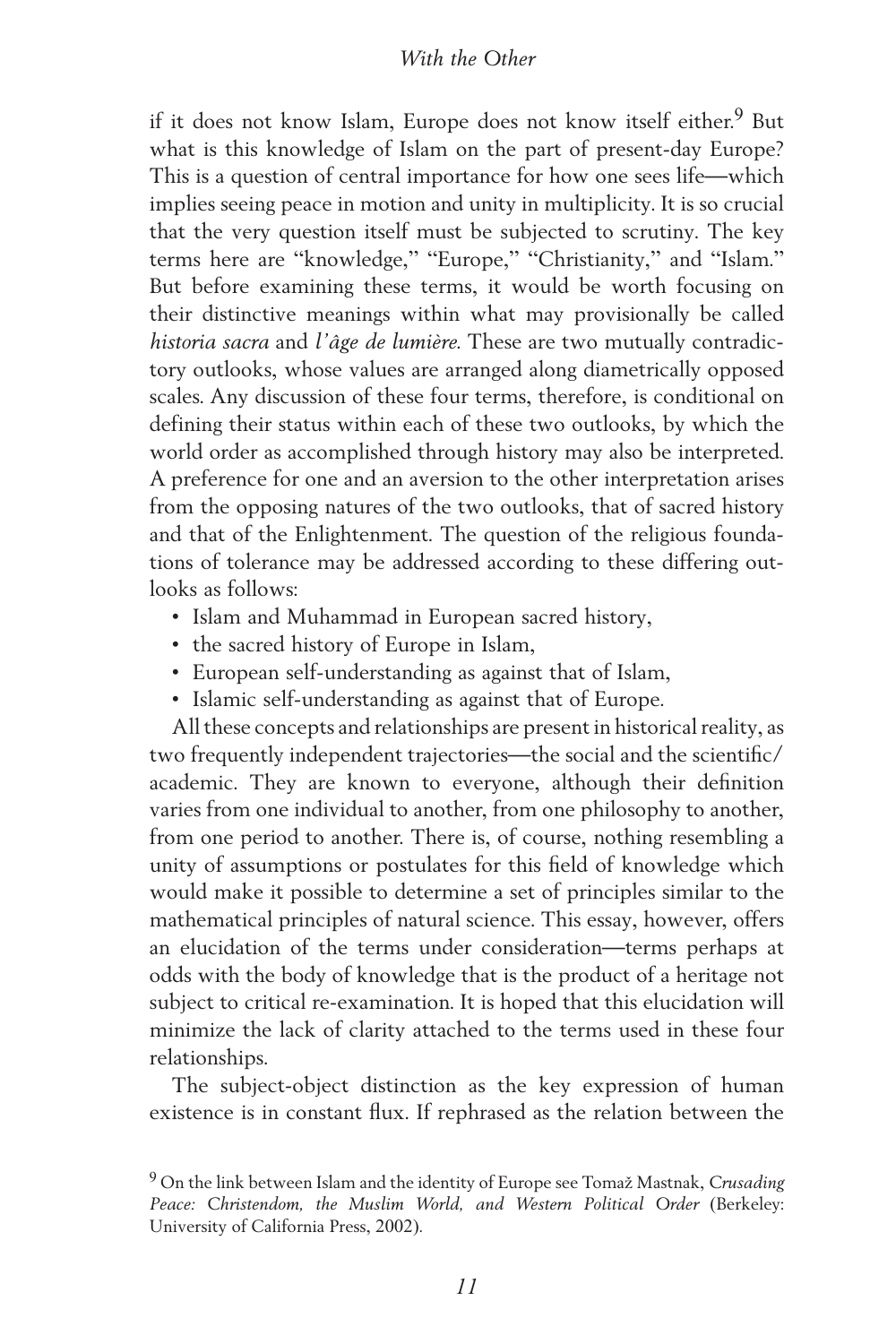if it does not know Islam, Europe does not know itself either.[9] But what is this knowledge of Islam on the part of present-day Europe? This is a question of central importance for how one sees life—which implies seeing peace in motion and unity in multiplicity. It is so crucial that the very question itself must be subjected to scrutiny. The key terms here are "knowledge," "Europe," "Christianity," and "Islam." But before examining these terms, it would be worth focusing on their distinctive meanings within what may provisionally be called *historia sacra* and *l'âge de lumière*. These are two mutually contradictory outlooks, whose values are arranged along diametrically opposed scales. Any discussion of these four terms, therefore, is conditional on defining their status within each of these two outlooks, by which the world order as accomplished through history may also be interpreted. A preference for one and an aversion to the other interpretation arises from the opposing natures of the two outlooks, that of sacred history and that of the Enlightenment. The question of the religious foundations of tolerance may be addressed according to these differing outlooks as follows:

- Islam and Muhammad in European sacred history,
- the sacred history of Europe in Islam,
- European self-understanding as against that of Islam,
- Islamic self-understanding as against that of Europe.

All these concepts and relationships are present in historical reality, as two frequently independent trajectories—the social and the scientific/academic. They are known to everyone, although their definition varies from one individual to another, from one philosophy to another, from one period to another. There is, of course, nothing resembling a unity of assumptions or postulates for this field of knowledge which would make it possible to determine a set of principles similar to the mathematical principles of natural science. This essay, however, offers an elucidation of the terms under consideration—terms perhaps at odds with the body of knowledge that is the product of a heritage not subject to critical re-examination. It is hoped that this elucidation will minimize the lack of clarity attached to the terms used in these four relationships.

The subject-object distinction as the key expression of human existence is in constant flux. If rephrased as the relation between the

[9] On the link between Islam and the identity of Europe see Tomaž Mastnak, *Crusading Peace: Christendom, the Muslim World, and Western Political Order* (Berkeley: University of California Press, 2002).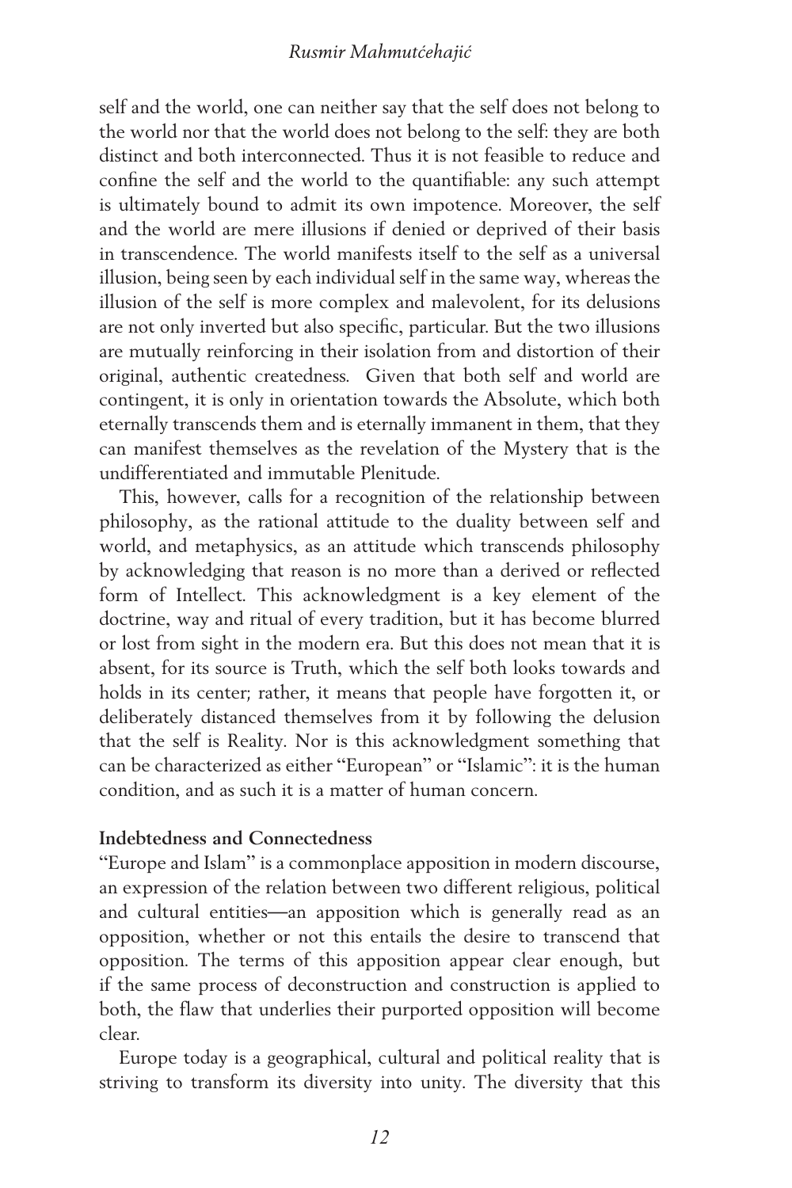self and the world, one can neither say that the self does not belong to the world nor that the world does not belong to the self: they are both distinct and both interconnected. Thus it is not feasible to reduce and confine the self and the world to the quantifiable: any such attempt is ultimately bound to admit its own impotence. Moreover, the self and the world are mere illusions if denied or deprived of their basis in transcendence. The world manifests itself to the self as a universal illusion, being seen by each individual self in the same way, whereas the illusion of the self is more complex and malevolent, for its delusions are not only inverted but also specific, particular. But the two illusions are mutually reinforcing in their isolation from and distortion of their original, authentic createdness. Given that both self and world are contingent, it is only in orientation towards the Absolute, which both eternally transcends them and is eternally immanent in them, that they can manifest themselves as the revelation of the Mystery that is the undifferentiated and immutable Plenitude.

This, however, calls for a recognition of the relationship between philosophy, as the rational attitude to the duality between self and world, and metaphysics, as an attitude which transcends philosophy by acknowledging that reason is no more than a derived or reflected form of Intellect. This acknowledgment is a key element of the doctrine, way and ritual of every tradition, but it has become blurred or lost from sight in the modern era. But this does not mean that it is absent, for its source is Truth, which the self both looks towards and holds in its center; rather, it means that people have forgotten it, or deliberately distanced themselves from it by following the delusion that the self is Reality. Nor is this acknowledgment something that can be characterized as either "European" or "Islamic": it is the human condition, and as such it is a matter of human concern.

**Indebtedness and Connectedness**

"Europe and Islam" is a commonplace apposition in modern discourse, an expression of the relation between two different religious, political and cultural entities—an apposition which is generally read as an opposition, whether or not this entails the desire to transcend that opposition. The terms of this apposition appear clear enough, but if the same process of deconstruction and construction is applied to both, the flaw that underlies their purported opposition will become clear.

Europe today is a geographical, cultural and political reality that is striving to transform its diversity into unity. The diversity that this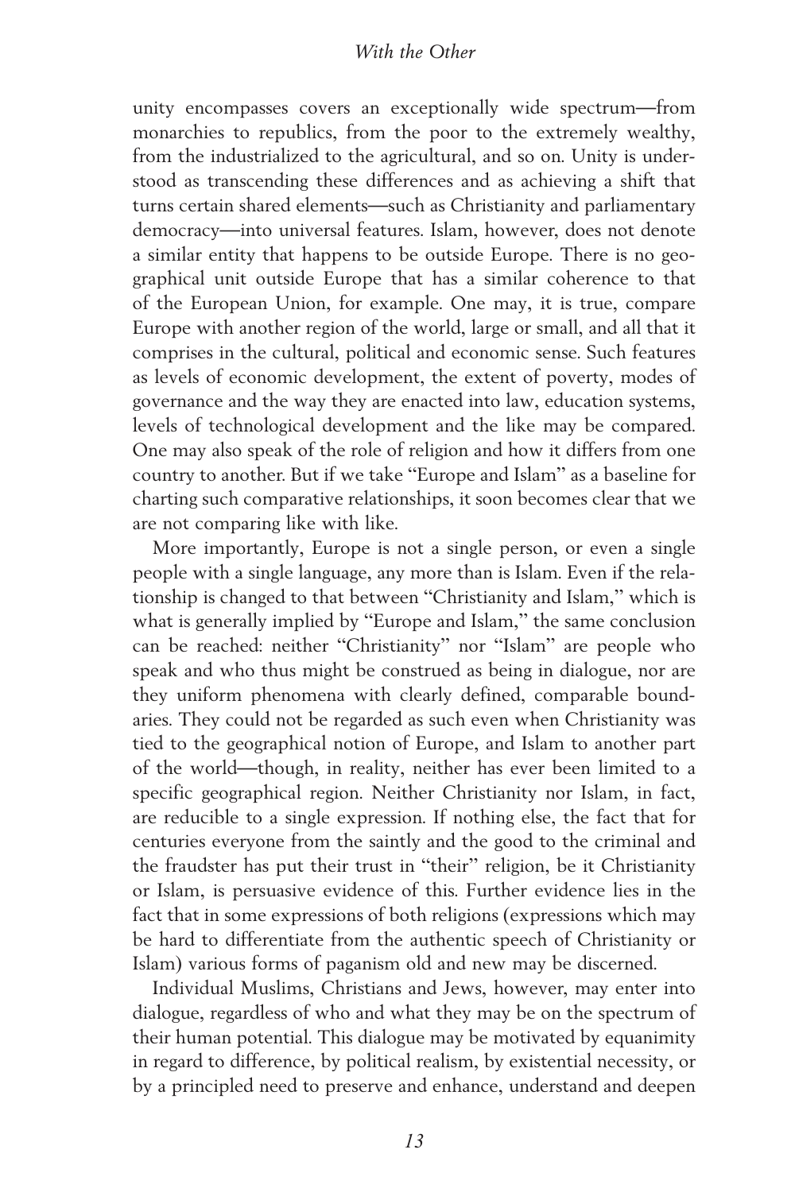unity encompasses covers an exceptionally wide spectrum—from monarchies to republics, from the poor to the extremely wealthy, from the industrialized to the agricultural, and so on. Unity is understood as transcending these differences and as achieving a shift that turns certain shared elements—such as Christianity and parliamentary democracy—into universal features. Islam, however, does not denote a similar entity that happens to be outside Europe. There is no geographical unit outside Europe that has a similar coherence to that of the European Union, for example. One may, it is true, compare Europe with another region of the world, large or small, and all that it comprises in the cultural, political and economic sense. Such features as levels of economic development, the extent of poverty, modes of governance and the way they are enacted into law, education systems, levels of technological development and the like may be compared. One may also speak of the role of religion and how it differs from one country to another. But if we take "Europe and Islam" as a baseline for charting such comparative relationships, it soon becomes clear that we are not comparing like with like.

More importantly, Europe is not a single person, or even a single people with a single language, any more than is Islam. Even if the relationship is changed to that between "Christianity and Islam," which is what is generally implied by "Europe and Islam," the same conclusion can be reached: neither "Christianity" nor "Islam" are people who speak and who thus might be construed as being in dialogue, nor are they uniform phenomena with clearly defined, comparable boundaries. They could not be regarded as such even when Christianity was tied to the geographical notion of Europe, and Islam to another part of the world—though, in reality, neither has ever been limited to a specific geographical region. Neither Christianity nor Islam, in fact, are reducible to a single expression. If nothing else, the fact that for centuries everyone from the saintly and the good to the criminal and the fraudster has put their trust in "their" religion, be it Christianity or Islam, is persuasive evidence of this. Further evidence lies in the fact that in some expressions of both religions (expressions which may be hard to differentiate from the authentic speech of Christianity or Islam) various forms of paganism old and new may be discerned.

Individual Muslims, Christians and Jews, however, may enter into dialogue, regardless of who and what they may be on the spectrum of their human potential. This dialogue may be motivated by equanimity in regard to difference, by political realism, by existential necessity, or by a principled need to preserve and enhance, understand and deepen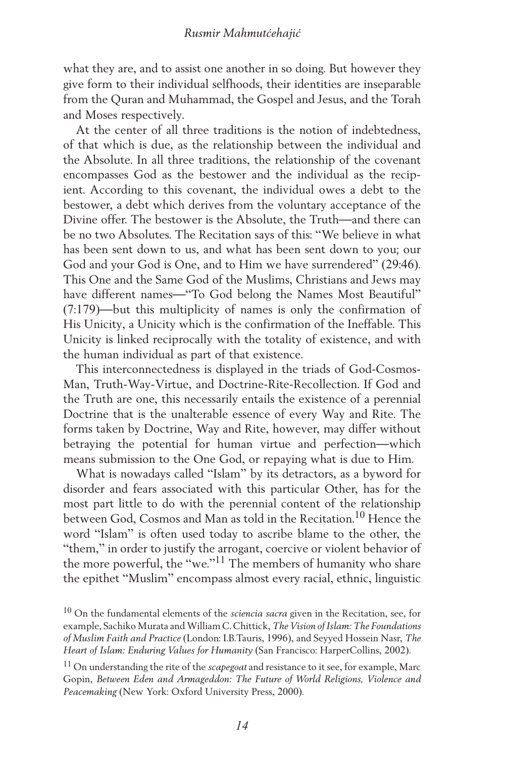what they are, and to assist one another in so doing. But however they give form to their individual selfhoods, their identities are inseparable from the Quran and Muhammad, the Gospel and Jesus, and the Torah and Moses respectively.

At the center of all three traditions is the notion of indebtedness, of that which is due, as the relationship between the individual and the Absolute. In all three traditions, the relationship of the covenant encompasses God as the bestower and the individual as the recipient. According to this covenant, the individual owes a debt to the bestower, a debt which derives from the voluntary acceptance of the Divine offer. The bestower is the Absolute, the Truth—and there can be no two Absolutes. The Recitation says of this: "We believe in what has been sent down to us, and what has been sent down to you; our God and your God is One, and to Him we have surrendered" (29:46). This One and the Same God of the Muslims, Christians and Jews may have different names—"To God belong the Names Most Beautiful" (7:179)—but this multiplicity of names is only the confirmation of His Unicity, a Unicity which is the confirmation of the Ineffable. This Unicity is linked reciprocally with the totality of existence, and with the human individual as part of that existence.

This interconnectedness is displayed in the triads of God-Cosmos-Man, Truth-Way-Virtue, and Doctrine-Rite-Recollection. If God and the Truth are one, this necessarily entails the existence of a perennial Doctrine that is the unalterable essence of every Way and Rite. The forms taken by Doctrine, Way and Rite, however, may differ without betraying the potential for human virtue and perfection—which means submission to the One God, or repaying what is due to Him.

What is nowadays called "Islam" by its detractors, as a byword for disorder and fears associated with this particular Other, has for the most part little to do with the perennial content of the relationship between God, Cosmos and Man as told in the Recitation.[10] Hence the word "Islam" is often used today to ascribe blame to the other, the "them," in order to justify the arrogant, coercive or violent behavior of the more powerful, the "we."[11] The members of humanity who share the epithet "Muslim" encompass almost every racial, ethnic, linguistic

[10] On the fundamental elements of the *sciencia sacra* given in the Recitation, see, for example, Sachiko Murata and William C. Chittick, *The Vision of Islam: The Foundations of Muslim Faith and Practice* (London: I.B.Tauris, 1996), and Seyyed Hossein Nasr, *The Heart of Islam: Enduring Values for Humanity* (San Francisco: HarperCollins, 2002).

[11] On understanding the rite of the *scapegoat* and resistance to it see, for example, Marc Gopin, *Between Eden and Armageddon: The Future of World Religions, Violence and Peacemaking* (New York: Oxford University Press, 2000).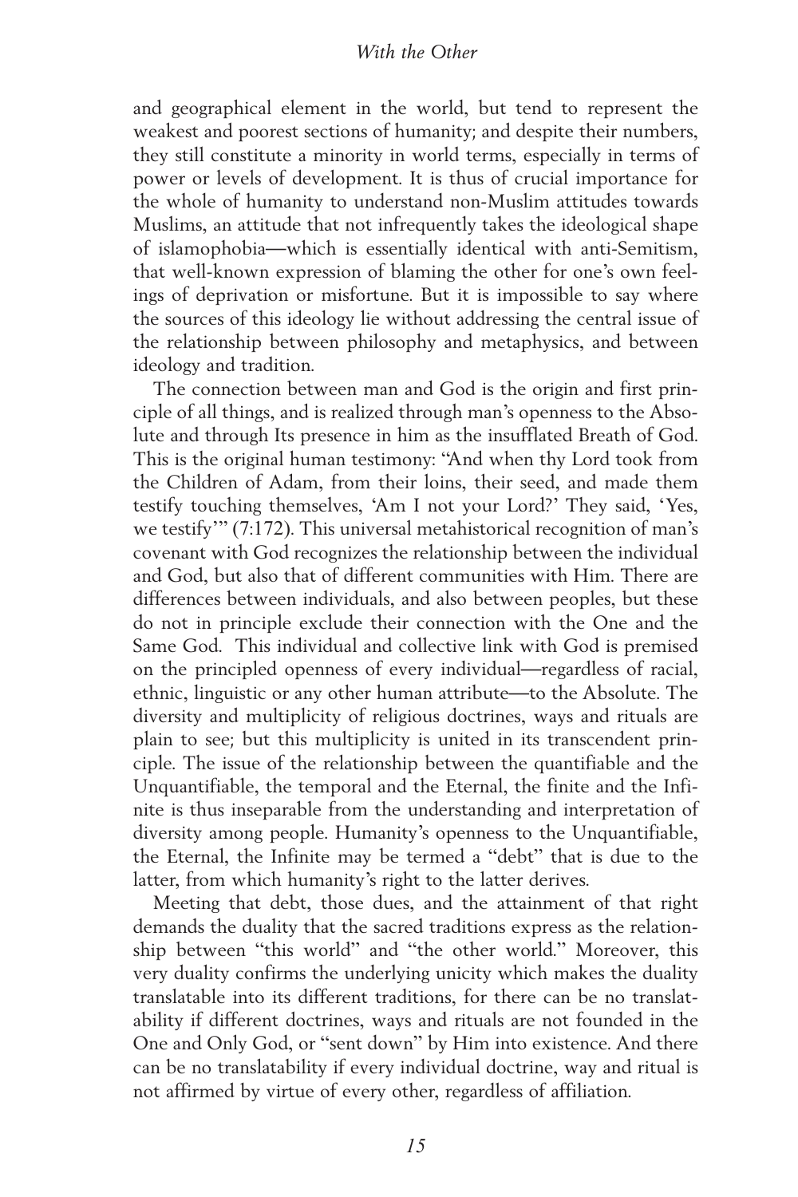and geographical element in the world, but tend to represent the weakest and poorest sections of humanity; and despite their numbers, they still constitute a minority in world terms, especially in terms of power or levels of development. It is thus of crucial importance for the whole of humanity to understand non-Muslim attitudes towards Muslims, an attitude that not infrequently takes the ideological shape of islamophobia—which is essentially identical with anti-Semitism, that well-known expression of blaming the other for one's own feelings of deprivation or misfortune. But it is impossible to say where the sources of this ideology lie without addressing the central issue of the relationship between philosophy and metaphysics, and between ideology and tradition.

The connection between man and God is the origin and first principle of all things, and is realized through man's openness to the Absolute and through Its presence in him as the insufflated Breath of God. This is the original human testimony: "And when thy Lord took from the Children of Adam, from their loins, their seed, and made them testify touching themselves, 'Am I not your Lord?' They said, 'Yes, we testify'" (7:172). This universal metahistorical recognition of man's covenant with God recognizes the relationship between the individual and God, but also that of different communities with Him. There are differences between individuals, and also between peoples, but these do not in principle exclude their connection with the One and the Same God. This individual and collective link with God is premised on the principled openness of every individual—regardless of racial, ethnic, linguistic or any other human attribute—to the Absolute. The diversity and multiplicity of religious doctrines, ways and rituals are plain to see; but this multiplicity is united in its transcendent principle. The issue of the relationship between the quantifiable and the Unquantifiable, the temporal and the Eternal, the finite and the Infinite is thus inseparable from the understanding and interpretation of diversity among people. Humanity's openness to the Unquantifiable, the Eternal, the Infinite may be termed a "debt" that is due to the latter, from which humanity's right to the latter derives.

Meeting that debt, those dues, and the attainment of that right demands the duality that the sacred traditions express as the relationship between "this world" and "the other world." Moreover, this very duality confirms the underlying unicity which makes the duality translatable into its different traditions, for there can be no translatability if different doctrines, ways and rituals are not founded in the One and Only God, or "sent down" by Him into existence. And there can be no translatability if every individual doctrine, way and ritual is not affirmed by virtue of every other, regardless of affiliation.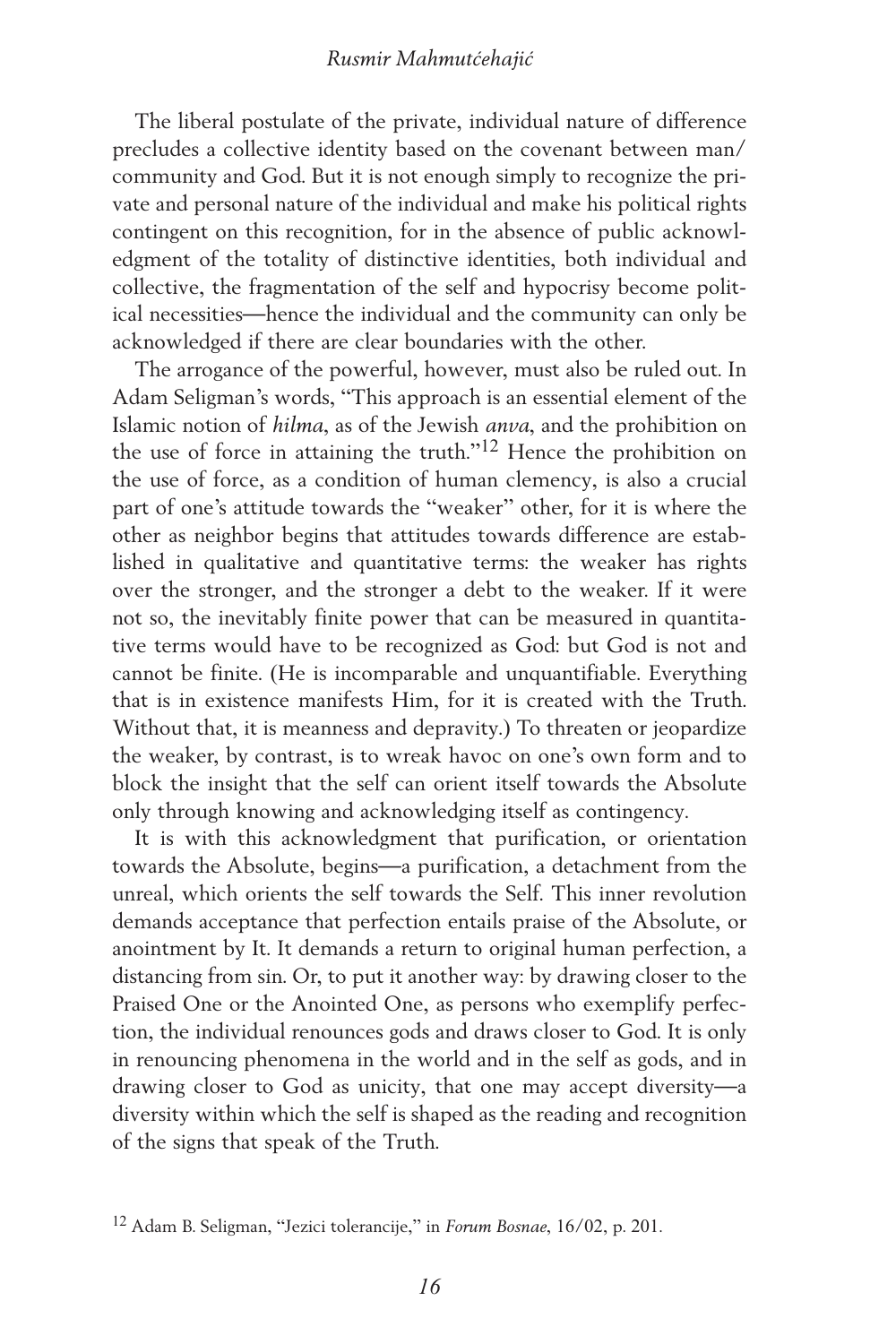The liberal postulate of the private, individual nature of difference precludes a collective identity based on the covenant between man/community and God. But it is not enough simply to recognize the private and personal nature of the individual and make his political rights contingent on this recognition, for in the absence of public acknowledgment of the totality of distinctive identities, both individual and collective, the fragmentation of the self and hypocrisy become political necessities—hence the individual and the community can only be acknowledged if there are clear boundaries with the other.

The arrogance of the powerful, however, must also be ruled out. In Adam Seligman's words, "This approach is an essential element of the Islamic notion of *hilma*, as of the Jewish *anva*, and the prohibition on the use of force in attaining the truth."[12] Hence the prohibition on the use of force, as a condition of human clemency, is also a crucial part of one's attitude towards the "weaker" other, for it is where the other as neighbor begins that attitudes towards difference are established in qualitative and quantitative terms: the weaker has rights over the stronger, and the stronger a debt to the weaker. If it were not so, the inevitably finite power that can be measured in quantitative terms would have to be recognized as God: but God is not and cannot be finite. (He is incomparable and unquantifiable. Everything that is in existence manifests Him, for it is created with the Truth. Without that, it is meanness and depravity.) To threaten or jeopardize the weaker, by contrast, is to wreak havoc on one's own form and to block the insight that the self can orient itself towards the Absolute only through knowing and acknowledging itself as contingency.

It is with this acknowledgment that purification, or orientation towards the Absolute, begins—a purification, a detachment from the unreal, which orients the self towards the Self. This inner revolution demands acceptance that perfection entails praise of the Absolute, or anointment by It. It demands a return to original human perfection, a distancing from sin. Or, to put it another way: by drawing closer to the Praised One or the Anointed One, as persons who exemplify perfection, the individual renounces gods and draws closer to God. It is only in renouncing phenomena in the world and in the self as gods, and in drawing closer to God as unicity, that one may accept diversity—a diversity within which the self is shaped as the reading and recognition of the signs that speak of the Truth.

[12] Adam B. Seligman, "Jezici tolerancije," in *Forum Bosnae*, 16/02, p. 201.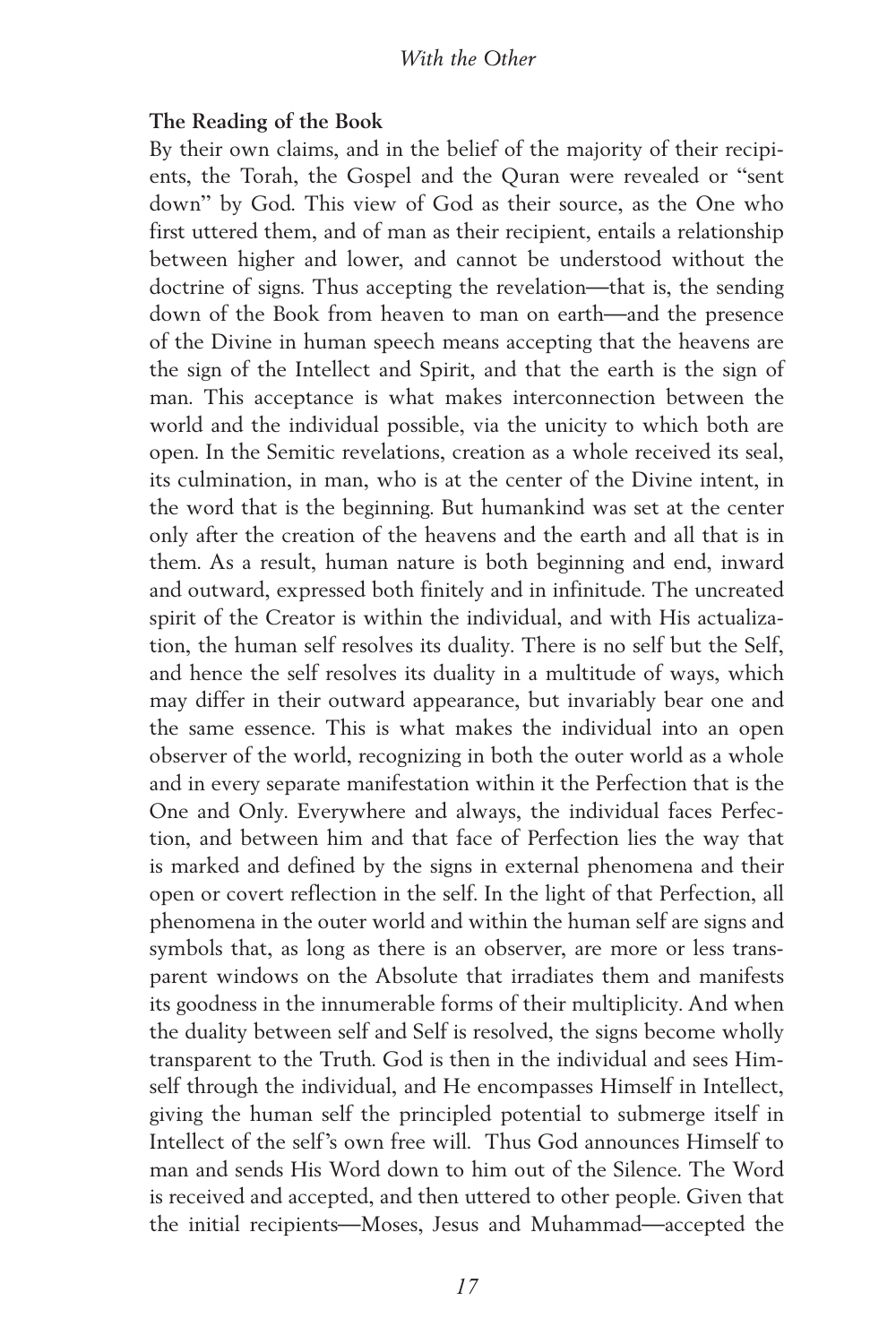**The Reading of the Book**

By their own claims, and in the belief of the majority of their recipients, the Torah, the Gospel and the Quran were revealed or "sent down" by God. This view of God as their source, as the One who first uttered them, and of man as their recipient, entails a relationship between higher and lower, and cannot be understood without the doctrine of signs. Thus accepting the revelation—that is, the sending down of the Book from heaven to man on earth—and the presence of the Divine in human speech means accepting that the heavens are the sign of the Intellect and Spirit, and that the earth is the sign of man. This acceptance is what makes interconnection between the world and the individual possible, via the unicity to which both are open. In the Semitic revelations, creation as a whole received its seal, its culmination, in man, who is at the center of the Divine intent, in the word that is the beginning. But humankind was set at the center only after the creation of the heavens and the earth and all that is in them. As a result, human nature is both beginning and end, inward and outward, expressed both finitely and in infinitude. The uncreated spirit of the Creator is within the individual, and with His actualization, the human self resolves its duality. There is no self but the Self, and hence the self resolves its duality in a multitude of ways, which may differ in their outward appearance, but invariably bear one and the same essence. This is what makes the individual into an open observer of the world, recognizing in both the outer world as a whole and in every separate manifestation within it the Perfection that is the One and Only. Everywhere and always, the individual faces Perfection, and between him and that face of Perfection lies the way that is marked and defined by the signs in external phenomena and their open or covert reflection in the self. In the light of that Perfection, all phenomena in the outer world and within the human self are signs and symbols that, as long as there is an observer, are more or less transparent windows on the Absolute that irradiates them and manifests its goodness in the innumerable forms of their multiplicity. And when the duality between self and Self is resolved, the signs become wholly transparent to the Truth. God is then in the individual and sees Himself through the individual, and He encompasses Himself in Intellect, giving the human self the principled potential to submerge itself in Intellect of the self's own free will. Thus God announces Himself to man and sends His Word down to him out of the Silence. The Word is received and accepted, and then uttered to other people. Given that the initial recipients—Moses, Jesus and Muhammad—accepted the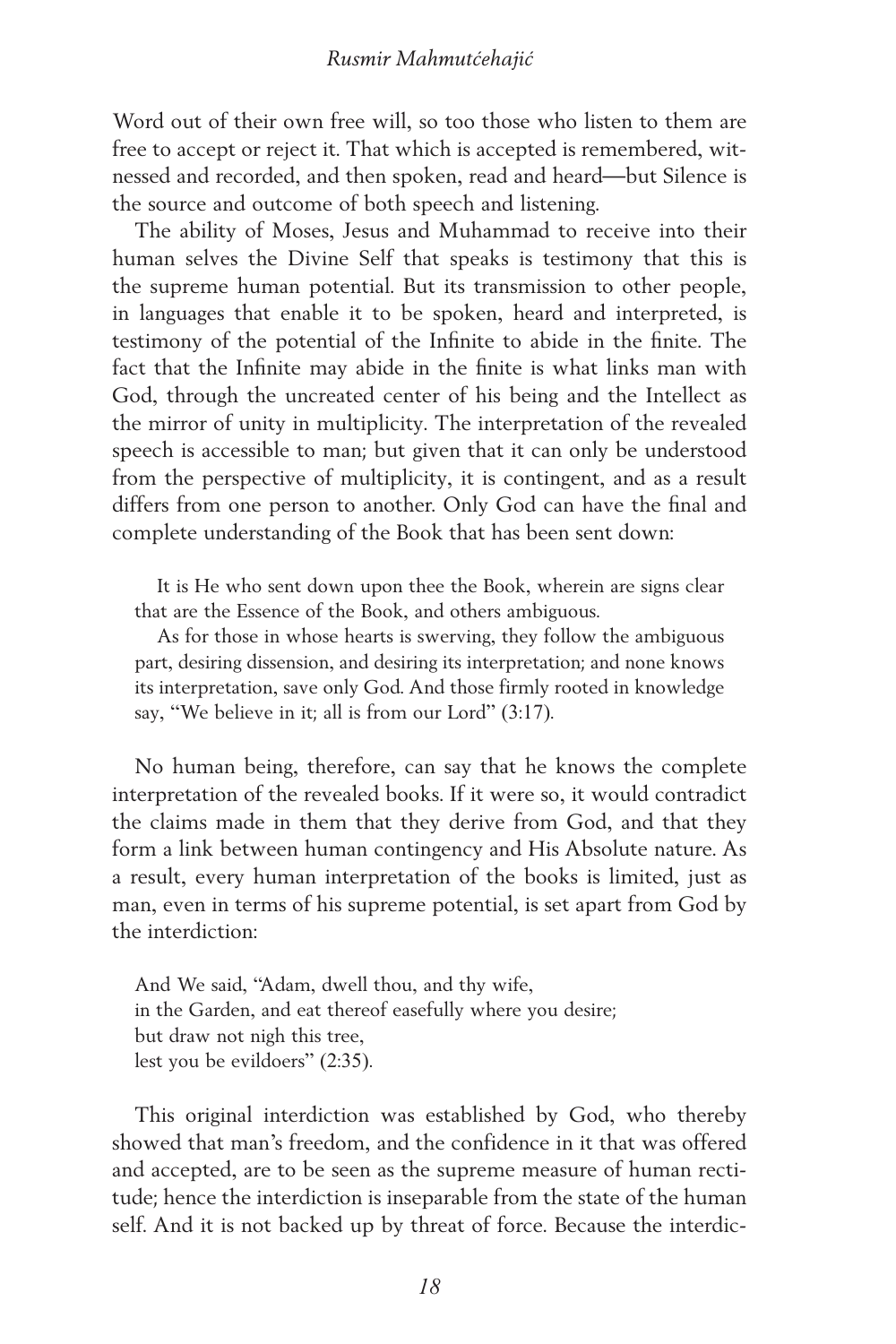Word out of their own free will, so too those who listen to them are free to accept or reject it. That which is accepted is remembered, witnessed and recorded, and then spoken, read and heard—but Silence is the source and outcome of both speech and listening.

The ability of Moses, Jesus and Muhammad to receive into their human selves the Divine Self that speaks is testimony that this is the supreme human potential. But its transmission to other people, in languages that enable it to be spoken, heard and interpreted, is testimony of the potential of the Infinite to abide in the finite. The fact that the Infinite may abide in the finite is what links man with God, through the uncreated center of his being and the Intellect as the mirror of unity in multiplicity. The interpretation of the revealed speech is accessible to man; but given that it can only be understood from the perspective of multiplicity, it is contingent, and as a result differs from one person to another. Only God can have the final and complete understanding of the Book that has been sent down:

> It is He who sent down upon thee the Book, wherein are signs clear that are the Essence of the Book, and others ambiguous.
>
> As for those in whose hearts is swerving, they follow the ambiguous part, desiring dissension, and desiring its interpretation; and none knows its interpretation, save only God. And those firmly rooted in knowledge say, "We believe in it; all is from our Lord" (3:17).

No human being, therefore, can say that he knows the complete interpretation of the revealed books. If it were so, it would contradict the claims made in them that they derive from God, and that they form a link between human contingency and His Absolute nature. As a result, every human interpretation of the books is limited, just as man, even in terms of his supreme potential, is set apart from God by the interdiction:

> And We said, "Adam, dwell thou, and thy wife,
> in the Garden, and eat thereof easefully where you desire;
> but draw not nigh this tree,
> lest you be evildoers" (2:35).

This original interdiction was established by God, who thereby showed that man's freedom, and the confidence in it that was offered and accepted, are to be seen as the supreme measure of human rectitude; hence the interdiction is inseparable from the state of the human self. And it is not backed up by threat of force. Because the interdic-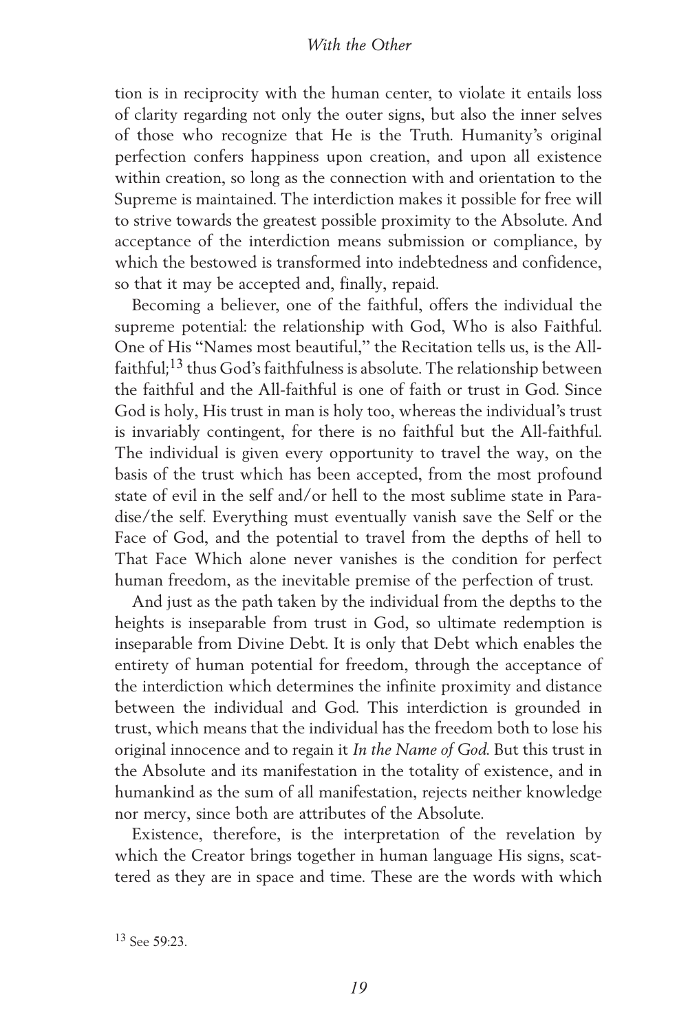tion is in reciprocity with the human center, to violate it entails loss of clarity regarding not only the outer signs, but also the inner selves of those who recognize that He is the Truth. Humanity's original perfection confers happiness upon creation, and upon all existence within creation, so long as the connection with and orientation to the Supreme is maintained. The interdiction makes it possible for free will to strive towards the greatest possible proximity to the Absolute. And acceptance of the interdiction means submission or compliance, by which the bestowed is transformed into indebtedness and confidence, so that it may be accepted and, finally, repaid.

Becoming a believer, one of the faithful, offers the individual the supreme potential: the relationship with God, Who is also Faithful. One of His "Names most beautiful," the Recitation tells us, is the All-faithful;[13] thus God's faithfulness is absolute. The relationship between the faithful and the All-faithful is one of faith or trust in God. Since God is holy, His trust in man is holy too, whereas the individual's trust is invariably contingent, for there is no faithful but the All-faithful. The individual is given every opportunity to travel the way, on the basis of the trust which has been accepted, from the most profound state of evil in the self and/or hell to the most sublime state in Paradise/the self. Everything must eventually vanish save the Self or the Face of God, and the potential to travel from the depths of hell to That Face Which alone never vanishes is the condition for perfect human freedom, as the inevitable premise of the perfection of trust.

And just as the path taken by the individual from the depths to the heights is inseparable from trust in God, so ultimate redemption is inseparable from Divine Debt. It is only that Debt which enables the entirety of human potential for freedom, through the acceptance of the interdiction which determines the infinite proximity and distance between the individual and God. This interdiction is grounded in trust, which means that the individual has the freedom both to lose his original innocence and to regain it *In the Name of God*. But this trust in the Absolute and its manifestation in the totality of existence, and in humankind as the sum of all manifestation, rejects neither knowledge nor mercy, since both are attributes of the Absolute.

Existence, therefore, is the interpretation of the revelation by which the Creator brings together in human language His signs, scattered as they are in space and time. These are the words with which

[13] See 59:23.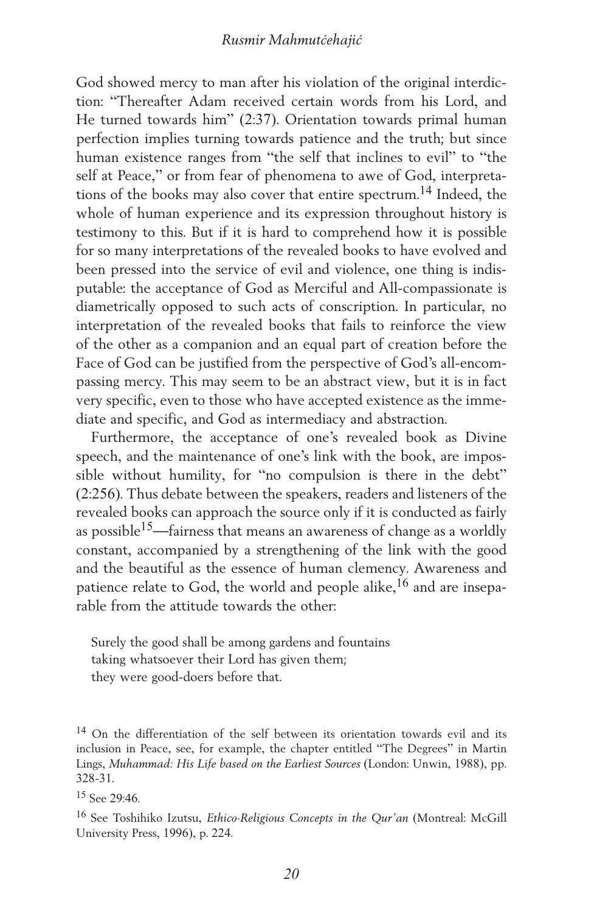God showed mercy to man after his violation of the original interdiction: "Thereafter Adam received certain words from his Lord, and He turned towards him" (2:37). Orientation towards primal human perfection implies turning towards patience and the truth; but since human existence ranges from "the self that inclines to evil" to "the self at Peace," or from fear of phenomena to awe of God, interpretations of the books may also cover that entire spectrum.[14] Indeed, the whole of human experience and its expression throughout history is testimony to this. But if it is hard to comprehend how it is possible for so many interpretations of the revealed books to have evolved and been pressed into the service of evil and violence, one thing is indisputable: the acceptance of God as Merciful and All-compassionate is diametrically opposed to such acts of conscription. In particular, no interpretation of the revealed books that fails to reinforce the view of the other as a companion and an equal part of creation before the Face of God can be justified from the perspective of God's all-encompassing mercy. This may seem to be an abstract view, but it is in fact very specific, even to those who have accepted existence as the immediate and specific, and God as intermediacy and abstraction.

Furthermore, the acceptance of one's revealed book as Divine speech, and the maintenance of one's link with the book, are impossible without humility, for "no compulsion is there in the debt" (2:256). Thus debate between the speakers, readers and listeners of the revealed books can approach the source only if it is conducted as fairly as possible[15]—fairness that means an awareness of change as a worldly constant, accompanied by a strengthening of the link with the good and the beautiful as the essence of human clemency. Awareness and patience relate to God, the world and people alike,[16] and are inseparable from the attitude towards the other:

> Surely the good shall be among gardens and fountains
> taking whatsoever their Lord has given them;
> they were good-doers before that.

---

[14] On the differentiation of the self between its orientation towards evil and its inclusion in Peace, see, for example, the chapter entitled "The Degrees" in Martin Lings, *Muhammad: His Life based on the Earliest Sources* (London: Unwin, 1988), pp. 328-31.

[15] See 29:46.

[16] See Toshihiko Izutsu, *Ethico-Religious Concepts in the Qur'an* (Montreal: McGill University Press, 1996), p. 224.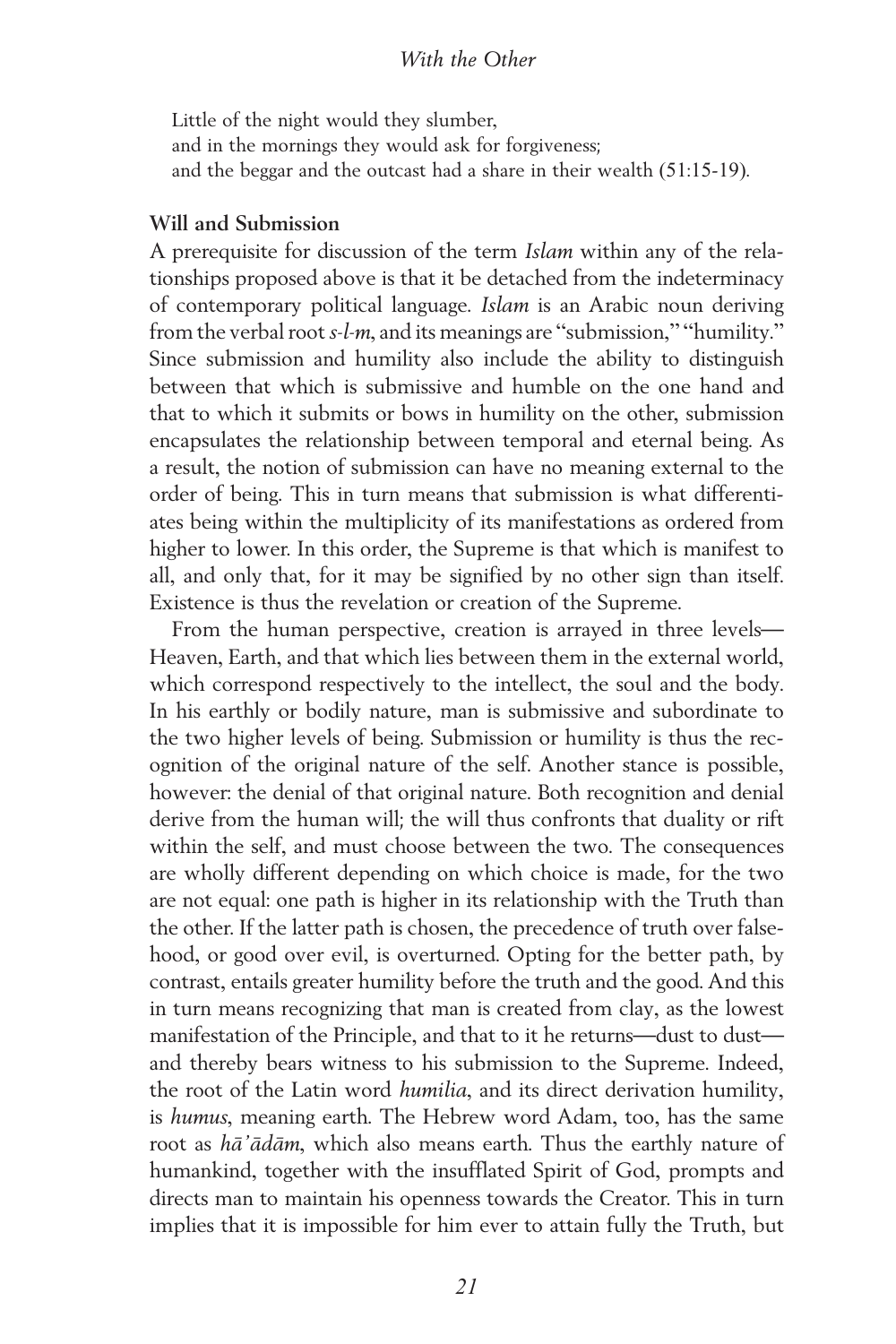Little of the night would they slumber,
and in the mornings they would ask for forgiveness;
and the beggar and the outcast had a share in their wealth (51:15-19).

**Will and Submission**

A prerequisite for discussion of the term *Islam* within any of the relationships proposed above is that it be detached from the indeterminacy of contemporary political language. *Islam* is an Arabic noun deriving from the verbal root *s-l-m*, and its meanings are "submission," "humility." Since submission and humility also include the ability to distinguish between that which is submissive and humble on the one hand and that to which it submits or bows in humility on the other, submission encapsulates the relationship between temporal and eternal being. As a result, the notion of submission can have no meaning external to the order of being. This in turn means that submission is what differentiates being within the multiplicity of its manifestations as ordered from higher to lower. In this order, the Supreme is that which is manifest to all, and only that, for it may be signified by no other sign than itself. Existence is thus the revelation or creation of the Supreme.

From the human perspective, creation is arrayed in three levels—Heaven, Earth, and that which lies between them in the external world, which correspond respectively to the intellect, the soul and the body. In his earthly or bodily nature, man is submissive and subordinate to the two higher levels of being. Submission or humility is thus the recognition of the original nature of the self. Another stance is possible, however: the denial of that original nature. Both recognition and denial derive from the human will; the will thus confronts that duality or rift within the self, and must choose between the two. The consequences are wholly different depending on which choice is made, for the two are not equal: one path is higher in its relationship with the Truth than the other. If the latter path is chosen, the precedence of truth over falsehood, or good over evil, is overturned. Opting for the better path, by contrast, entails greater humility before the truth and the good. And this in turn means recognizing that man is created from clay, as the lowest manifestation of the Principle, and that to it he returns—dust to dust—and thereby bears witness to his submission to the Supreme. Indeed, the root of the Latin word *humilia*, and its direct derivation humility, is *humus*, meaning earth. The Hebrew word Adam, too, has the same root as *hā'ādām*, which also means earth. Thus the earthly nature of humankind, together with the insufflated Spirit of God, prompts and directs man to maintain his openness towards the Creator. This in turn implies that it is impossible for him ever to attain fully the Truth, but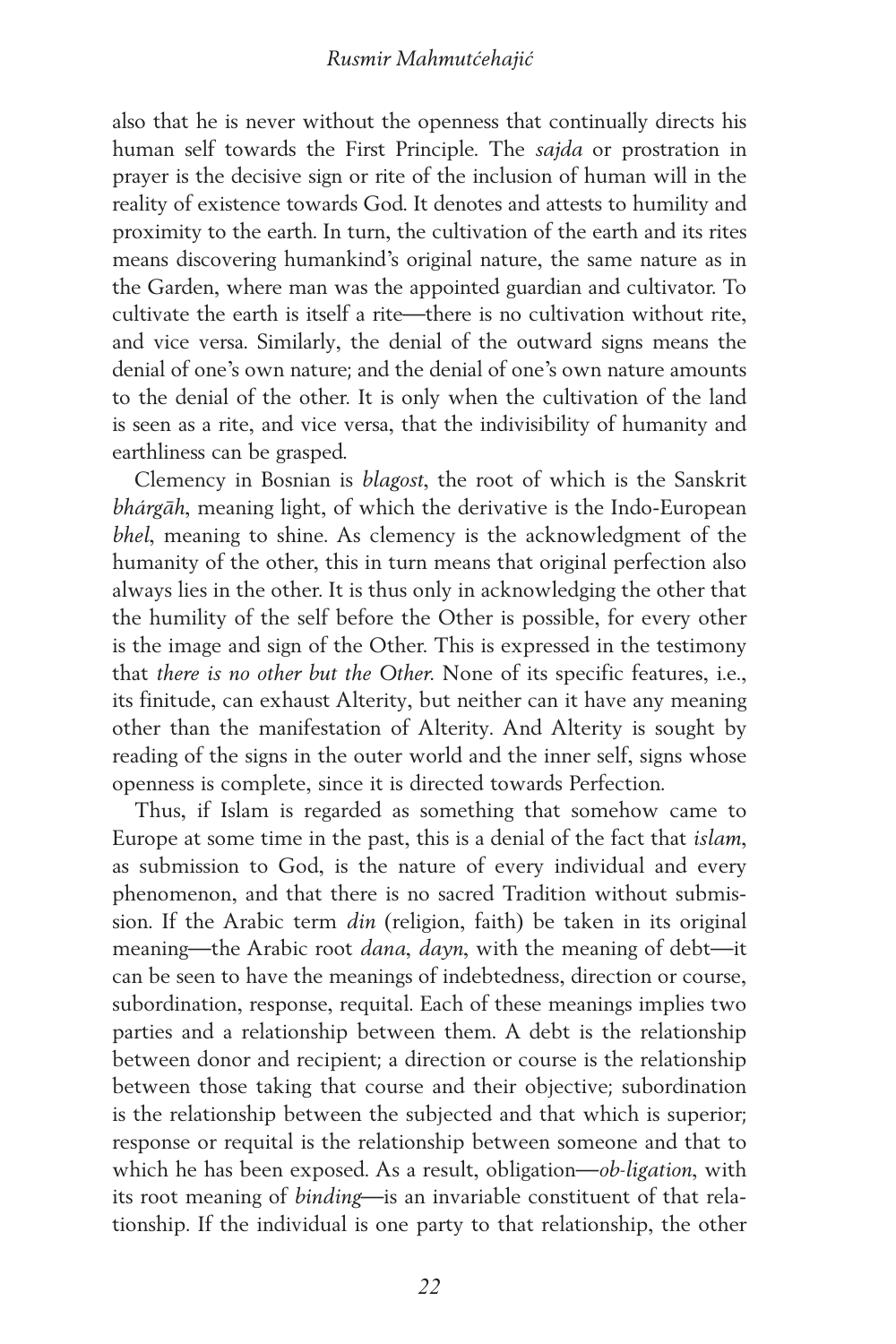also that he is never without the openness that continually directs his human self towards the First Principle. The *sajda* or prostration in prayer is the decisive sign or rite of the inclusion of human will in the reality of existence towards God. It denotes and attests to humility and proximity to the earth. In turn, the cultivation of the earth and its rites means discovering humankind's original nature, the same nature as in the Garden, where man was the appointed guardian and cultivator. To cultivate the earth is itself a rite—there is no cultivation without rite, and vice versa. Similarly, the denial of the outward signs means the denial of one's own nature; and the denial of one's own nature amounts to the denial of the other. It is only when the cultivation of the land is seen as a rite, and vice versa, that the indivisibility of humanity and earthliness can be grasped.

Clemency in Bosnian is *blagost*, the root of which is the Sanskrit *bhárgāh*, meaning light, of which the derivative is the Indo-European *bhel*, meaning to shine. As clemency is the acknowledgment of the humanity of the other, this in turn means that original perfection also always lies in the other. It is thus only in acknowledging the other that the humility of the self before the Other is possible, for every other is the image and sign of the Other. This is expressed in the testimony that *there is no other but the Other*. None of its specific features, i.e., its finitude, can exhaust Alterity, but neither can it have any meaning other than the manifestation of Alterity. And Alterity is sought by reading of the signs in the outer world and the inner self, signs whose openness is complete, since it is directed towards Perfection.

Thus, if Islam is regarded as something that somehow came to Europe at some time in the past, this is a denial of the fact that *islam*, as submission to God, is the nature of every individual and every phenomenon, and that there is no sacred Tradition without submission. If the Arabic term *din* (religion, faith) be taken in its original meaning—the Arabic root *dana*, *dayn*, with the meaning of debt—it can be seen to have the meanings of indebtedness, direction or course, subordination, response, requital. Each of these meanings implies two parties and a relationship between them. A debt is the relationship between donor and recipient; a direction or course is the relationship between those taking that course and their objective; subordination is the relationship between the subjected and that which is superior; response or requital is the relationship between someone and that to which he has been exposed. As a result, obligation—*ob-ligation*, with its root meaning of *binding*—is an invariable constituent of that relationship. If the individual is one party to that relationship, the other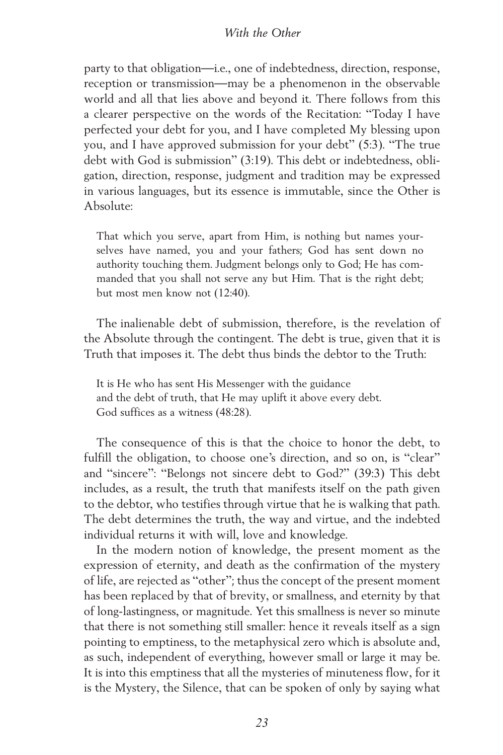party to that obligation—i.e., one of indebtedness, direction, response, reception or transmission—may be a phenomenon in the observable world and all that lies above and beyond it. There follows from this a clearer perspective on the words of the Recitation: "Today I have perfected your debt for you, and I have completed My blessing upon you, and I have approved submission for your debt" (5:3). "The true debt with God is submission" (3:19). This debt or indebtedness, obligation, direction, response, judgment and tradition may be expressed in various languages, but its essence is immutable, since the Other is Absolute:

> That which you serve, apart from Him, is nothing but names yourselves have named, you and your fathers; God has sent down no authority touching them. Judgment belongs only to God; He has commanded that you shall not serve any but Him. That is the right debt; but most men know not (12:40).

The inalienable debt of submission, therefore, is the revelation of the Absolute through the contingent. The debt is true, given that it is Truth that imposes it. The debt thus binds the debtor to the Truth:

> It is He who has sent His Messenger with the guidance
> and the debt of truth, that He may uplift it above every debt.
> God suffices as a witness (48:28).

The consequence of this is that the choice to honor the debt, to fulfill the obligation, to choose one's direction, and so on, is "clear" and "sincere": "Belongs not sincere debt to God?" (39:3) This debt includes, as a result, the truth that manifests itself on the path given to the debtor, who testifies through virtue that he is walking that path. The debt determines the truth, the way and virtue, and the indebted individual returns it with will, love and knowledge.

In the modern notion of knowledge, the present moment as the expression of eternity, and death as the confirmation of the mystery of life, are rejected as "other"; thus the concept of the present moment has been replaced by that of brevity, or smallness, and eternity by that of long-lastingness, or magnitude. Yet this smallness is never so minute that there is not something still smaller: hence it reveals itself as a sign pointing to emptiness, to the metaphysical zero which is absolute and, as such, independent of everything, however small or large it may be. It is into this emptiness that all the mysteries of minuteness flow, for it is the Mystery, the Silence, that can be spoken of only by saying what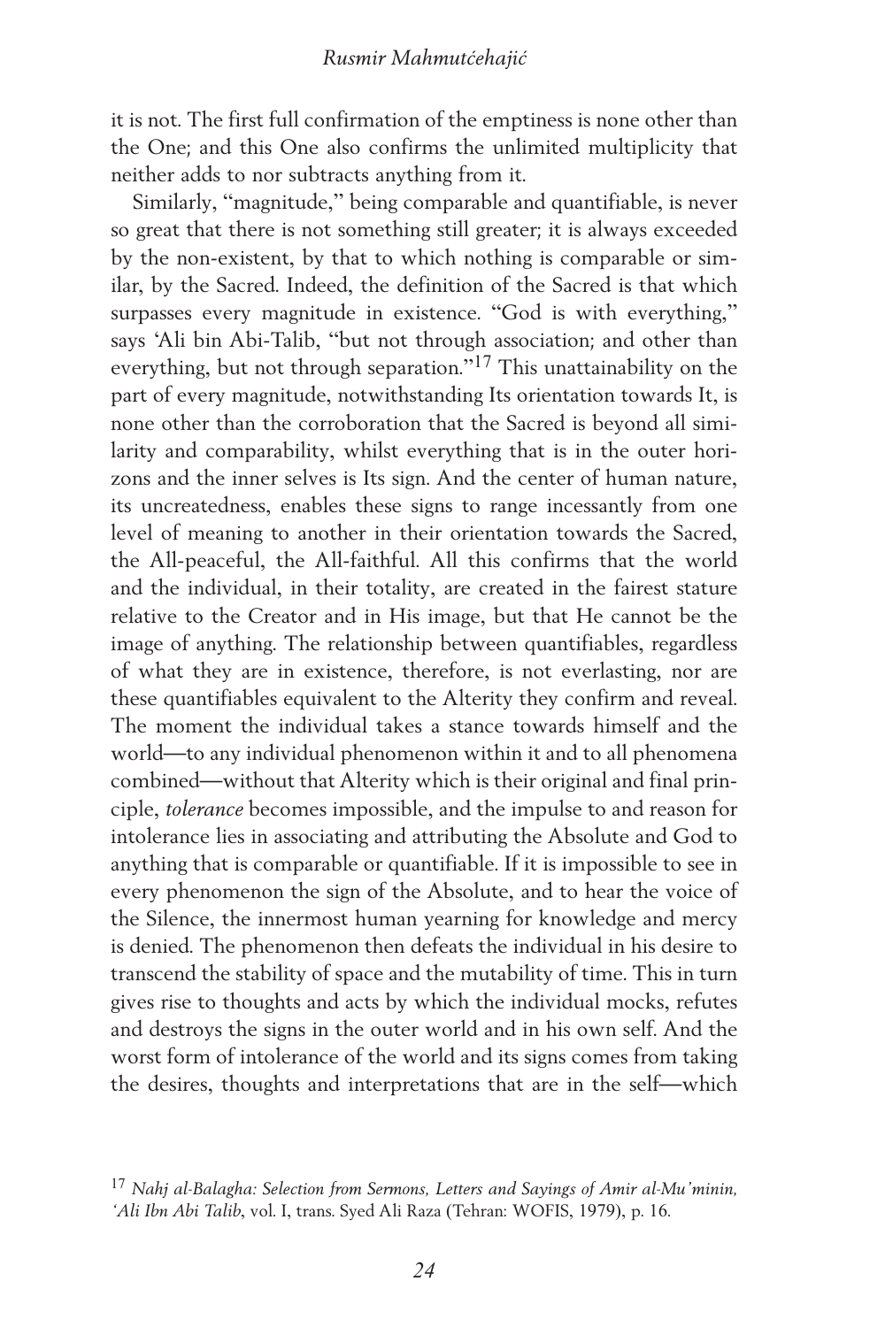it is not. The first full confirmation of the emptiness is none other than the One; and this One also confirms the unlimited multiplicity that neither adds to nor subtracts anything from it.

Similarly, "magnitude," being comparable and quantifiable, is never so great that there is not something still greater; it is always exceeded by the non-existent, by that to which nothing is comparable or similar, by the Sacred. Indeed, the definition of the Sacred is that which surpasses every magnitude in existence. "God is with everything," says 'Ali bin Abi-Talib, "but not through association; and other than everything, but not through separation."[17] This unattainability on the part of every magnitude, notwithstanding Its orientation towards It, is none other than the corroboration that the Sacred is beyond all similarity and comparability, whilst everything that is in the outer horizons and the inner selves is Its sign. And the center of human nature, its uncreatedness, enables these signs to range incessantly from one level of meaning to another in their orientation towards the Sacred, the All-peaceful, the All-faithful. All this confirms that the world and the individual, in their totality, are created in the fairest stature relative to the Creator and in His image, but that He cannot be the image of anything. The relationship between quantifiables, regardless of what they are in existence, therefore, is not everlasting, nor are these quantifiables equivalent to the Alterity they confirm and reveal. The moment the individual takes a stance towards himself and the world—to any individual phenomenon within it and to all phenomena combined—without that Alterity which is their original and final principle, *tolerance* becomes impossible, and the impulse to and reason for intolerance lies in associating and attributing the Absolute and God to anything that is comparable or quantifiable. If it is impossible to see in every phenomenon the sign of the Absolute, and to hear the voice of the Silence, the innermost human yearning for knowledge and mercy is denied. The phenomenon then defeats the individual in his desire to transcend the stability of space and the mutability of time. This in turn gives rise to thoughts and acts by which the individual mocks, refutes and destroys the signs in the outer world and in his own self. And the worst form of intolerance of the world and its signs comes from taking the desires, thoughts and interpretations that are in the self—which

[17] *Nahj al-Balagha: Selection from Sermons, Letters and Sayings of Amir al-Mu'minin, 'Ali Ibn Abi Talib*, vol. I, trans. Syed Ali Raza (Tehran: WOFIS, 1979), p. 16.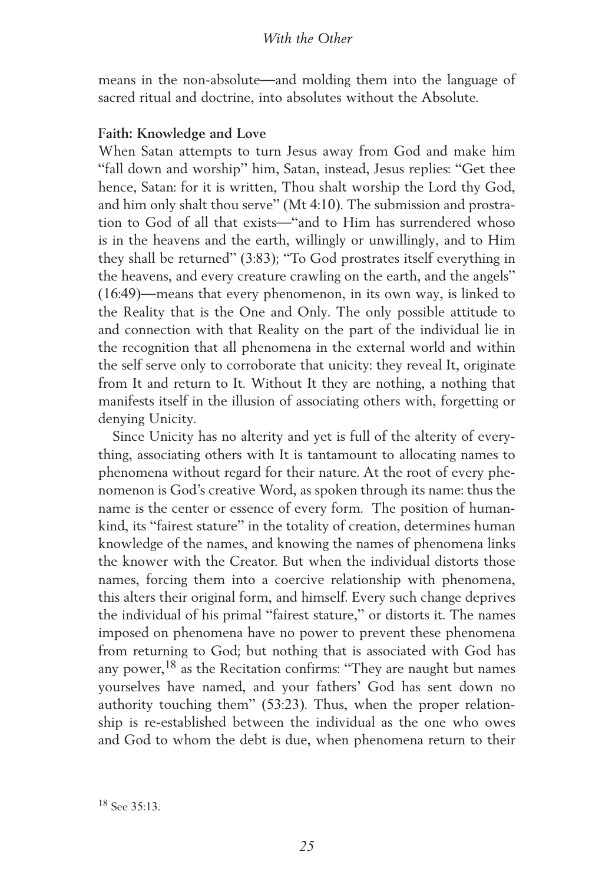means in the non-absolute—and molding them into the language of sacred ritual and doctrine, into absolutes without the Absolute.

**Faith: Knowledge and Love**

When Satan attempts to turn Jesus away from God and make him "fall down and worship" him, Satan, instead, Jesus replies: "Get thee hence, Satan: for it is written, Thou shalt worship the Lord thy God, and him only shalt thou serve" (Mt 4:10). The submission and prostration to God of all that exists—"and to Him has surrendered whoso is in the heavens and the earth, willingly or unwillingly, and to Him they shall be returned" (3:83); "To God prostrates itself everything in the heavens, and every creature crawling on the earth, and the angels" (16:49)—means that every phenomenon, in its own way, is linked to the Reality that is the One and Only. The only possible attitude to and connection with that Reality on the part of the individual lie in the recognition that all phenomena in the external world and within the self serve only to corroborate that unicity: they reveal It, originate from It and return to It. Without It they are nothing, a nothing that manifests itself in the illusion of associating others with, forgetting or denying Unicity.

Since Unicity has no alterity and yet is full of the alterity of everything, associating others with It is tantamount to allocating names to phenomena without regard for their nature. At the root of every phenomenon is God's creative Word, as spoken through its name: thus the name is the center or essence of every form. The position of humankind, its "fairest stature" in the totality of creation, determines human knowledge of the names, and knowing the names of phenomena links the knower with the Creator. But when the individual distorts those names, forcing them into a coercive relationship with phenomena, this alters their original form, and himself. Every such change deprives the individual of his primal "fairest stature," or distorts it. The names imposed on phenomena have no power to prevent these phenomena from returning to God; but nothing that is associated with God has any power,[18] as the Recitation confirms: "They are naught but names yourselves have named, and your fathers' God has sent down no authority touching them" (53:23). Thus, when the proper relationship is re-established between the individual as the one who owes and God to whom the debt is due, when phenomena return to their

[18] See 35:13.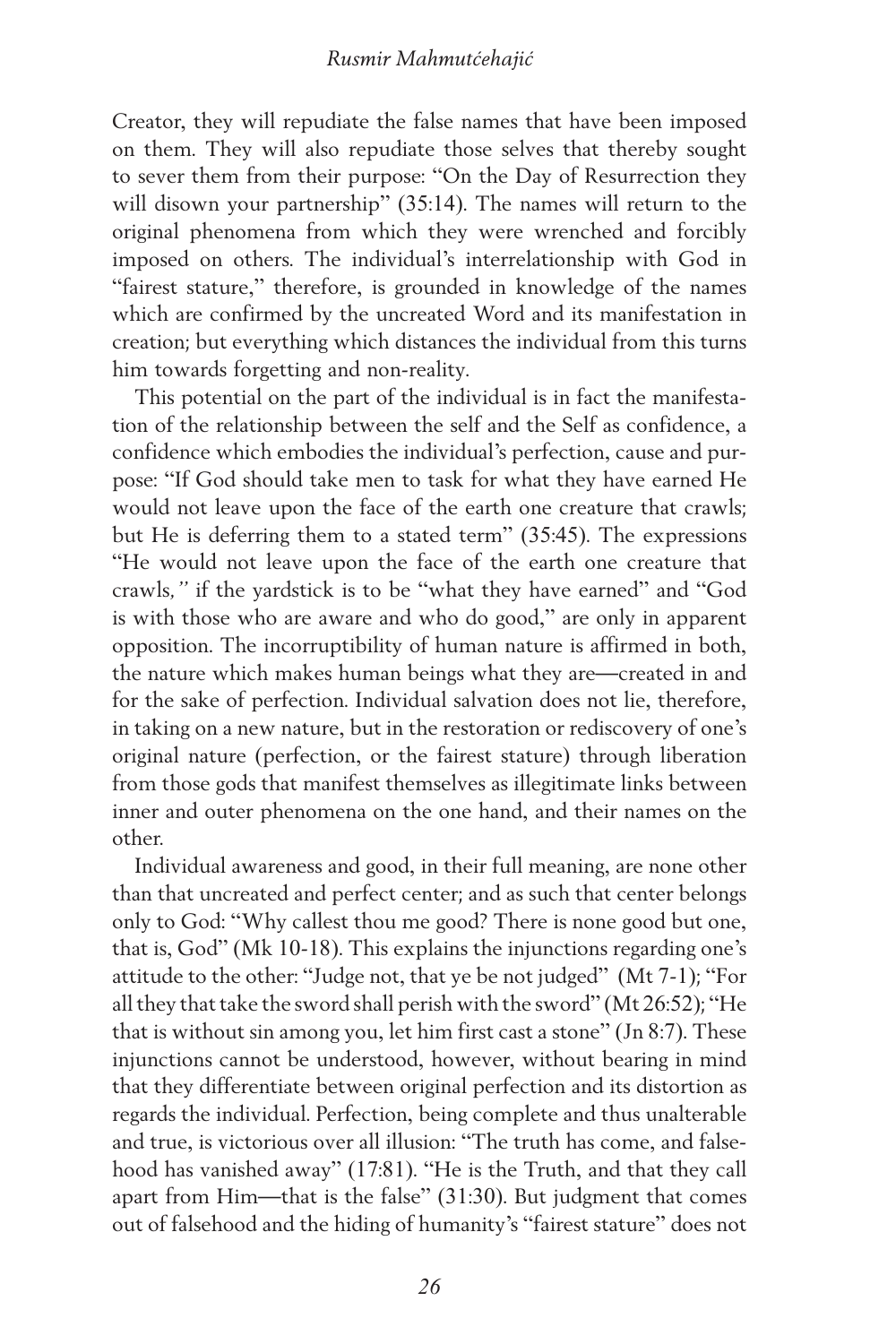Creator, they will repudiate the false names that have been imposed on them. They will also repudiate those selves that thereby sought to sever them from their purpose: "On the Day of Resurrection they will disown your partnership" (35:14). The names will return to the original phenomena from which they were wrenched and forcibly imposed on others. The individual's interrelationship with God in "fairest stature," therefore, is grounded in knowledge of the names which are confirmed by the uncreated Word and its manifestation in creation; but everything which distances the individual from this turns him towards forgetting and non-reality.

This potential on the part of the individual is in fact the manifestation of the relationship between the self and the Self as confidence, a confidence which embodies the individual's perfection, cause and purpose: "If God should take men to task for what they have earned He would not leave upon the face of the earth one creature that crawls; but He is deferring them to a stated term" (35:45). The expressions "He would not leave upon the face of the earth one creature that crawls," if the yardstick is to be "what they have earned" and "God is with those who are aware and who do good," are only in apparent opposition. The incorruptibility of human nature is affirmed in both, the nature which makes human beings what they are—created in and for the sake of perfection. Individual salvation does not lie, therefore, in taking on a new nature, but in the restoration or rediscovery of one's original nature (perfection, or the fairest stature) through liberation from those gods that manifest themselves as illegitimate links between inner and outer phenomena on the one hand, and their names on the other.

Individual awareness and good, in their full meaning, are none other than that uncreated and perfect center; and as such that center belongs only to God: "Why callest thou me good? There is none good but one, that is, God" (Mk 10-18). This explains the injunctions regarding one's attitude to the other: "Judge not, that ye be not judged" (Mt 7-1); "For all they that take the sword shall perish with the sword" (Mt 26:52); "He that is without sin among you, let him first cast a stone" (Jn 8:7). These injunctions cannot be understood, however, without bearing in mind that they differentiate between original perfection and its distortion as regards the individual. Perfection, being complete and thus unalterable and true, is victorious over all illusion: "The truth has come, and falsehood has vanished away" (17:81). "He is the Truth, and that they call apart from Him—that is the false" (31:30). But judgment that comes out of falsehood and the hiding of humanity's "fairest stature" does not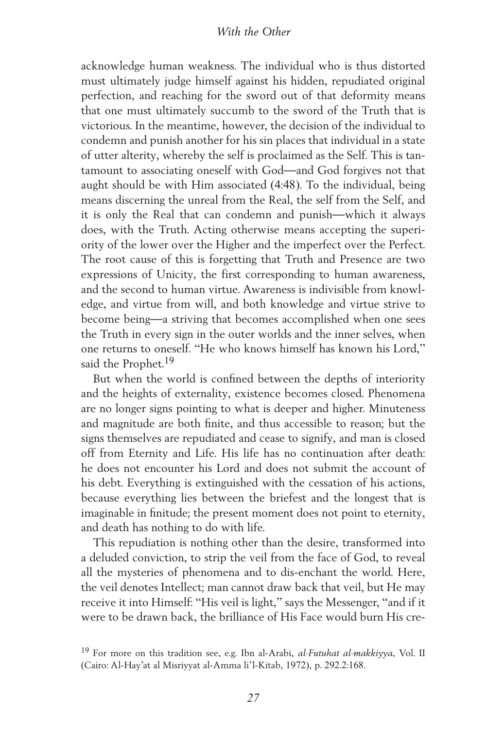acknowledge human weakness. The individual who is thus distorted must ultimately judge himself against his hidden, repudiated original perfection, and reaching for the sword out of that deformity means that one must ultimately succumb to the sword of the Truth that is victorious. In the meantime, however, the decision of the individual to condemn and punish another for his sin places that individual in a state of utter alterity, whereby the self is proclaimed as the Self. This is tantamount to associating oneself with God—and God forgives not that aught should be with Him associated (4:48). To the individual, being means discerning the unreal from the Real, the self from the Self, and it is only the Real that can condemn and punish—which it always does, with the Truth. Acting otherwise means accepting the superiority of the lower over the Higher and the imperfect over the Perfect. The root cause of this is forgetting that Truth and Presence are two expressions of Unicity, the first corresponding to human awareness, and the second to human virtue. Awareness is indivisible from knowledge, and virtue from will, and both knowledge and virtue strive to become being—a striving that becomes accomplished when one sees the Truth in every sign in the outer worlds and the inner selves, when one returns to oneself. "He who knows himself has known his Lord," said the Prophet.[19]

But when the world is confined between the depths of interiority and the heights of externality, existence becomes closed. Phenomena are no longer signs pointing to what is deeper and higher. Minuteness and magnitude are both finite, and thus accessible to reason; but the signs themselves are repudiated and cease to signify, and man is closed off from Eternity and Life. His life has no continuation after death: he does not encounter his Lord and does not submit the account of his debt. Everything is extinguished with the cessation of his actions, because everything lies between the briefest and the longest that is imaginable in finitude; the present moment does not point to eternity, and death has nothing to do with life.

This repudiation is nothing other than the desire, transformed into a deluded conviction, to strip the veil from the face of God, to reveal all the mysteries of phenomena and to dis-enchant the world. Here, the veil denotes Intellect; man cannot draw back that veil, but He may receive it into Himself: "His veil is light," says the Messenger, "and if it were to be drawn back, the brilliance of His Face would burn His cre-

[19] For more on this tradition see, e.g. Ibn al-Arabi, *al-Futuhat al-makkiyya*, Vol. II (Cairo: Al-Hay'at al Misriyyat al-Amma li'l-Kitab, 1972), p. 292.2:168.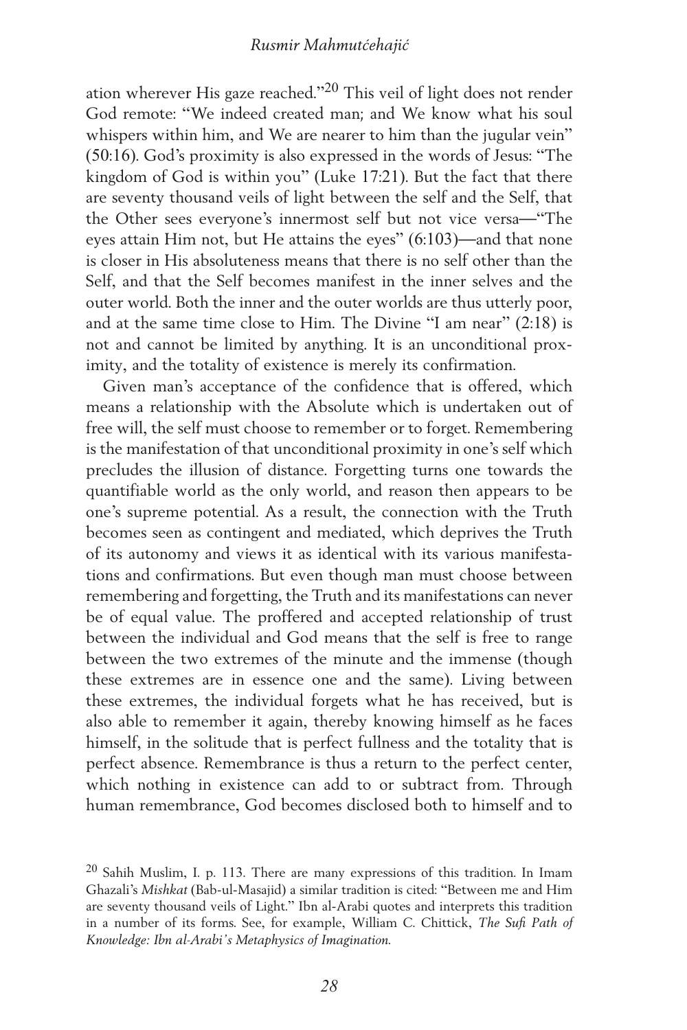ation wherever His gaze reached."[20] This veil of light does not render God remote: "We indeed created man; and We know what his soul whispers within him, and We are nearer to him than the jugular vein" (50:16). God's proximity is also expressed in the words of Jesus: "The kingdom of God is within you" (Luke 17:21). But the fact that there are seventy thousand veils of light between the self and the Self, that the Other sees everyone's innermost self but not vice versa—"The eyes attain Him not, but He attains the eyes" (6:103)—and that none is closer in His absoluteness means that there is no self other than the Self, and that the Self becomes manifest in the inner selves and the outer world. Both the inner and the outer worlds are thus utterly poor, and at the same time close to Him. The Divine "I am near" (2:18) is not and cannot be limited by anything. It is an unconditional proximity, and the totality of existence is merely its confirmation.

Given man's acceptance of the confidence that is offered, which means a relationship with the Absolute which is undertaken out of free will, the self must choose to remember or to forget. Remembering is the manifestation of that unconditional proximity in one's self which precludes the illusion of distance. Forgetting turns one towards the quantifiable world as the only world, and reason then appears to be one's supreme potential. As a result, the connection with the Truth becomes seen as contingent and mediated, which deprives the Truth of its autonomy and views it as identical with its various manifestations and confirmations. But even though man must choose between remembering and forgetting, the Truth and its manifestations can never be of equal value. The proffered and accepted relationship of trust between the individual and God means that the self is free to range between the two extremes of the minute and the immense (though these extremes are in essence one and the same). Living between these extremes, the individual forgets what he has received, but is also able to remember it again, thereby knowing himself as he faces himself, in the solitude that is perfect fullness and the totality that is perfect absence. Remembrance is thus a return to the perfect center, which nothing in existence can add to or subtract from. Through human remembrance, God becomes disclosed both to himself and to

[20] Sahih Muslim, I. p. 113. There are many expressions of this tradition. In Imam Ghazali's *Mishkat* (Bab-ul-Masajid) a similar tradition is cited: "Between me and Him are seventy thousand veils of Light." Ibn al-Arabi quotes and interprets this tradition in a number of its forms. See, for example, William C. Chittick, *The Sufi Path of Knowledge: Ibn al-Arabi's Metaphysics of Imagination.*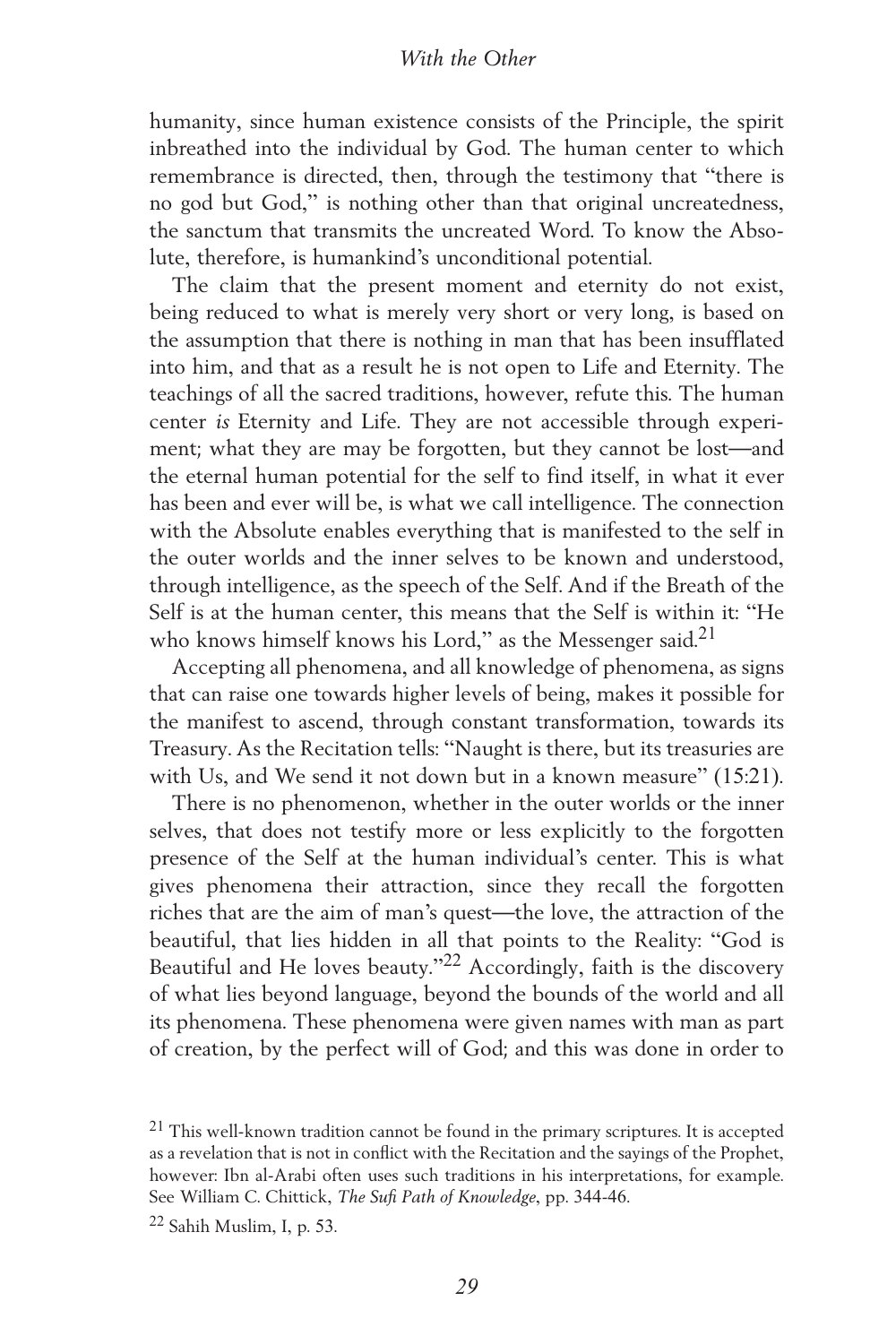humanity, since human existence consists of the Principle, the spirit inbreathed into the individual by God. The human center to which remembrance is directed, then, through the testimony that "there is no god but God," is nothing other than that original uncreatedness, the sanctum that transmits the uncreated Word. To know the Absolute, therefore, is humankind's unconditional potential.

The claim that the present moment and eternity do not exist, being reduced to what is merely very short or very long, is based on the assumption that there is nothing in man that has been insufflated into him, and that as a result he is not open to Life and Eternity. The teachings of all the sacred traditions, however, refute this. The human center *is* Eternity and Life. They are not accessible through experiment; what they are may be forgotten, but they cannot be lost—and the eternal human potential for the self to find itself, in what it ever has been and ever will be, is what we call intelligence. The connection with the Absolute enables everything that is manifested to the self in the outer worlds and the inner selves to be known and understood, through intelligence, as the speech of the Self. And if the Breath of the Self is at the human center, this means that the Self is within it: "He who knows himself knows his Lord," as the Messenger said.[21]

Accepting all phenomena, and all knowledge of phenomena, as signs that can raise one towards higher levels of being, makes it possible for the manifest to ascend, through constant transformation, towards its Treasury. As the Recitation tells: "Naught is there, but its treasuries are with Us, and We send it not down but in a known measure" (15:21).

There is no phenomenon, whether in the outer worlds or the inner selves, that does not testify more or less explicitly to the forgotten presence of the Self at the human individual's center. This is what gives phenomena their attraction, since they recall the forgotten riches that are the aim of man's quest—the love, the attraction of the beautiful, that lies hidden in all that points to the Reality: "God is Beautiful and He loves beauty."[22] Accordingly, faith is the discovery of what lies beyond language, beyond the bounds of the world and all its phenomena. These phenomena were given names with man as part of creation, by the perfect will of God; and this was done in order to

[21] This well-known tradition cannot be found in the primary scriptures. It is accepted as a revelation that is not in conflict with the Recitation and the sayings of the Prophet, however: Ibn al-Arabi often uses such traditions in his interpretations, for example. See William C. Chittick, *The Sufi Path of Knowledge*, pp. 344-46.

[22] Sahih Muslim, I, p. 53.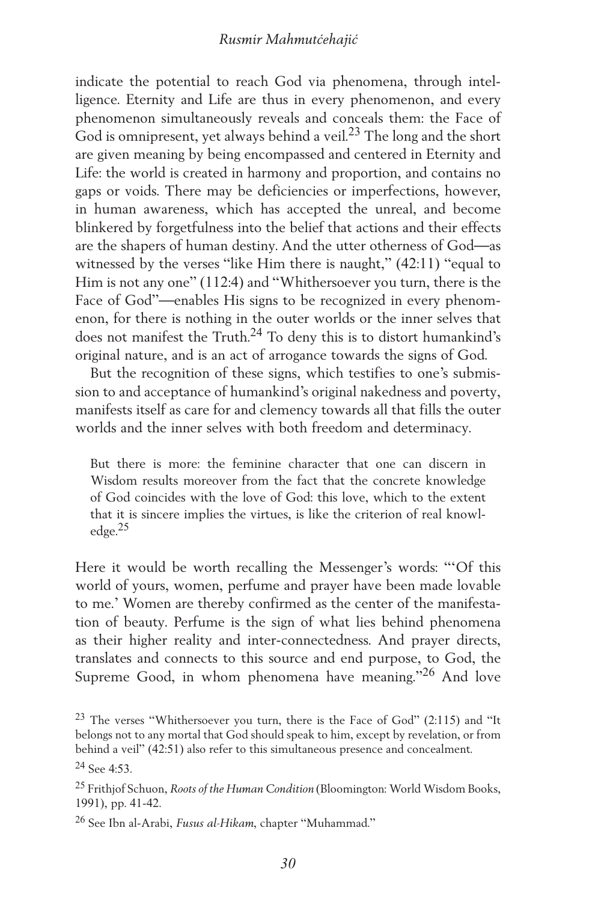indicate the potential to reach God via phenomena, through intelligence. Eternity and Life are thus in every phenomenon, and every phenomenon simultaneously reveals and conceals them: the Face of God is omnipresent, yet always behind a veil.[23] The long and the short are given meaning by being encompassed and centered in Eternity and Life: the world is created in harmony and proportion, and contains no gaps or voids. There may be deficiencies or imperfections, however, in human awareness, which has accepted the unreal, and become blinkered by forgetfulness into the belief that actions and their effects are the shapers of human destiny. And the utter otherness of God—as witnessed by the verses "like Him there is naught," (42:11) "equal to Him is not any one" (112:4) and "Whithersoever you turn, there is the Face of God"—enables His signs to be recognized in every phenomenon, for there is nothing in the outer worlds or the inner selves that does not manifest the Truth.[24] To deny this is to distort humankind's original nature, and is an act of arrogance towards the signs of God.

But the recognition of these signs, which testifies to one's submission to and acceptance of humankind's original nakedness and poverty, manifests itself as care for and clemency towards all that fills the outer worlds and the inner selves with both freedom and determinacy.

> But there is more: the feminine character that one can discern in Wisdom results moreover from the fact that the concrete knowledge of God coincides with the love of God: this love, which to the extent that it is sincere implies the virtues, is like the criterion of real knowledge.[25]

Here it would be worth recalling the Messenger's words: "'Of this world of yours, women, perfume and prayer have been made lovable to me.' Women are thereby confirmed as the center of the manifestation of beauty. Perfume is the sign of what lies behind phenomena as their higher reality and inter-connectedness. And prayer directs, translates and connects to this source and end purpose, to God, the Supreme Good, in whom phenomena have meaning."[26] And love

---

[23] The verses "Whithersoever you turn, there is the Face of God" (2:115) and "It belongs not to any mortal that God should speak to him, except by revelation, or from behind a veil" (42:51) also refer to this simultaneous presence and concealment.

[24] See 4:53.

[25] Frithjof Schuon, *Roots of the Human Condition* (Bloomington: World Wisdom Books, 1991), pp. 41-42.

[26] See Ibn al-Arabi, *Fusus al-Hikam*, chapter "Muhammad."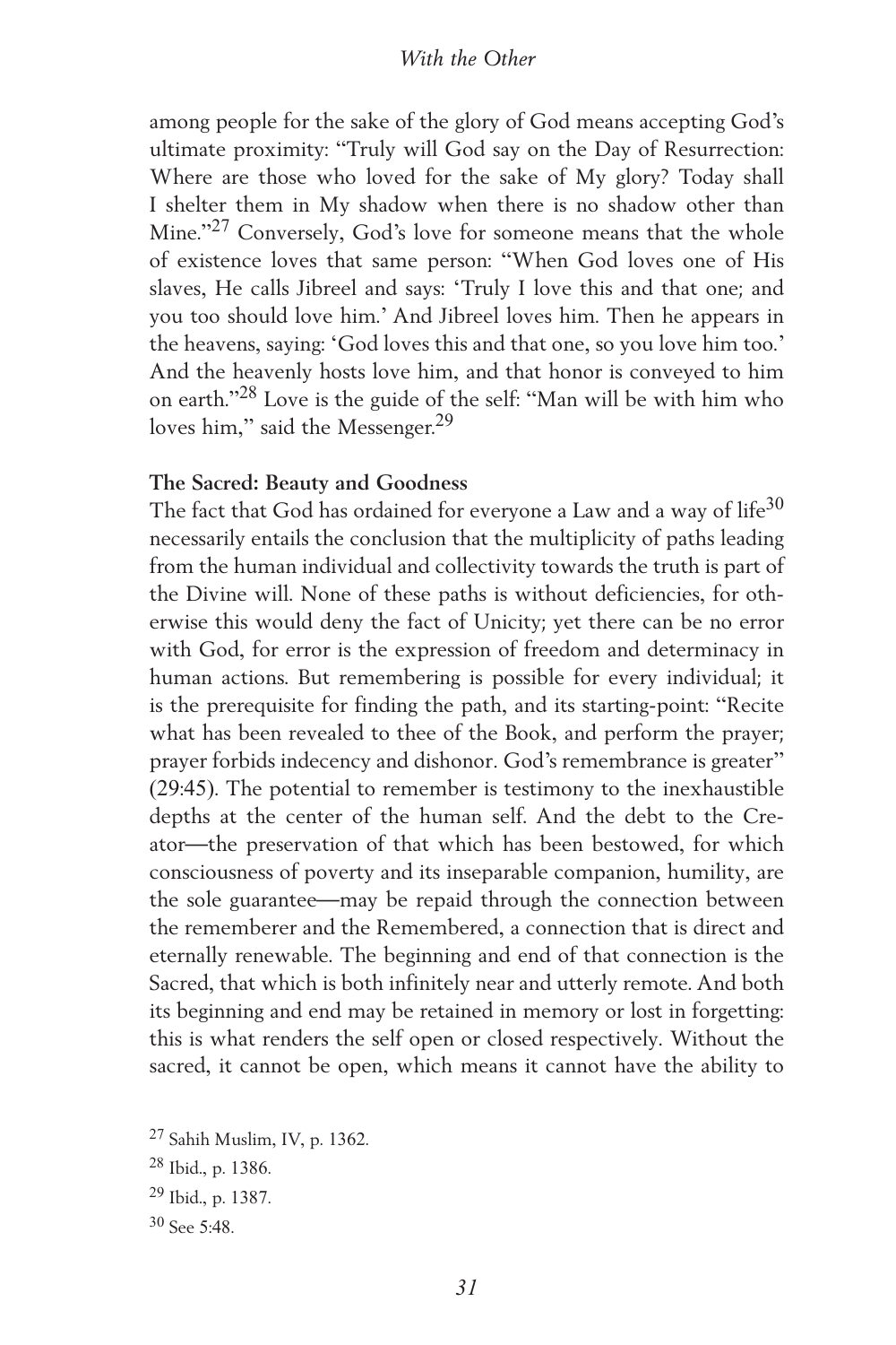among people for the sake of the glory of God means accepting God's ultimate proximity: "Truly will God say on the Day of Resurrection: Where are those who loved for the sake of My glory? Today shall I shelter them in My shadow when there is no shadow other than Mine."[27] Conversely, God's love for someone means that the whole of existence loves that same person: "When God loves one of His slaves, He calls Jibreel and says: 'Truly I love this and that one; and you too should love him.' And Jibreel loves him. Then he appears in the heavens, saying: 'God loves this and that one, so you love him too.' And the heavenly hosts love him, and that honor is conveyed to him on earth."[28] Love is the guide of the self: "Man will be with him who loves him," said the Messenger.[29]

**The Sacred: Beauty and Goodness**

The fact that God has ordained for everyone a Law and a way of life[30] necessarily entails the conclusion that the multiplicity of paths leading from the human individual and collectivity towards the truth is part of the Divine will. None of these paths is without deficiencies, for otherwise this would deny the fact of Unicity; yet there can be no error with God, for error is the expression of freedom and determinacy in human actions. But remembering is possible for every individual; it is the prerequisite for finding the path, and its starting-point: "Recite what has been revealed to thee of the Book, and perform the prayer; prayer forbids indecency and dishonor. God's remembrance is greater" (29:45). The potential to remember is testimony to the inexhaustible depths at the center of the human self. And the debt to the Creator—the preservation of that which has been bestowed, for which consciousness of poverty and its inseparable companion, humility, are the sole guarantee—may be repaid through the connection between the rememberer and the Remembered, a connection that is direct and eternally renewable. The beginning and end of that connection is the Sacred, that which is both infinitely near and utterly remote. And both its beginning and end may be retained in memory or lost in forgetting: this is what renders the self open or closed respectively. Without the sacred, it cannot be open, which means it cannot have the ability to

[27] Sahih Muslim, IV, p. 1362.

[28] Ibid., p. 1386.

[29] Ibid., p. 1387.

[30] See 5:48.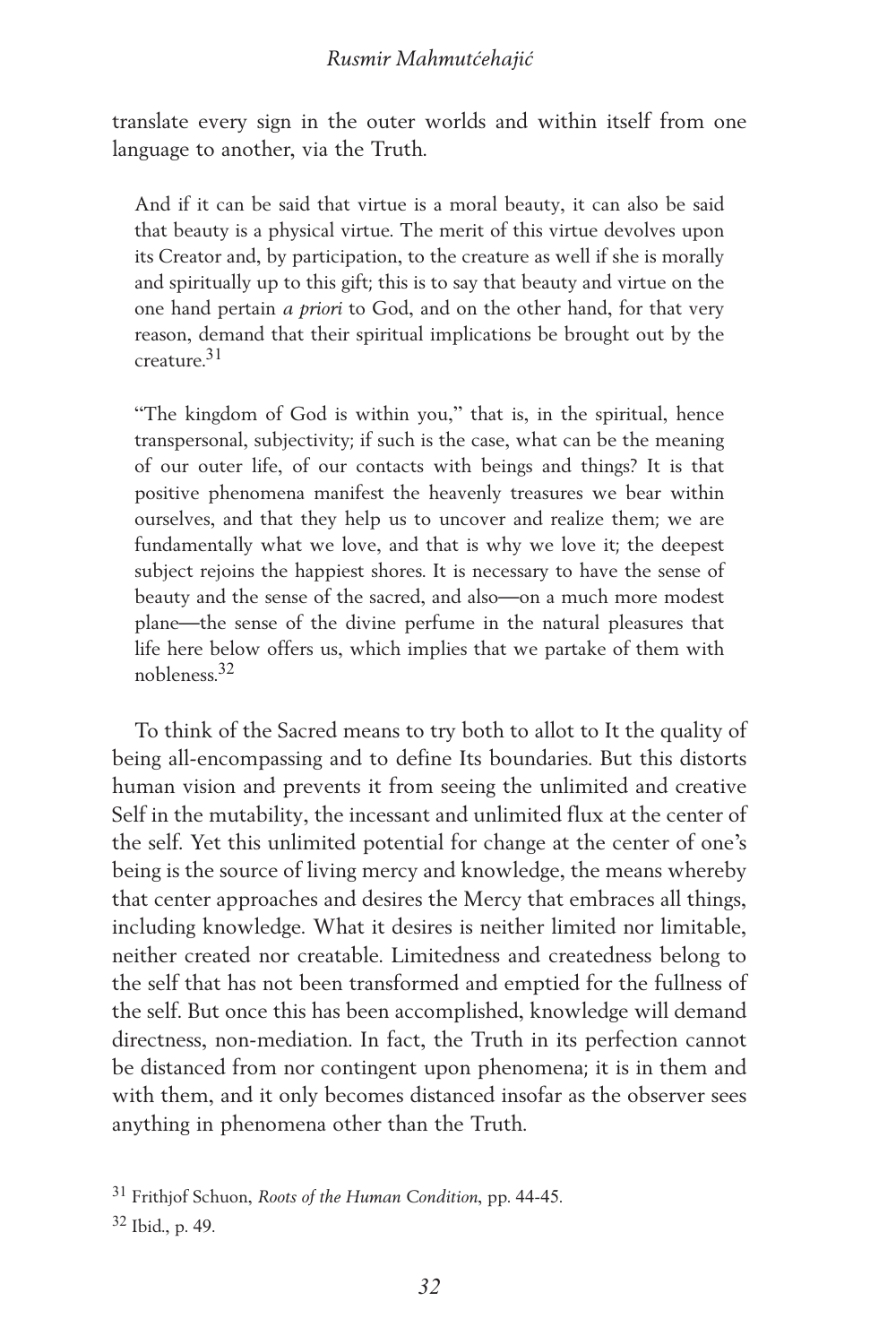translate every sign in the outer worlds and within itself from one language to another, via the Truth.

> And if it can be said that virtue is a moral beauty, it can also be said that beauty is a physical virtue. The merit of this virtue devolves upon its Creator and, by participation, to the creature as well if she is morally and spiritually up to this gift; this is to say that beauty and virtue on the one hand pertain *a priori* to God, and on the other hand, for that very reason, demand that their spiritual implications be brought out by the creature.[31]

> "The kingdom of God is within you," that is, in the spiritual, hence transpersonal, subjectivity; if such is the case, what can be the meaning of our outer life, of our contacts with beings and things? It is that positive phenomena manifest the heavenly treasures we bear within ourselves, and that they help us to uncover and realize them; we are fundamentally what we love, and that is why we love it; the deepest subject rejoins the happiest shores. It is necessary to have the sense of beauty and the sense of the sacred, and also—on a much more modest plane—the sense of the divine perfume in the natural pleasures that life here below offers us, which implies that we partake of them with nobleness.[32]

To think of the Sacred means to try both to allot to It the quality of being all-encompassing and to define Its boundaries. But this distorts human vision and prevents it from seeing the unlimited and creative Self in the mutability, the incessant and unlimited flux at the center of the self. Yet this unlimited potential for change at the center of one's being is the source of living mercy and knowledge, the means whereby that center approaches and desires the Mercy that embraces all things, including knowledge. What it desires is neither limited nor limitable, neither created nor creatable. Limitedness and createdness belong to the self that has not been transformed and emptied for the fullness of the self. But once this has been accomplished, knowledge will demand directness, non-mediation. In fact, the Truth in its perfection cannot be distanced from nor contingent upon phenomena; it is in them and with them, and it only becomes distanced insofar as the observer sees anything in phenomena other than the Truth.

[31] Frithjof Schuon, *Roots of the Human Condition*, pp. 44-45.

[32] Ibid., p. 49.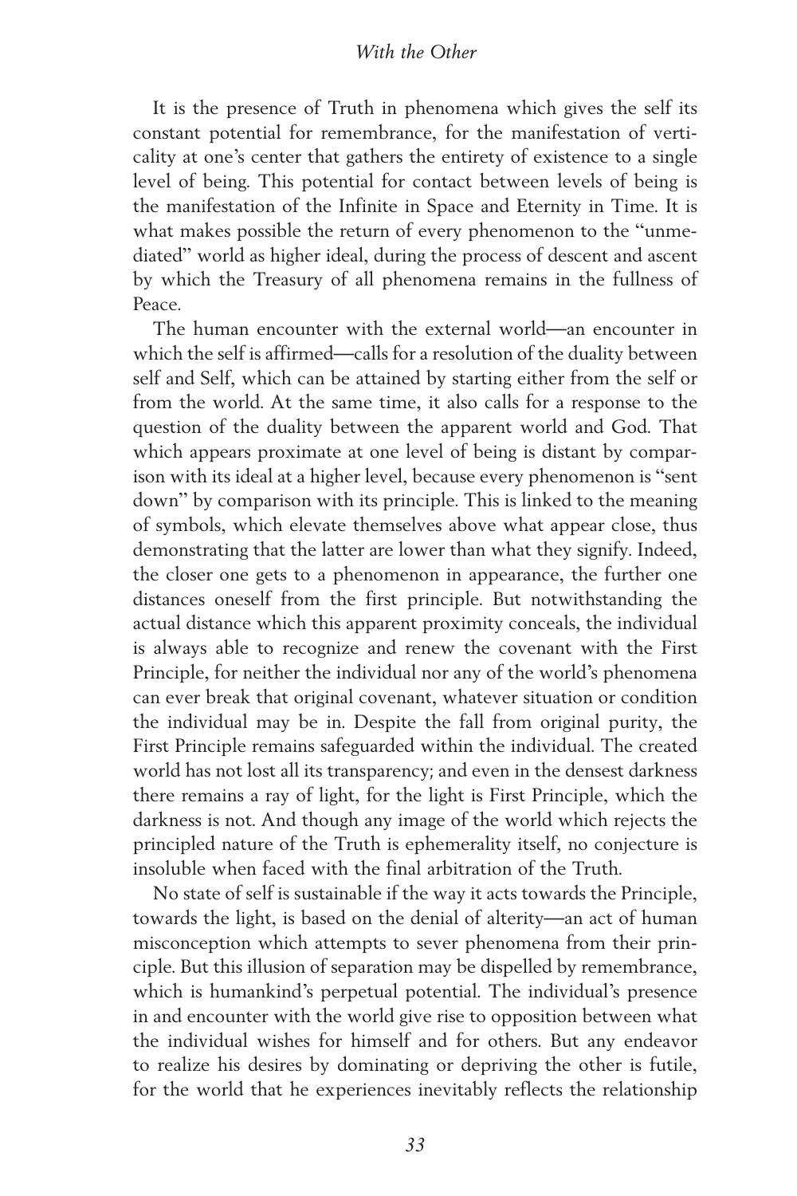It is the presence of Truth in phenomena which gives the self its constant potential for remembrance, for the manifestation of verticality at one's center that gathers the entirety of existence to a single level of being. This potential for contact between levels of being is the manifestation of the Infinite in Space and Eternity in Time. It is what makes possible the return of every phenomenon to the "unmediated" world as higher ideal, during the process of descent and ascent by which the Treasury of all phenomena remains in the fullness of Peace.

The human encounter with the external world—an encounter in which the self is affirmed—calls for a resolution of the duality between self and Self, which can be attained by starting either from the self or from the world. At the same time, it also calls for a response to the question of the duality between the apparent world and God. That which appears proximate at one level of being is distant by comparison with its ideal at a higher level, because every phenomenon is "sent down" by comparison with its principle. This is linked to the meaning of symbols, which elevate themselves above what appear close, thus demonstrating that the latter are lower than what they signify. Indeed, the closer one gets to a phenomenon in appearance, the further one distances oneself from the first principle. But notwithstanding the actual distance which this apparent proximity conceals, the individual is always able to recognize and renew the covenant with the First Principle, for neither the individual nor any of the world's phenomena can ever break that original covenant, whatever situation or condition the individual may be in. Despite the fall from original purity, the First Principle remains safeguarded within the individual. The created world has not lost all its transparency; and even in the densest darkness there remains a ray of light, for the light is First Principle, which the darkness is not. And though any image of the world which rejects the principled nature of the Truth is ephemerality itself, no conjecture is insoluble when faced with the final arbitration of the Truth.

No state of self is sustainable if the way it acts towards the Principle, towards the light, is based on the denial of alterity—an act of human misconception which attempts to sever phenomena from their principle. But this illusion of separation may be dispelled by remembrance, which is humankind's perpetual potential. The individual's presence in and encounter with the world give rise to opposition between what the individual wishes for himself and for others. But any endeavor to realize his desires by dominating or depriving the other is futile, for the world that he experiences inevitably reflects the relationship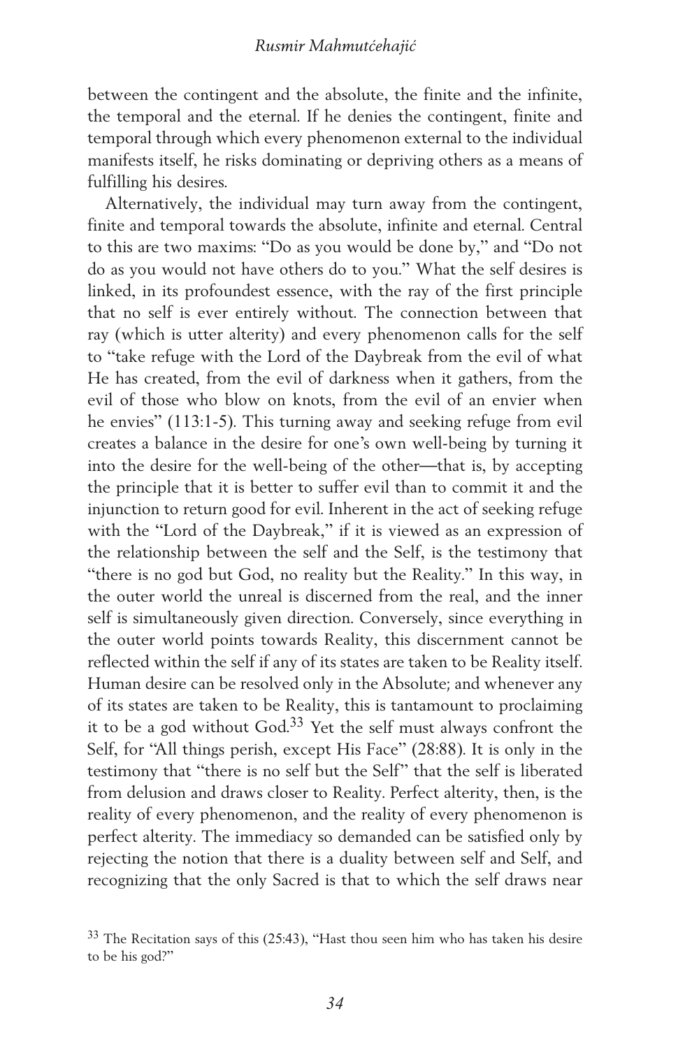between the contingent and the absolute, the finite and the infinite, the temporal and the eternal. If he denies the contingent, finite and temporal through which every phenomenon external to the individual manifests itself, he risks dominating or depriving others as a means of fulfilling his desires.

Alternatively, the individual may turn away from the contingent, finite and temporal towards the absolute, infinite and eternal. Central to this are two maxims: "Do as you would be done by," and "Do not do as you would not have others do to you." What the self desires is linked, in its profoundest essence, with the ray of the first principle that no self is ever entirely without. The connection between that ray (which is utter alterity) and every phenomenon calls for the self to "take refuge with the Lord of the Daybreak from the evil of what He has created, from the evil of darkness when it gathers, from the evil of those who blow on knots, from the evil of an envier when he envies" (113:1-5). This turning away and seeking refuge from evil creates a balance in the desire for one's own well-being by turning it into the desire for the well-being of the other—that is, by accepting the principle that it is better to suffer evil than to commit it and the injunction to return good for evil. Inherent in the act of seeking refuge with the "Lord of the Daybreak," if it is viewed as an expression of the relationship between the self and the Self, is the testimony that "there is no god but God, no reality but the Reality." In this way, in the outer world the unreal is discerned from the real, and the inner self is simultaneously given direction. Conversely, since everything in the outer world points towards Reality, this discernment cannot be reflected within the self if any of its states are taken to be Reality itself. Human desire can be resolved only in the Absolute; and whenever any of its states are taken to be Reality, this is tantamount to proclaiming it to be a god without God.[33] Yet the self must always confront the Self, for "All things perish, except His Face" (28:88). It is only in the testimony that "there is no self but the Self" that the self is liberated from delusion and draws closer to Reality. Perfect alterity, then, is the reality of every phenomenon, and the reality of every phenomenon is perfect alterity. The immediacy so demanded can be satisfied only by rejecting the notion that there is a duality between self and Self, and recognizing that the only Sacred is that to which the self draws near

[33] The Recitation says of this (25:43), "Hast thou seen him who has taken his desire to be his god?"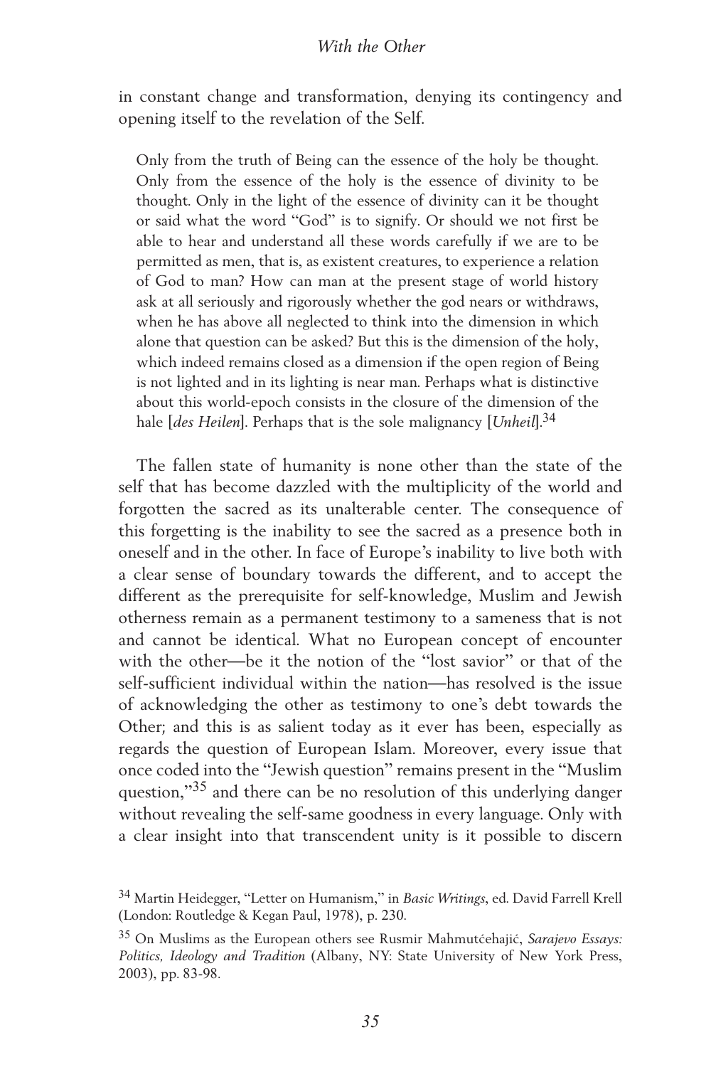in constant change and transformation, denying its contingency and opening itself to the revelation of the Self.

> Only from the truth of Being can the essence of the holy be thought. Only from the essence of the holy is the essence of divinity to be thought. Only in the light of the essence of divinity can it be thought or said what the word "God" is to signify. Or should we not first be able to hear and understand all these words carefully if we are to be permitted as men, that is, as existent creatures, to experience a relation of God to man? How can man at the present stage of world history ask at all seriously and rigorously whether the god nears or withdraws, when he has above all neglected to think into the dimension in which alone that question can be asked? But this is the dimension of the holy, which indeed remains closed as a dimension if the open region of Being is not lighted and in its lighting is near man. Perhaps what is distinctive about this world-epoch consists in the closure of the dimension of the hale [*des Heilen*]. Perhaps that is the sole malignancy [*Unheil*].[34]

The fallen state of humanity is none other than the state of the self that has become dazzled with the multiplicity of the world and forgotten the sacred as its unalterable center. The consequence of this forgetting is the inability to see the sacred as a presence both in oneself and in the other. In face of Europe's inability to live both with a clear sense of boundary towards the different, and to accept the different as the prerequisite for self-knowledge, Muslim and Jewish otherness remain as a permanent testimony to a sameness that is not and cannot be identical. What no European concept of encounter with the other—be it the notion of the "lost savior" or that of the self-sufficient individual within the nation—has resolved is the issue of acknowledging the other as testimony to one's debt towards the Other; and this is as salient today as it ever has been, especially as regards the question of European Islam. Moreover, every issue that once coded into the "Jewish question" remains present in the "Muslim question,"[35] and there can be no resolution of this underlying danger without revealing the self-same goodness in every language. Only with a clear insight into that transcendent unity is it possible to discern

---

[34] Martin Heidegger, "Letter on Humanism," in *Basic Writings*, ed. David Farrell Krell (London: Routledge & Kegan Paul, 1978), p. 230.

[35] On Muslims as the European others see Rusmir Mahmutćehajić, *Sarajevo Essays: Politics, Ideology and Tradition* (Albany, NY: State University of New York Press, 2003), pp. 83-98.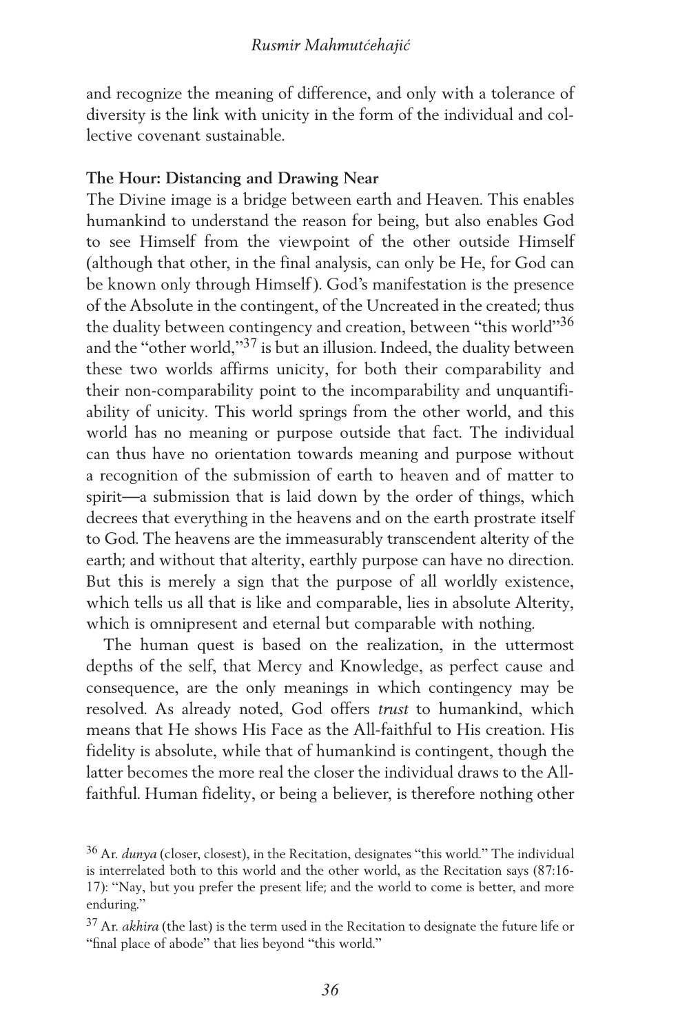and recognize the meaning of difference, and only with a tolerance of diversity is the link with unicity in the form of the individual and collective covenant sustainable.

**The Hour: Distancing and Drawing Near**

The Divine image is a bridge between earth and Heaven. This enables humankind to understand the reason for being, but also enables God to see Himself from the viewpoint of the other outside Himself (although that other, in the final analysis, can only be He, for God can be known only through Himself). God's manifestation is the presence of the Absolute in the contingent, of the Uncreated in the created; thus the duality between contingency and creation, between "this world"[36] and the "other world,"[37] is but an illusion. Indeed, the duality between these two worlds affirms unicity, for both their comparability and their non-comparability point to the incomparability and unquantifiability of unicity. This world springs from the other world, and this world has no meaning or purpose outside that fact. The individual can thus have no orientation towards meaning and purpose without a recognition of the submission of earth to heaven and of matter to spirit—a submission that is laid down by the order of things, which decrees that everything in the heavens and on the earth prostrate itself to God. The heavens are the immeasurably transcendent alterity of the earth; and without that alterity, earthly purpose can have no direction. But this is merely a sign that the purpose of all worldly existence, which tells us all that is like and comparable, lies in absolute Alterity, which is omnipresent and eternal but comparable with nothing.

The human quest is based on the realization, in the uttermost depths of the self, that Mercy and Knowledge, as perfect cause and consequence, are the only meanings in which contingency may be resolved. As already noted, God offers *trust* to humankind, which means that He shows His Face as the All-faithful to His creation. His fidelity is absolute, while that of humankind is contingent, though the latter becomes the more real the closer the individual draws to the All-faithful. Human fidelity, or being a believer, is therefore nothing other

[36] Ar. *dunya* (closer, closest), in the Recitation, designates "this world." The individual is interrelated both to this world and the other world, as the Recitation says (87:16-17): "Nay, but you prefer the present life; and the world to come is better, and more enduring."

[37] Ar. *akhira* (the last) is the term used in the Recitation to designate the future life or "final place of abode" that lies beyond "this world."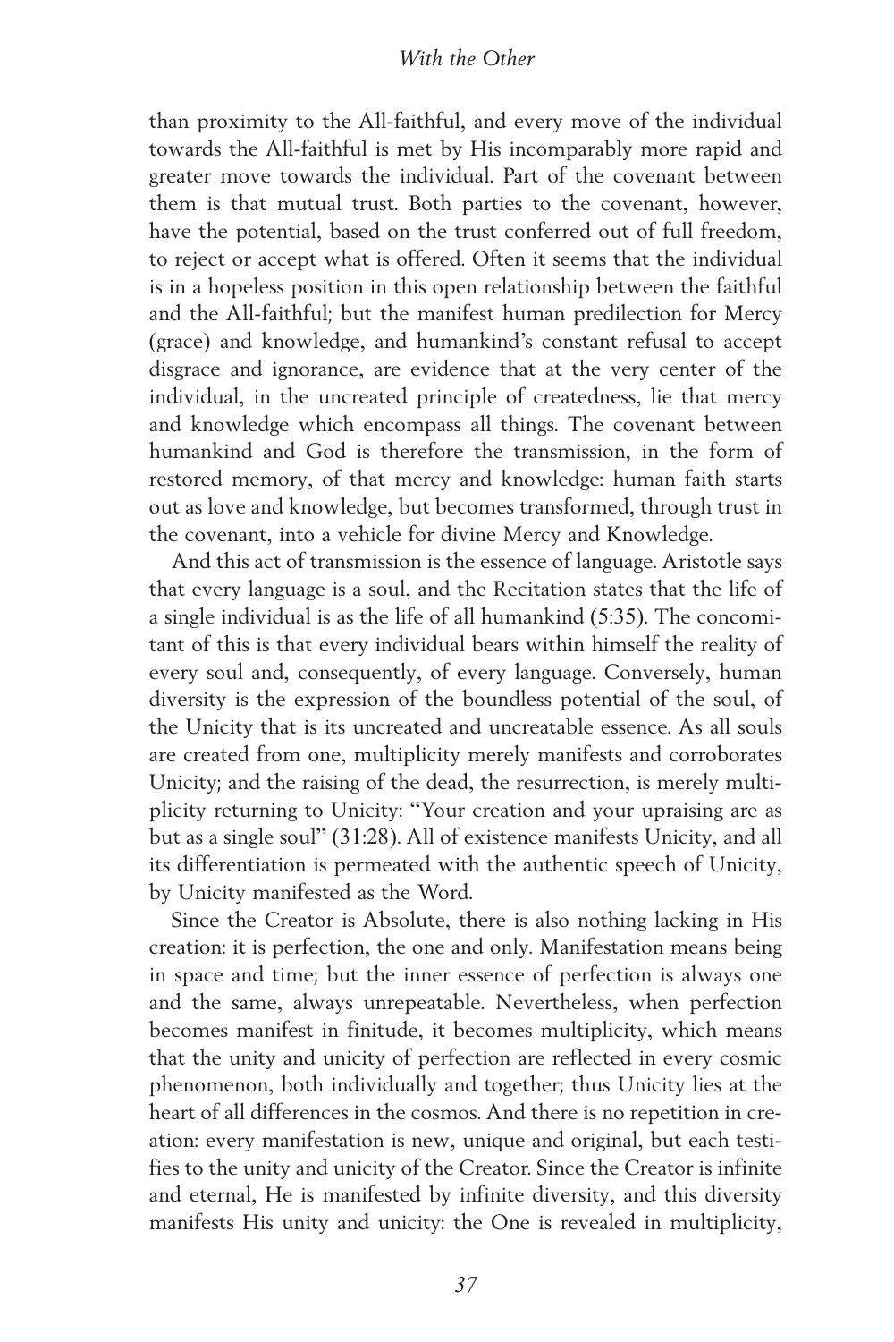than proximity to the All-faithful, and every move of the individual towards the All-faithful is met by His incomparably more rapid and greater move towards the individual. Part of the covenant between them is that mutual trust. Both parties to the covenant, however, have the potential, based on the trust conferred out of full freedom, to reject or accept what is offered. Often it seems that the individual is in a hopeless position in this open relationship between the faithful and the All-faithful; but the manifest human predilection for Mercy (grace) and knowledge, and humankind's constant refusal to accept disgrace and ignorance, are evidence that at the very center of the individual, in the uncreated principle of createdness, lie that mercy and knowledge which encompass all things. The covenant between humankind and God is therefore the transmission, in the form of restored memory, of that mercy and knowledge: human faith starts out as love and knowledge, but becomes transformed, through trust in the covenant, into a vehicle for divine Mercy and Knowledge.

And this act of transmission is the essence of language. Aristotle says that every language is a soul, and the Recitation states that the life of a single individual is as the life of all humankind (5:35). The concomitant of this is that every individual bears within himself the reality of every soul and, consequently, of every language. Conversely, human diversity is the expression of the boundless potential of the soul, of the Unicity that is its uncreated and uncreatable essence. As all souls are created from one, multiplicity merely manifests and corroborates Unicity; and the raising of the dead, the resurrection, is merely multiplicity returning to Unicity: "Your creation and your upraising are as but as a single soul" (31:28). All of existence manifests Unicity, and all its differentiation is permeated with the authentic speech of Unicity, by Unicity manifested as the Word.

Since the Creator is Absolute, there is also nothing lacking in His creation: it is perfection, the one and only. Manifestation means being in space and time; but the inner essence of perfection is always one and the same, always unrepeatable. Nevertheless, when perfection becomes manifest in finitude, it becomes multiplicity, which means that the unity and unicity of perfection are reflected in every cosmic phenomenon, both individually and together; thus Unicity lies at the heart of all differences in the cosmos. And there is no repetition in creation: every manifestation is new, unique and original, but each testifies to the unity and unicity of the Creator. Since the Creator is infinite and eternal, He is manifested by infinite diversity, and this diversity manifests His unity and unicity: the One is revealed in multiplicity,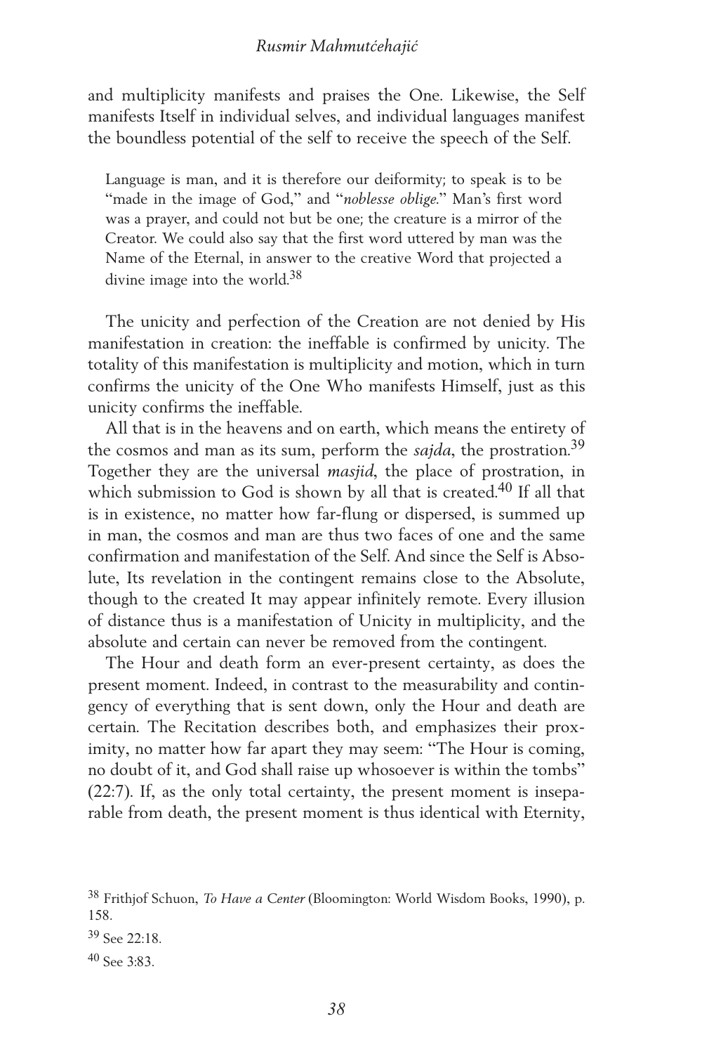and multiplicity manifests and praises the One. Likewise, the Self manifests Itself in individual selves, and individual languages manifest the boundless potential of the self to receive the speech of the Self.

> Language is man, and it is therefore our deiformity; to speak is to be "made in the image of God," and "*noblesse oblige*." Man's first word was a prayer, and could not but be one; the creature is a mirror of the Creator. We could also say that the first word uttered by man was the Name of the Eternal, in answer to the creative Word that projected a divine image into the world.[38]

The unicity and perfection of the Creation are not denied by His manifestation in creation: the ineffable is confirmed by unicity. The totality of this manifestation is multiplicity and motion, which in turn confirms the unicity of the One Who manifests Himself, just as this unicity confirms the ineffable.

All that is in the heavens and on earth, which means the entirety of the cosmos and man as its sum, perform the *sajda*, the prostration.[39] Together they are the universal *masjid*, the place of prostration, in which submission to God is shown by all that is created.[40] If all that is in existence, no matter how far-flung or dispersed, is summed up in man, the cosmos and man are thus two faces of one and the same confirmation and manifestation of the Self. And since the Self is Absolute, Its revelation in the contingent remains close to the Absolute, though to the created It may appear infinitely remote. Every illusion of distance thus is a manifestation of Unicity in multiplicity, and the absolute and certain can never be removed from the contingent.

The Hour and death form an ever-present certainty, as does the present moment. Indeed, in contrast to the measurability and contingency of everything that is sent down, only the Hour and death are certain. The Recitation describes both, and emphasizes their proximity, no matter how far apart they may seem: "The Hour is coming, no doubt of it, and God shall raise up whosoever is within the tombs" (22:7). If, as the only total certainty, the present moment is inseparable from death, the present moment is thus identical with Eternity,

---

[38] Frithjof Schuon, *To Have a Center* (Bloomington: World Wisdom Books, 1990), p. 158.

[39] See 22:18.

[40] See 3:83.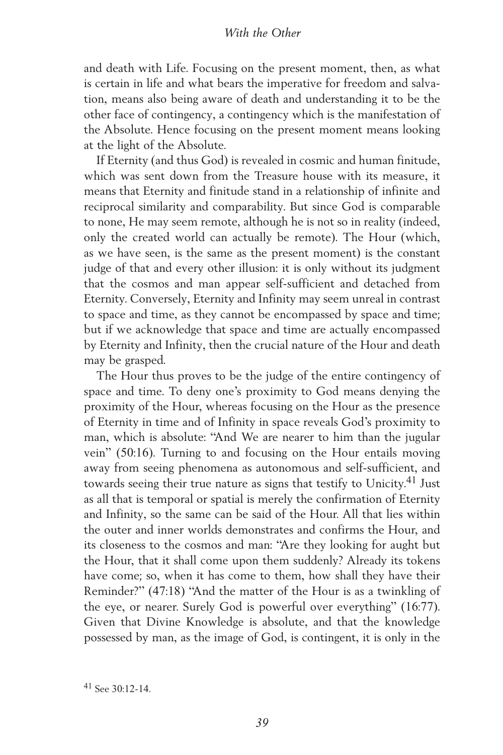and death with Life. Focusing on the present moment, then, as what is certain in life and what bears the imperative for freedom and salvation, means also being aware of death and understanding it to be the other face of contingency, a contingency which is the manifestation of the Absolute. Hence focusing on the present moment means looking at the light of the Absolute.

If Eternity (and thus God) is revealed in cosmic and human finitude, which was sent down from the Treasure house with its measure, it means that Eternity and finitude stand in a relationship of infinite and reciprocal similarity and comparability. But since God is comparable to none, He may seem remote, although he is not so in reality (indeed, only the created world can actually be remote). The Hour (which, as we have seen, is the same as the present moment) is the constant judge of that and every other illusion: it is only without its judgment that the cosmos and man appear self-sufficient and detached from Eternity. Conversely, Eternity and Infinity may seem unreal in contrast to space and time, as they cannot be encompassed by space and time; but if we acknowledge that space and time are actually encompassed by Eternity and Infinity, then the crucial nature of the Hour and death may be grasped.

The Hour thus proves to be the judge of the entire contingency of space and time. To deny one's proximity to God means denying the proximity of the Hour, whereas focusing on the Hour as the presence of Eternity in time and of Infinity in space reveals God's proximity to man, which is absolute: "And We are nearer to him than the jugular vein" (50:16). Turning to and focusing on the Hour entails moving away from seeing phenomena as autonomous and self-sufficient, and towards seeing their true nature as signs that testify to Unicity.[41] Just as all that is temporal or spatial is merely the confirmation of Eternity and Infinity, so the same can be said of the Hour. All that lies within the outer and inner worlds demonstrates and confirms the Hour, and its closeness to the cosmos and man: "Are they looking for aught but the Hour, that it shall come upon them suddenly? Already its tokens have come; so, when it has come to them, how shall they have their Reminder?" (47:18) "And the matter of the Hour is as a twinkling of the eye, or nearer. Surely God is powerful over everything" (16:77). Given that Divine Knowledge is absolute, and that the knowledge possessed by man, as the image of God, is contingent, it is only in the

[41] See 30:12-14.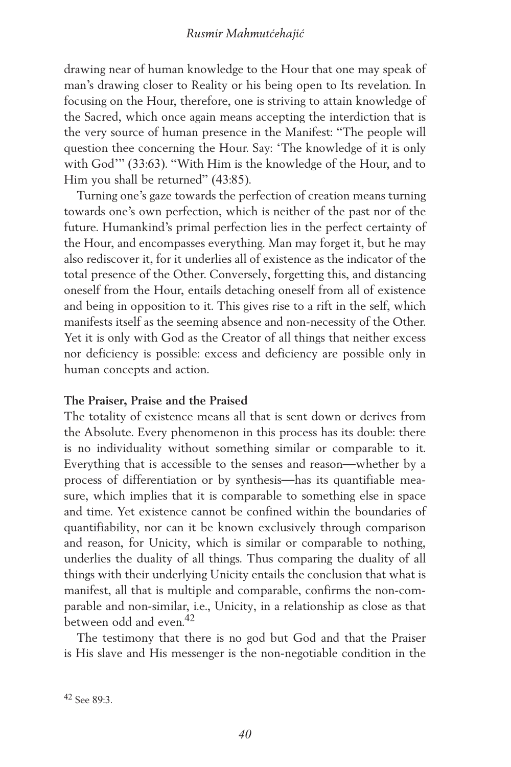drawing near of human knowledge to the Hour that one may speak of man's drawing closer to Reality or his being open to Its revelation. In focusing on the Hour, therefore, one is striving to attain knowledge of the Sacred, which once again means accepting the interdiction that is the very source of human presence in the Manifest: "The people will question thee concerning the Hour. Say: 'The knowledge of it is only with God'" (33:63). "With Him is the knowledge of the Hour, and to Him you shall be returned" (43:85).

Turning one's gaze towards the perfection of creation means turning towards one's own perfection, which is neither of the past nor of the future. Humankind's primal perfection lies in the perfect certainty of the Hour, and encompasses everything. Man may forget it, but he may also rediscover it, for it underlies all of existence as the indicator of the total presence of the Other. Conversely, forgetting this, and distancing oneself from the Hour, entails detaching oneself from all of existence and being in opposition to it. This gives rise to a rift in the self, which manifests itself as the seeming absence and non-necessity of the Other. Yet it is only with God as the Creator of all things that neither excess nor deficiency is possible: excess and deficiency are possible only in human concepts and action.

**The Praiser, Praise and the Praised**

The totality of existence means all that is sent down or derives from the Absolute. Every phenomenon in this process has its double: there is no individuality without something similar or comparable to it. Everything that is accessible to the senses and reason—whether by a process of differentiation or by synthesis—has its quantifiable measure, which implies that it is comparable to something else in space and time. Yet existence cannot be confined within the boundaries of quantifiability, nor can it be known exclusively through comparison and reason, for Unicity, which is similar or comparable to nothing, underlies the duality of all things. Thus comparing the duality of all things with their underlying Unicity entails the conclusion that what is manifest, all that is multiple and comparable, confirms the non-comparable and non-similar, i.e., Unicity, in a relationship as close as that between odd and even.[42]

The testimony that there is no god but God and that the Praiser is His slave and His messenger is the non-negotiable condition in the

[42] See 89:3.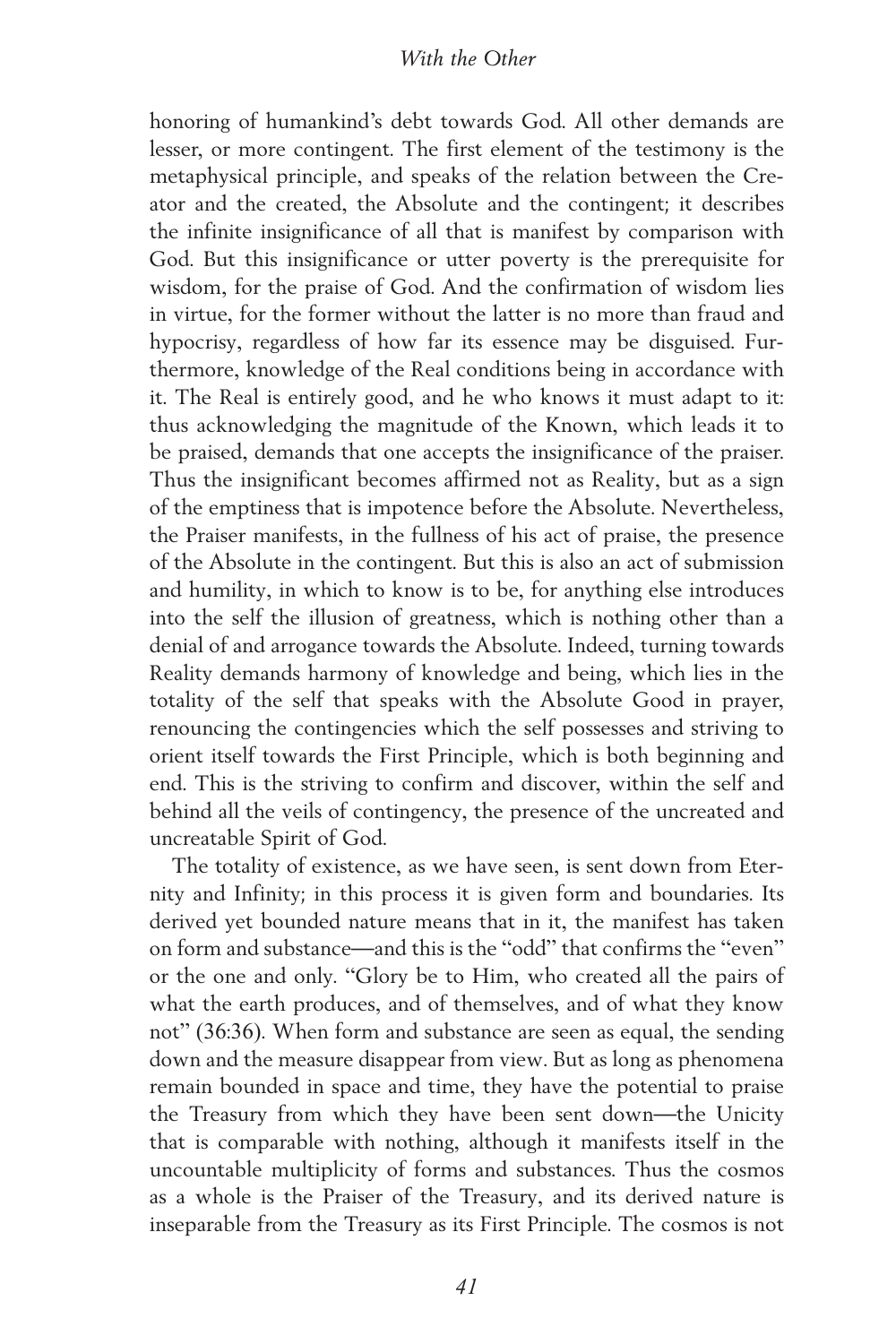honoring of humankind's debt towards God. All other demands are lesser, or more contingent. The first element of the testimony is the metaphysical principle, and speaks of the relation between the Creator and the created, the Absolute and the contingent; it describes the infinite insignificance of all that is manifest by comparison with God. But this insignificance or utter poverty is the prerequisite for wisdom, for the praise of God. And the confirmation of wisdom lies in virtue, for the former without the latter is no more than fraud and hypocrisy, regardless of how far its essence may be disguised. Furthermore, knowledge of the Real conditions being in accordance with it. The Real is entirely good, and he who knows it must adapt to it: thus acknowledging the magnitude of the Known, which leads it to be praised, demands that one accepts the insignificance of the praiser. Thus the insignificant becomes affirmed not as Reality, but as a sign of the emptiness that is impotence before the Absolute. Nevertheless, the Praiser manifests, in the fullness of his act of praise, the presence of the Absolute in the contingent. But this is also an act of submission and humility, in which to know is to be, for anything else introduces into the self the illusion of greatness, which is nothing other than a denial of and arrogance towards the Absolute. Indeed, turning towards Reality demands harmony of knowledge and being, which lies in the totality of the self that speaks with the Absolute Good in prayer, renouncing the contingencies which the self possesses and striving to orient itself towards the First Principle, which is both beginning and end. This is the striving to confirm and discover, within the self and behind all the veils of contingency, the presence of the uncreated and uncreatable Spirit of God.

The totality of existence, as we have seen, is sent down from Eternity and Infinity; in this process it is given form and boundaries. Its derived yet bounded nature means that in it, the manifest has taken on form and substance—and this is the "odd" that confirms the "even" or the one and only. "Glory be to Him, who created all the pairs of what the earth produces, and of themselves, and of what they know not" (36:36). When form and substance are seen as equal, the sending down and the measure disappear from view. But as long as phenomena remain bounded in space and time, they have the potential to praise the Treasury from which they have been sent down—the Unicity that is comparable with nothing, although it manifests itself in the uncountable multiplicity of forms and substances. Thus the cosmos as a whole is the Praiser of the Treasury, and its derived nature is inseparable from the Treasury as its First Principle. The cosmos is not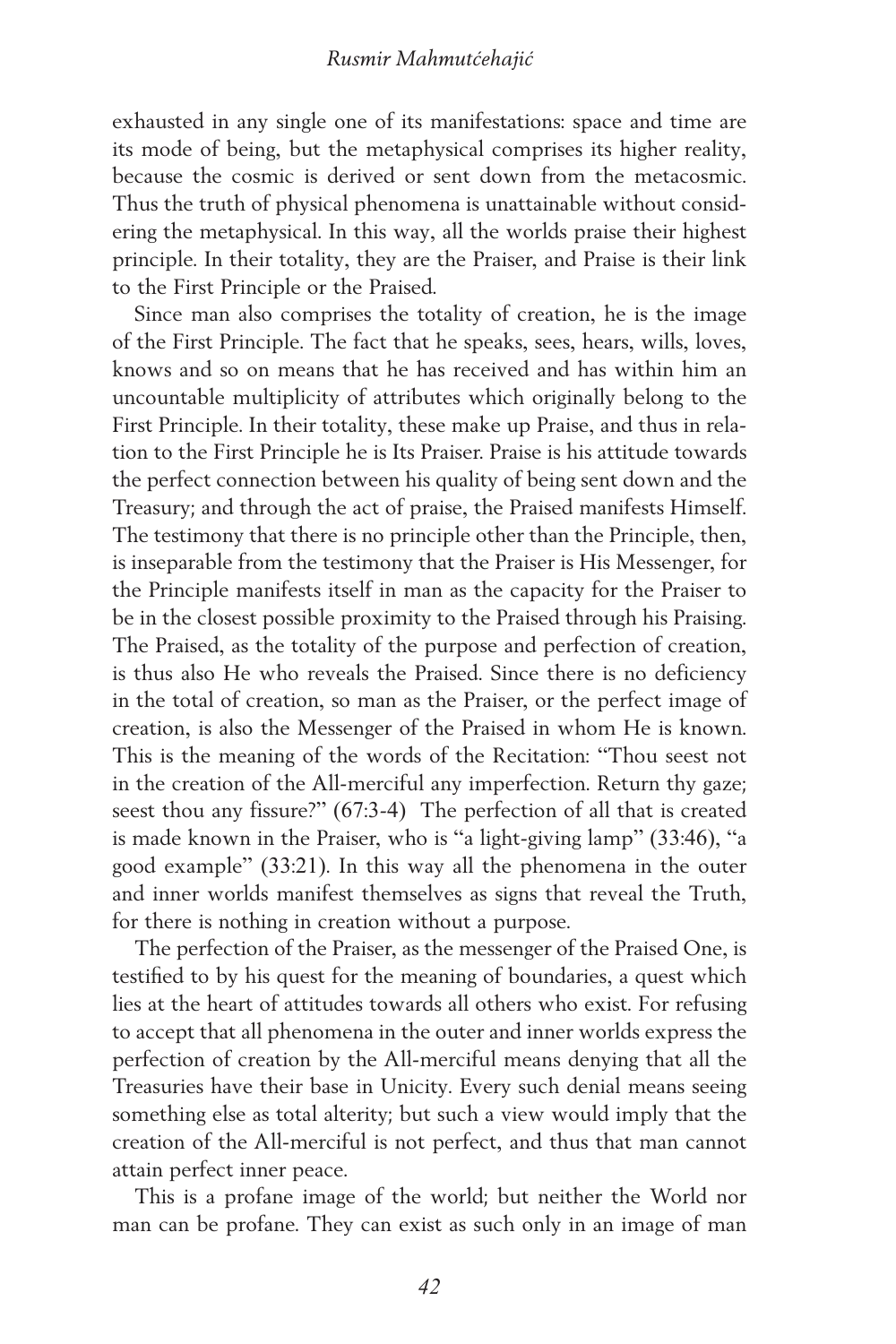exhausted in any single one of its manifestations: space and time are its mode of being, but the metaphysical comprises its higher reality, because the cosmic is derived or sent down from the metacosmic. Thus the truth of physical phenomena is unattainable without considering the metaphysical. In this way, all the worlds praise their highest principle. In their totality, they are the Praiser, and Praise is their link to the First Principle or the Praised.

Since man also comprises the totality of creation, he is the image of the First Principle. The fact that he speaks, sees, hears, wills, loves, knows and so on means that he has received and has within him an uncountable multiplicity of attributes which originally belong to the First Principle. In their totality, these make up Praise, and thus in relation to the First Principle he is Its Praiser. Praise is his attitude towards the perfect connection between his quality of being sent down and the Treasury; and through the act of praise, the Praised manifests Himself. The testimony that there is no principle other than the Principle, then, is inseparable from the testimony that the Praiser is His Messenger, for the Principle manifests itself in man as the capacity for the Praiser to be in the closest possible proximity to the Praised through his Praising. The Praised, as the totality of the purpose and perfection of creation, is thus also He who reveals the Praised. Since there is no deficiency in the total of creation, so man as the Praiser, or the perfect image of creation, is also the Messenger of the Praised in whom He is known. This is the meaning of the words of the Recitation: "Thou seest not in the creation of the All-merciful any imperfection. Return thy gaze; seest thou any fissure?" (67:3-4) The perfection of all that is created is made known in the Praiser, who is "a light-giving lamp" (33:46), "a good example" (33:21). In this way all the phenomena in the outer and inner worlds manifest themselves as signs that reveal the Truth, for there is nothing in creation without a purpose.

The perfection of the Praiser, as the messenger of the Praised One, is testified to by his quest for the meaning of boundaries, a quest which lies at the heart of attitudes towards all others who exist. For refusing to accept that all phenomena in the outer and inner worlds express the perfection of creation by the All-merciful means denying that all the Treasuries have their base in Unicity. Every such denial means seeing something else as total alterity; but such a view would imply that the creation of the All-merciful is not perfect, and thus that man cannot attain perfect inner peace.

This is a profane image of the world; but neither the World nor man can be profane. They can exist as such only in an image of man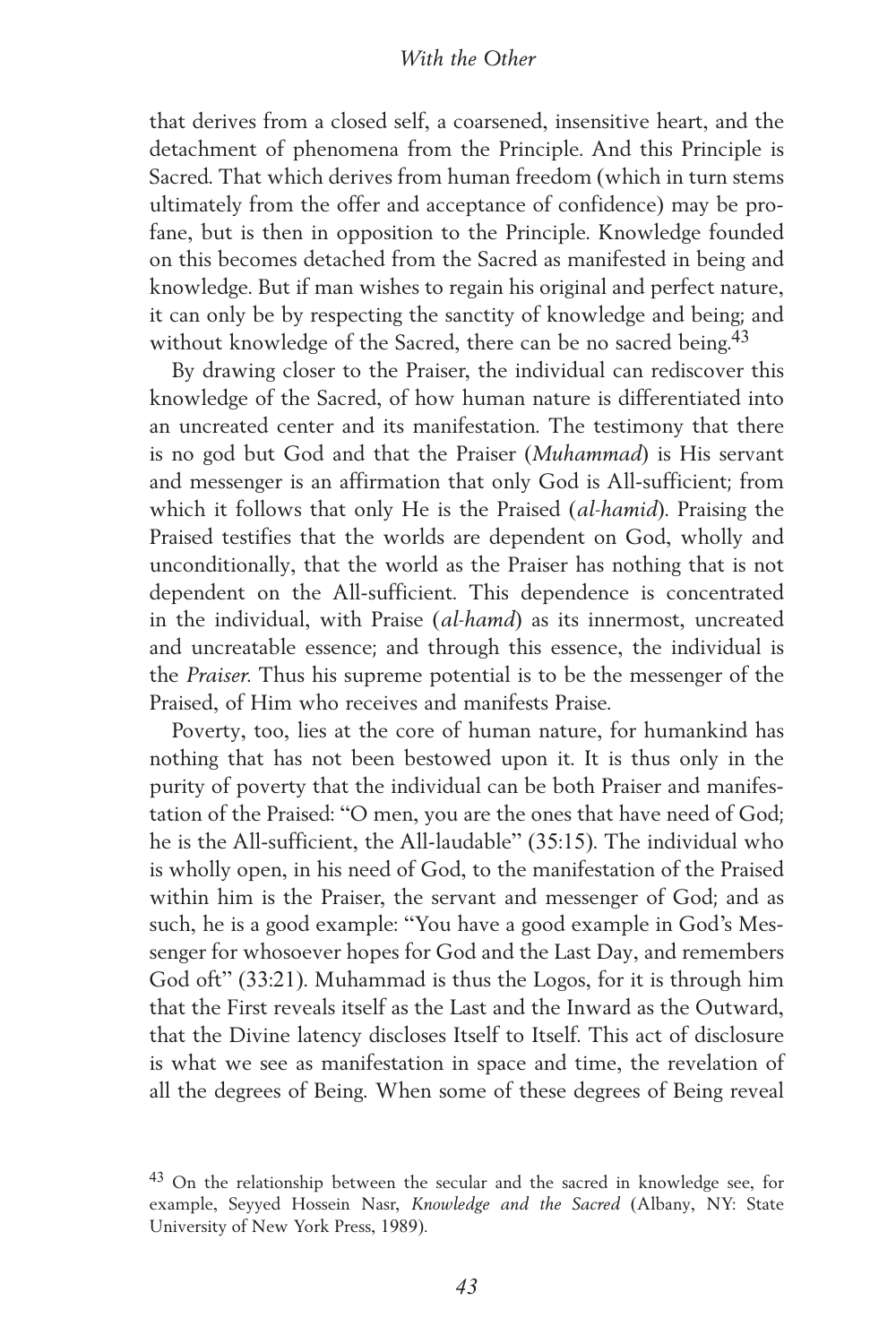that derives from a closed self, a coarsened, insensitive heart, and the detachment of phenomena from the Principle. And this Principle is Sacred. That which derives from human freedom (which in turn stems ultimately from the offer and acceptance of confidence) may be profane, but is then in opposition to the Principle. Knowledge founded on this becomes detached from the Sacred as manifested in being and knowledge. But if man wishes to regain his original and perfect nature, it can only be by respecting the sanctity of knowledge and being; and without knowledge of the Sacred, there can be no sacred being.[43]

By drawing closer to the Praiser, the individual can rediscover this knowledge of the Sacred, of how human nature is differentiated into an uncreated center and its manifestation. The testimony that there is no god but God and that the Praiser (*Muhammad*) is His servant and messenger is an affirmation that only God is All-sufficient; from which it follows that only He is the Praised (*al-hamid*). Praising the Praised testifies that the worlds are dependent on God, wholly and unconditionally, that the world as the Praiser has nothing that is not dependent on the All-sufficient. This dependence is concentrated in the individual, with Praise (*al-hamd*) as its innermost, uncreated and uncreatable essence; and through this essence, the individual is the *Praiser*. Thus his supreme potential is to be the messenger of the Praised, of Him who receives and manifests Praise.

Poverty, too, lies at the core of human nature, for humankind has nothing that has not been bestowed upon it. It is thus only in the purity of poverty that the individual can be both Praiser and manifestation of the Praised: "O men, you are the ones that have need of God; he is the All-sufficient, the All-laudable" (35:15). The individual who is wholly open, in his need of God, to the manifestation of the Praised within him is the Praiser, the servant and messenger of God; and as such, he is a good example: "You have a good example in God's Messenger for whosoever hopes for God and the Last Day, and remembers God oft" (33:21). Muhammad is thus the Logos, for it is through him that the First reveals itself as the Last and the Inward as the Outward, that the Divine latency discloses Itself to Itself. This act of disclosure is what we see as manifestation in space and time, the revelation of all the degrees of Being. When some of these degrees of Being reveal

[43] On the relationship between the secular and the sacred in knowledge see, for example, Seyyed Hossein Nasr, *Knowledge and the Sacred* (Albany, NY: State University of New York Press, 1989).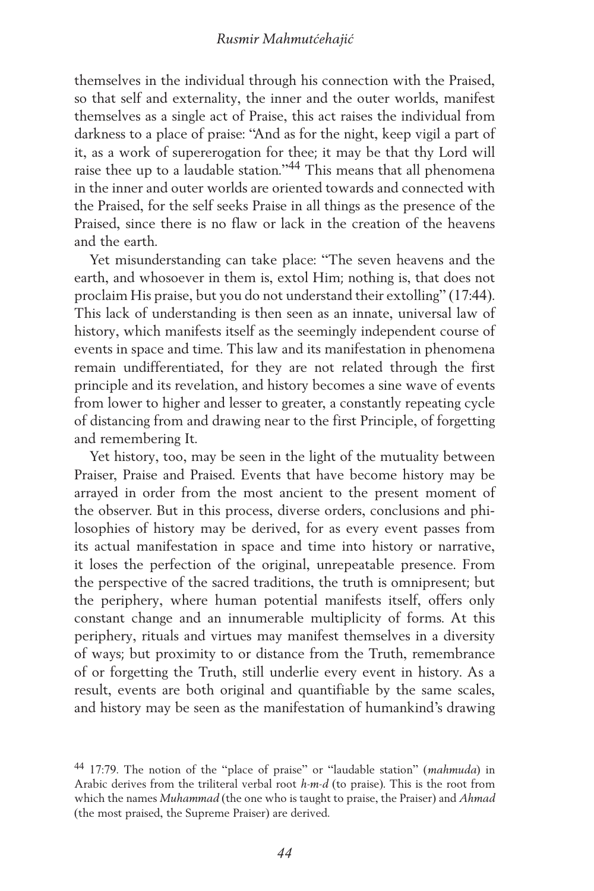themselves in the individual through his connection with the Praised, so that self and externality, the inner and the outer worlds, manifest themselves as a single act of Praise, this act raises the individual from darkness to a place of praise: "And as for the night, keep vigil a part of it, as a work of supererogation for thee; it may be that thy Lord will raise thee up to a laudable station."[44] This means that all phenomena in the inner and outer worlds are oriented towards and connected with the Praised, for the self seeks Praise in all things as the presence of the Praised, since there is no flaw or lack in the creation of the heavens and the earth.

Yet misunderstanding can take place: "The seven heavens and the earth, and whosoever in them is, extol Him; nothing is, that does not proclaim His praise, but you do not understand their extolling" (17:44). This lack of understanding is then seen as an innate, universal law of history, which manifests itself as the seemingly independent course of events in space and time. This law and its manifestation in phenomena remain undifferentiated, for they are not related through the first principle and its revelation, and history becomes a sine wave of events from lower to higher and lesser to greater, a constantly repeating cycle of distancing from and drawing near to the first Principle, of forgetting and remembering It.

Yet history, too, may be seen in the light of the mutuality between Praiser, Praise and Praised. Events that have become history may be arrayed in order from the most ancient to the present moment of the observer. But in this process, diverse orders, conclusions and philosophies of history may be derived, for as every event passes from its actual manifestation in space and time into history or narrative, it loses the perfection of the original, unrepeatable presence. From the perspective of the sacred traditions, the truth is omnipresent; but the periphery, where human potential manifests itself, offers only constant change and an innumerable multiplicity of forms. At this periphery, rituals and virtues may manifest themselves in a diversity of ways; but proximity to or distance from the Truth, remembrance of or forgetting the Truth, still underlie every event in history. As a result, events are both original and quantifiable by the same scales, and history may be seen as the manifestation of humankind's drawing

[44] 17:79. The notion of the "place of praise" or "laudable station" (*mahmuda*) in Arabic derives from the triliteral verbal root *h-m-d* (to praise). This is the root from which the names *Muhammad* (the one who is taught to praise, the Praiser) and *Ahmad* (the most praised, the Supreme Praiser) are derived.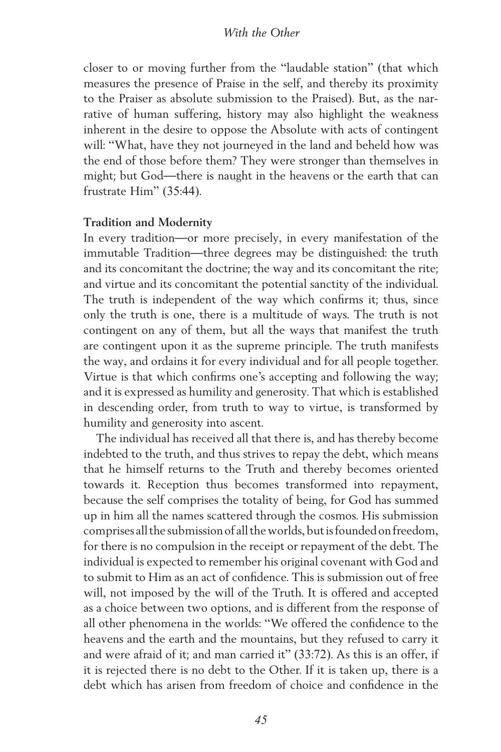closer to or moving further from the "laudable station" (that which measures the presence of Praise in the self, and thereby its proximity to the Praiser as absolute submission to the Praised). But, as the narrative of human suffering, history may also highlight the weakness inherent in the desire to oppose the Absolute with acts of contingent will: "What, have they not journeyed in the land and beheld how was the end of those before them? They were stronger than themselves in might; but God—there is naught in the heavens or the earth that can frustrate Him" (35:44).

**Tradition and Modernity**

In every tradition—or more precisely, in every manifestation of the immutable Tradition—three degrees may be distinguished: the truth and its concomitant the doctrine; the way and its concomitant the rite; and virtue and its concomitant the potential sanctity of the individual. The truth is independent of the way which confirms it; thus, since only the truth is one, there is a multitude of ways. The truth is not contingent on any of them, but all the ways that manifest the truth are contingent upon it as the supreme principle. The truth manifests the way, and ordains it for every individual and for all people together. Virtue is that which confirms one's accepting and following the way; and it is expressed as humility and generosity. That which is established in descending order, from truth to way to virtue, is transformed by humility and generosity into ascent.

The individual has received all that there is, and has thereby become indebted to the truth, and thus strives to repay the debt, which means that he himself returns to the Truth and thereby becomes oriented towards it. Reception thus becomes transformed into repayment, because the self comprises the totality of being, for God has summed up in him all the names scattered through the cosmos. His submission comprises all the submission of all the worlds, but is founded on freedom, for there is no compulsion in the receipt or repayment of the debt. The individual is expected to remember his original covenant with God and to submit to Him as an act of confidence. This is submission out of free will, not imposed by the will of the Truth. It is offered and accepted as a choice between two options, and is different from the response of all other phenomena in the worlds: "We offered the confidence to the heavens and the earth and the mountains, but they refused to carry it and were afraid of it; and man carried it" (33:72). As this is an offer, if it is rejected there is no debt to the Other. If it is taken up, there is a debt which has arisen from freedom of choice and confidence in the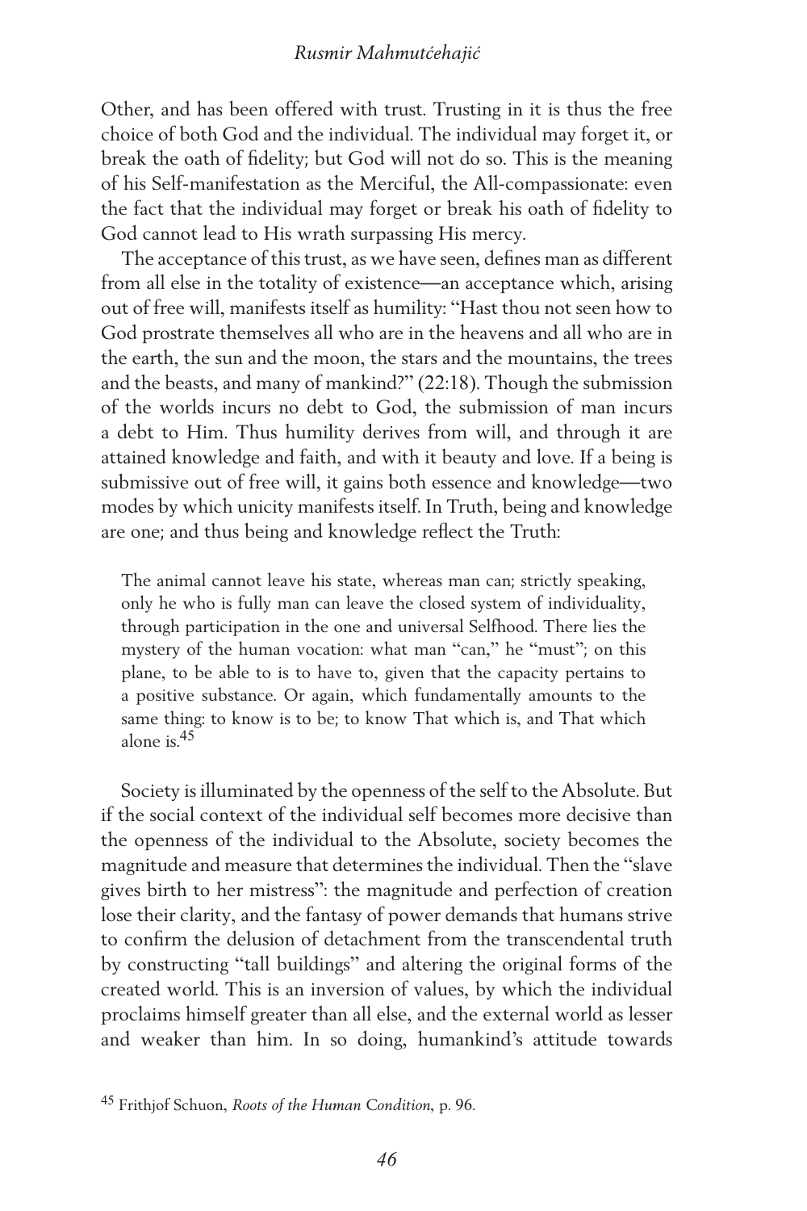Other, and has been offered with trust. Trusting in it is thus the free choice of both God and the individual. The individual may forget it, or break the oath of fidelity; but God will not do so. This is the meaning of his Self-manifestation as the Merciful, the All-compassionate: even the fact that the individual may forget or break his oath of fidelity to God cannot lead to His wrath surpassing His mercy.

The acceptance of this trust, as we have seen, defines man as different from all else in the totality of existence—an acceptance which, arising out of free will, manifests itself as humility: "Hast thou not seen how to God prostrate themselves all who are in the heavens and all who are in the earth, the sun and the moon, the stars and the mountains, the trees and the beasts, and many of mankind?" (22:18). Though the submission of the worlds incurs no debt to God, the submission of man incurs a debt to Him. Thus humility derives from will, and through it are attained knowledge and faith, and with it beauty and love. If a being is submissive out of free will, it gains both essence and knowledge—two modes by which unicity manifests itself. In Truth, being and knowledge are one; and thus being and knowledge reflect the Truth:

> The animal cannot leave his state, whereas man can; strictly speaking, only he who is fully man can leave the closed system of individuality, through participation in the one and universal Selfhood. There lies the mystery of the human vocation: what man "can," he "must"; on this plane, to be able to is to have to, given that the capacity pertains to a positive substance. Or again, which fundamentally amounts to the same thing: to know is to be; to know That which is, and That which alone is.[45]

Society is illuminated by the openness of the self to the Absolute. But if the social context of the individual self becomes more decisive than the openness of the individual to the Absolute, society becomes the magnitude and measure that determines the individual. Then the "slave gives birth to her mistress": the magnitude and perfection of creation lose their clarity, and the fantasy of power demands that humans strive to confirm the delusion of detachment from the transcendental truth by constructing "tall buildings" and altering the original forms of the created world. This is an inversion of values, by which the individual proclaims himself greater than all else, and the external world as lesser and weaker than him. In so doing, humankind's attitude towards

[45] Frithjof Schuon, *Roots of the Human Condition*, p. 96.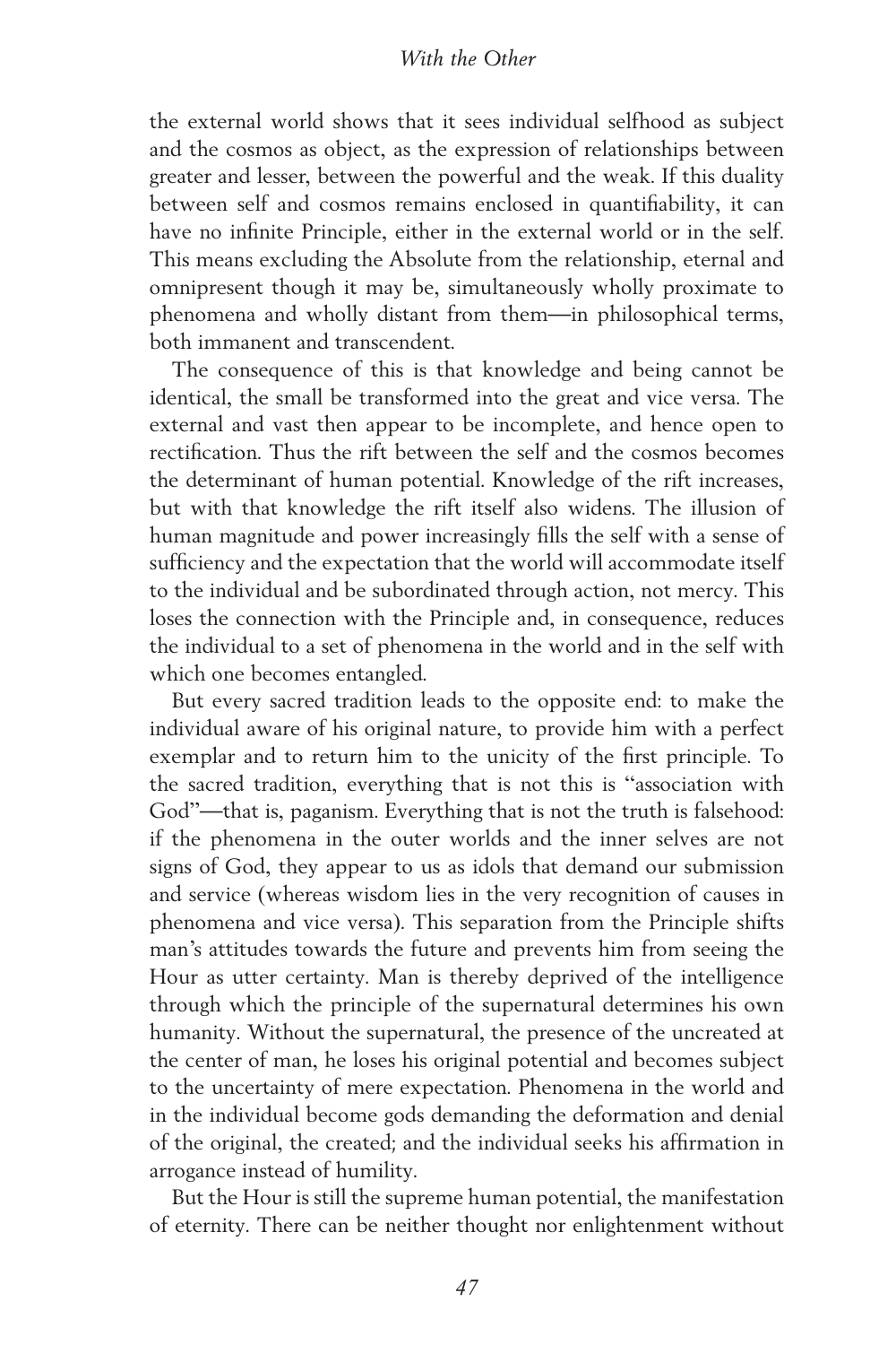the external world shows that it sees individual selfhood as subject and the cosmos as object, as the expression of relationships between greater and lesser, between the powerful and the weak. If this duality between self and cosmos remains enclosed in quantifiability, it can have no infinite Principle, either in the external world or in the self. This means excluding the Absolute from the relationship, eternal and omnipresent though it may be, simultaneously wholly proximate to phenomena and wholly distant from them—in philosophical terms, both immanent and transcendent.

The consequence of this is that knowledge and being cannot be identical, the small be transformed into the great and vice versa. The external and vast then appear to be incomplete, and hence open to rectification. Thus the rift between the self and the cosmos becomes the determinant of human potential. Knowledge of the rift increases, but with that knowledge the rift itself also widens. The illusion of human magnitude and power increasingly fills the self with a sense of sufficiency and the expectation that the world will accommodate itself to the individual and be subordinated through action, not mercy. This loses the connection with the Principle and, in consequence, reduces the individual to a set of phenomena in the world and in the self with which one becomes entangled.

But every sacred tradition leads to the opposite end: to make the individual aware of his original nature, to provide him with a perfect exemplar and to return him to the unicity of the first principle. To the sacred tradition, everything that is not this is "association with God"—that is, paganism. Everything that is not the truth is falsehood: if the phenomena in the outer worlds and the inner selves are not signs of God, they appear to us as idols that demand our submission and service (whereas wisdom lies in the very recognition of causes in phenomena and vice versa). This separation from the Principle shifts man's attitudes towards the future and prevents him from seeing the Hour as utter certainty. Man is thereby deprived of the intelligence through which the principle of the supernatural determines his own humanity. Without the supernatural, the presence of the uncreated at the center of man, he loses his original potential and becomes subject to the uncertainty of mere expectation. Phenomena in the world and in the individual become gods demanding the deformation and denial of the original, the created; and the individual seeks his affirmation in arrogance instead of humility.

But the Hour is still the supreme human potential, the manifestation of eternity. There can be neither thought nor enlightenment without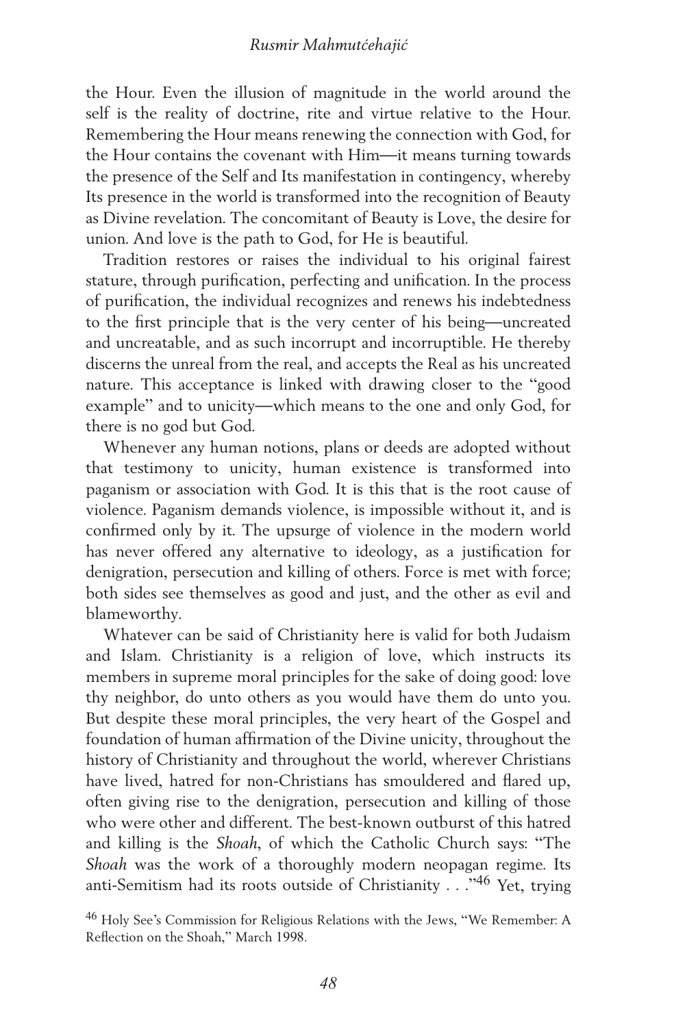the Hour. Even the illusion of magnitude in the world around the self is the reality of doctrine, rite and virtue relative to the Hour. Remembering the Hour means renewing the connection with God, for the Hour contains the covenant with Him—it means turning towards the presence of the Self and Its manifestation in contingency, whereby Its presence in the world is transformed into the recognition of Beauty as Divine revelation. The concomitant of Beauty is Love, the desire for union. And love is the path to God, for He is beautiful.

Tradition restores or raises the individual to his original fairest stature, through purification, perfecting and unification. In the process of purification, the individual recognizes and renews his indebtedness to the first principle that is the very center of his being—uncreated and uncreatable, and as such incorrupt and incorruptible. He thereby discerns the unreal from the real, and accepts the Real as his uncreated nature. This acceptance is linked with drawing closer to the "good example" and to unicity—which means to the one and only God, for there is no god but God.

Whenever any human notions, plans or deeds are adopted without that testimony to unicity, human existence is transformed into paganism or association with God. It is this that is the root cause of violence. Paganism demands violence, is impossible without it, and is confirmed only by it. The upsurge of violence in the modern world has never offered any alternative to ideology, as a justification for denigration, persecution and killing of others. Force is met with force; both sides see themselves as good and just, and the other as evil and blameworthy.

Whatever can be said of Christianity here is valid for both Judaism and Islam. Christianity is a religion of love, which instructs its members in supreme moral principles for the sake of doing good: love thy neighbor, do unto others as you would have them do unto you. But despite these moral principles, the very heart of the Gospel and foundation of human affirmation of the Divine unicity, throughout the history of Christianity and throughout the world, wherever Christians have lived, hatred for non-Christians has smouldered and flared up, often giving rise to the denigration, persecution and killing of those who were other and different. The best-known outburst of this hatred and killing is the *Shoah*, of which the Catholic Church says: "The *Shoah* was the work of a thoroughly modern neopagan regime. Its anti-Semitism had its roots outside of Christianity . . ."[46] Yet, trying

[46] Holy See's Commission for Religious Relations with the Jews, "We Remember: A Reflection on the Shoah," March 1998.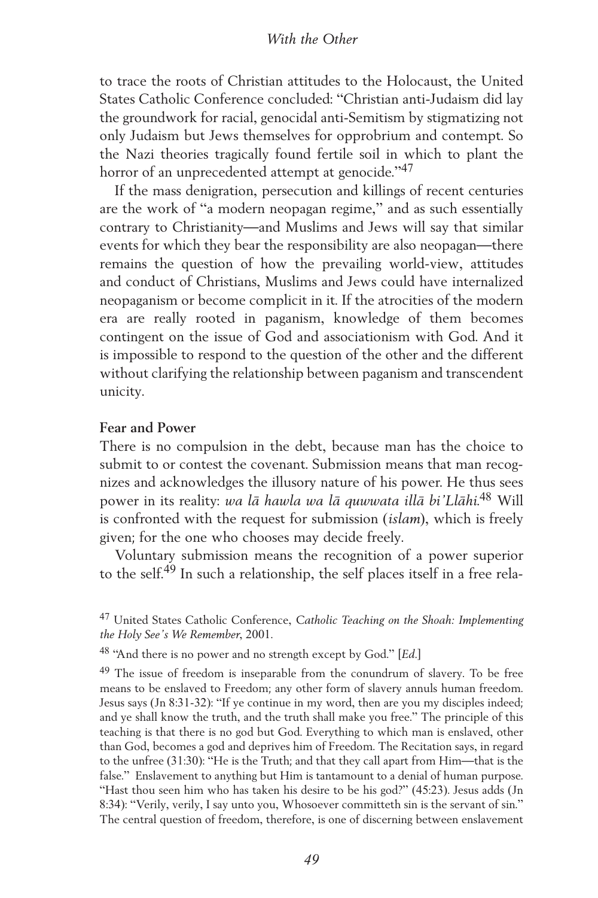to trace the roots of Christian attitudes to the Holocaust, the United States Catholic Conference concluded: "Christian anti-Judaism did lay the groundwork for racial, genocidal anti-Semitism by stigmatizing not only Judaism but Jews themselves for opprobrium and contempt. So the Nazi theories tragically found fertile soil in which to plant the horror of an unprecedented attempt at genocide."[47]

If the mass denigration, persecution and killings of recent centuries are the work of "a modern neopagan regime," and as such essentially contrary to Christianity—and Muslims and Jews will say that similar events for which they bear the responsibility are also neopagan—there remains the question of how the prevailing world-view, attitudes and conduct of Christians, Muslims and Jews could have internalized neopaganism or become complicit in it. If the atrocities of the modern era are really rooted in paganism, knowledge of them becomes contingent on the issue of God and associationism with God. And it is impossible to respond to the question of the other and the different without clarifying the relationship between paganism and transcendent unicity.

**Fear and Power**

There is no compulsion in the debt, because man has the choice to submit to or contest the covenant. Submission means that man recognizes and acknowledges the illusory nature of his power. He thus sees power in its reality: *wa lā hawla wa lā quwwata illā bi'Llāhi.*[48] Will is confronted with the request for submission (*islam*), which is freely given; for the one who chooses may decide freely.

Voluntary submission means the recognition of a power superior to the self.[49] In such a relationship, the self places itself in a free rela-

---

[47] United States Catholic Conference, *Catholic Teaching on the Shoah: Implementing the Holy See's We Remember*, 2001.

[48] "And there is no power and no strength except by God." [*Ed.*]

[49] The issue of freedom is inseparable from the conundrum of slavery. To be free means to be enslaved to Freedom; any other form of slavery annuls human freedom. Jesus says (Jn 8:31-32): "If ye continue in my word, then are you my disciples indeed; and ye shall know the truth, and the truth shall make you free." The principle of this teaching is that there is no god but God. Everything to which man is enslaved, other than God, becomes a god and deprives him of Freedom. The Recitation says, in regard to the unfree (31:30): "He is the Truth; and that they call apart from Him—that is the false." Enslavement to anything but Him is tantamount to a denial of human purpose. "Hast thou seen him who has taken his desire to be his god?" (45:23). Jesus adds (Jn 8:34): "Verily, verily, I say unto you, Whosoever committeth sin is the servant of sin." The central question of freedom, therefore, is one of discerning between enslavement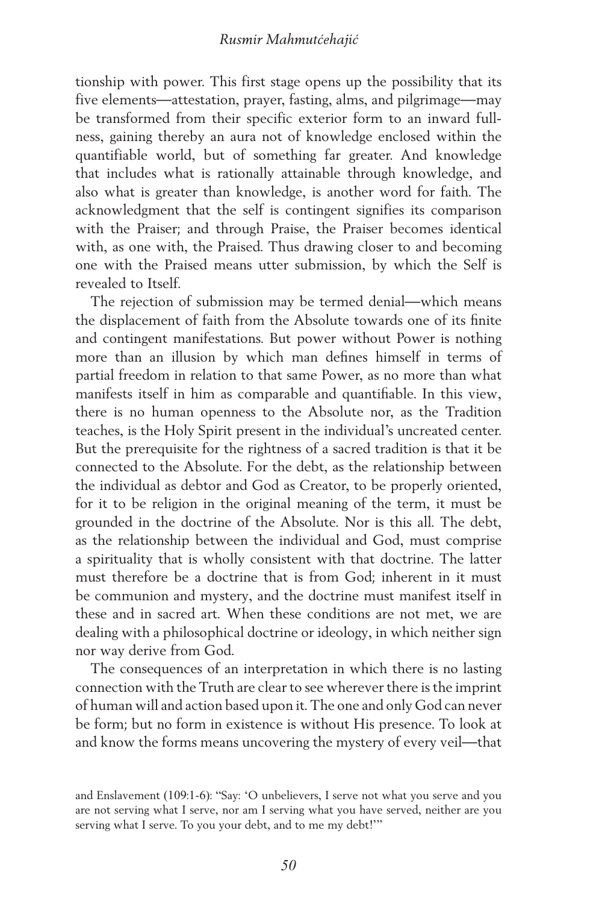tionship with power. This first stage opens up the possibility that its five elements—attestation, prayer, fasting, alms, and pilgrimage—may be transformed from their specific exterior form to an inward fullness, gaining thereby an aura not of knowledge enclosed within the quantifiable world, but of something far greater. And knowledge that includes what is rationally attainable through knowledge, and also what is greater than knowledge, is another word for faith. The acknowledgment that the self is contingent signifies its comparison with the Praiser; and through Praise, the Praiser becomes identical with, as one with, the Praised. Thus drawing closer to and becoming one with the Praised means utter submission, by which the Self is revealed to Itself.

The rejection of submission may be termed denial—which means the displacement of faith from the Absolute towards one of its finite and contingent manifestations. But power without Power is nothing more than an illusion by which man defines himself in terms of partial freedom in relation to that same Power, as no more than what manifests itself in him as comparable and quantifiable. In this view, there is no human openness to the Absolute nor, as the Tradition teaches, is the Holy Spirit present in the individual's uncreated center. But the prerequisite for the rightness of a sacred tradition is that it be connected to the Absolute. For the debt, as the relationship between the individual as debtor and God as Creator, to be properly oriented, for it to be religion in the original meaning of the term, it must be grounded in the doctrine of the Absolute. Nor is this all. The debt, as the relationship between the individual and God, must comprise a spirituality that is wholly consistent with that doctrine. The latter must therefore be a doctrine that is from God; inherent in it must be communion and mystery, and the doctrine must manifest itself in these and in sacred art. When these conditions are not met, we are dealing with a philosophical doctrine or ideology, in which neither sign nor way derive from God.

The consequences of an interpretation in which there is no lasting connection with the Truth are clear to see wherever there is the imprint of human will and action based upon it. The one and only God can never be form; but no form in existence is without His presence. To look at and know the forms means uncovering the mystery of every veil—that

and Enslavement (109:1-6): "Say: 'O unbelievers, I serve not what you serve and you are not serving what I serve, nor am I serving what you have served, neither are you serving what I serve. To you your debt, and to me my debt!'"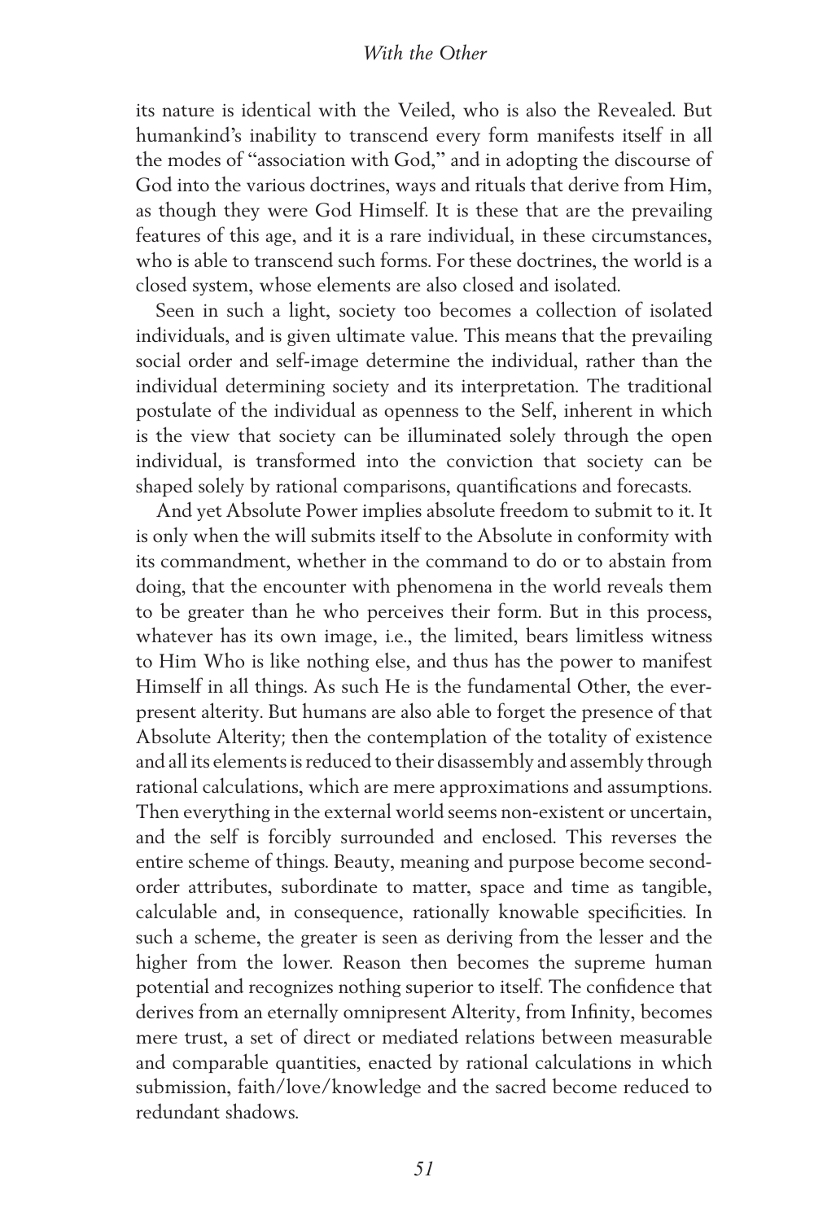its nature is identical with the Veiled, who is also the Revealed. But humankind's inability to transcend every form manifests itself in all the modes of "association with God," and in adopting the discourse of God into the various doctrines, ways and rituals that derive from Him, as though they were God Himself. It is these that are the prevailing features of this age, and it is a rare individual, in these circumstances, who is able to transcend such forms. For these doctrines, the world is a closed system, whose elements are also closed and isolated.

Seen in such a light, society too becomes a collection of isolated individuals, and is given ultimate value. This means that the prevailing social order and self-image determine the individual, rather than the individual determining society and its interpretation. The traditional postulate of the individual as openness to the Self, inherent in which is the view that society can be illuminated solely through the open individual, is transformed into the conviction that society can be shaped solely by rational comparisons, quantifications and forecasts.

And yet Absolute Power implies absolute freedom to submit to it. It is only when the will submits itself to the Absolute in conformity with its commandment, whether in the command to do or to abstain from doing, that the encounter with phenomena in the world reveals them to be greater than he who perceives their form. But in this process, whatever has its own image, i.e., the limited, bears limitless witness to Him Who is like nothing else, and thus has the power to manifest Himself in all things. As such He is the fundamental Other, the ever-present alterity. But humans are also able to forget the presence of that Absolute Alterity; then the contemplation of the totality of existence and all its elements is reduced to their disassembly and assembly through rational calculations, which are mere approximations and assumptions. Then everything in the external world seems non-existent or uncertain, and the self is forcibly surrounded and enclosed. This reverses the entire scheme of things. Beauty, meaning and purpose become second-order attributes, subordinate to matter, space and time as tangible, calculable and, in consequence, rationally knowable specificities. In such a scheme, the greater is seen as deriving from the lesser and the higher from the lower. Reason then becomes the supreme human potential and recognizes nothing superior to itself. The confidence that derives from an eternally omnipresent Alterity, from Infinity, becomes mere trust, a set of direct or mediated relations between measurable and comparable quantities, enacted by rational calculations in which submission, faith/love/knowledge and the sacred become reduced to redundant shadows.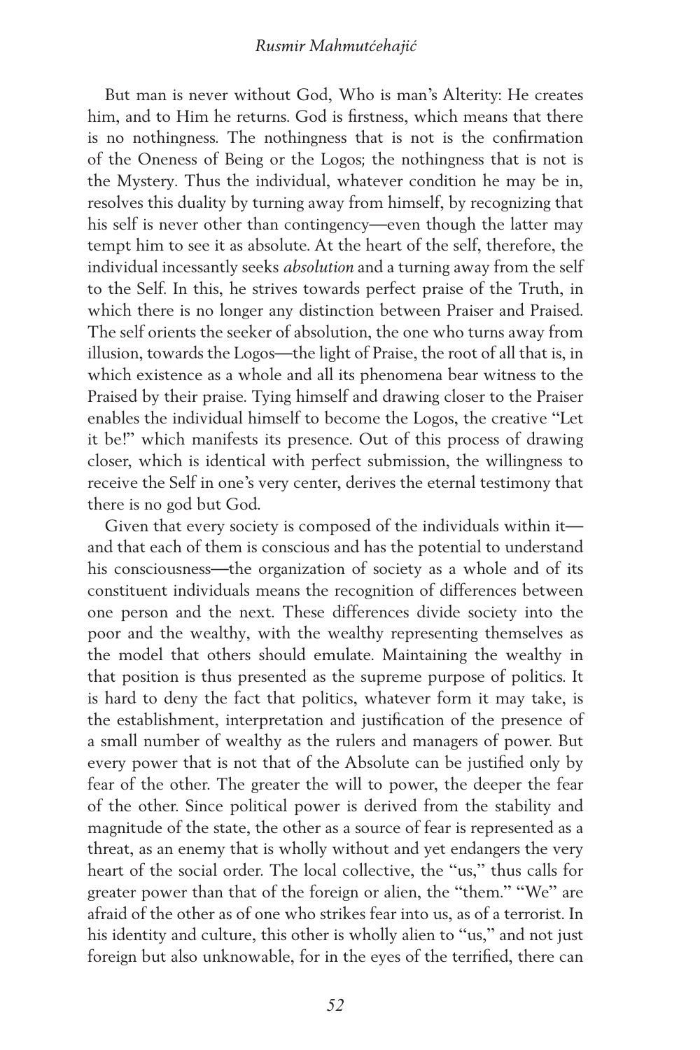But man is never without God, Who is man's Alterity: He creates him, and to Him he returns. God is firstness, which means that there is no nothingness. The nothingness that is not is the confirmation of the Oneness of Being or the Logos; the nothingness that is not is the Mystery. Thus the individual, whatever condition he may be in, resolves this duality by turning away from himself, by recognizing that his self is never other than contingency—even though the latter may tempt him to see it as absolute. At the heart of the self, therefore, the individual incessantly seeks *absolution* and a turning away from the self to the Self. In this, he strives towards perfect praise of the Truth, in which there is no longer any distinction between Praiser and Praised. The self orients the seeker of absolution, the one who turns away from illusion, towards the Logos—the light of Praise, the root of all that is, in which existence as a whole and all its phenomena bear witness to the Praised by their praise. Tying himself and drawing closer to the Praiser enables the individual himself to become the Logos, the creative "Let it be!" which manifests its presence. Out of this process of drawing closer, which is identical with perfect submission, the willingness to receive the Self in one's very center, derives the eternal testimony that there is no god but God.

Given that every society is composed of the individuals within it—and that each of them is conscious and has the potential to understand his consciousness—the organization of society as a whole and of its constituent individuals means the recognition of differences between one person and the next. These differences divide society into the poor and the wealthy, with the wealthy representing themselves as the model that others should emulate. Maintaining the wealthy in that position is thus presented as the supreme purpose of politics. It is hard to deny the fact that politics, whatever form it may take, is the establishment, interpretation and justification of the presence of a small number of wealthy as the rulers and managers of power. But every power that is not that of the Absolute can be justified only by fear of the other. The greater the will to power, the deeper the fear of the other. Since political power is derived from the stability and magnitude of the state, the other as a source of fear is represented as a threat, as an enemy that is wholly without and yet endangers the very heart of the social order. The local collective, the "us," thus calls for greater power than that of the foreign or alien, the "them." "We" are afraid of the other as of one who strikes fear into us, as of a terrorist. In his identity and culture, this other is wholly alien to "us," and not just foreign but also unknowable, for in the eyes of the terrified, there can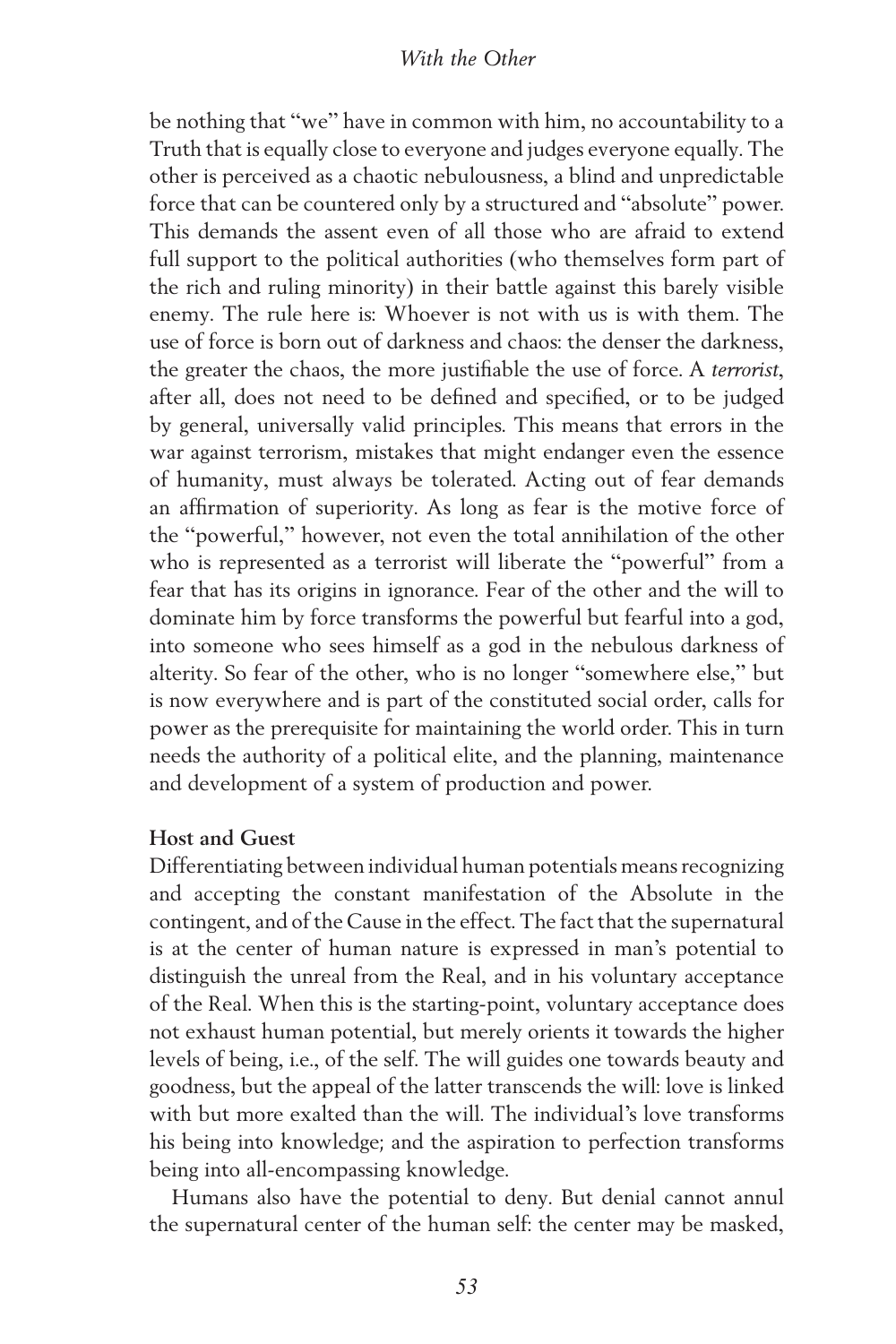be nothing that "we" have in common with him, no accountability to a Truth that is equally close to everyone and judges everyone equally. The other is perceived as a chaotic nebulousness, a blind and unpredictable force that can be countered only by a structured and "absolute" power. This demands the assent even of all those who are afraid to extend full support to the political authorities (who themselves form part of the rich and ruling minority) in their battle against this barely visible enemy. The rule here is: Whoever is not with us is with them. The use of force is born out of darkness and chaos: the denser the darkness, the greater the chaos, the more justifiable the use of force. A *terrorist*, after all, does not need to be defined and specified, or to be judged by general, universally valid principles. This means that errors in the war against terrorism, mistakes that might endanger even the essence of humanity, must always be tolerated. Acting out of fear demands an affirmation of superiority. As long as fear is the motive force of the "powerful," however, not even the total annihilation of the other who is represented as a terrorist will liberate the "powerful" from a fear that has its origins in ignorance. Fear of the other and the will to dominate him by force transforms the powerful but fearful into a god, into someone who sees himself as a god in the nebulous darkness of alterity. So fear of the other, who is no longer "somewhere else," but is now everywhere and is part of the constituted social order, calls for power as the prerequisite for maintaining the world order. This in turn needs the authority of a political elite, and the planning, maintenance and development of a system of production and power.

**Host and Guest**

Differentiating between individual human potentials means recognizing and accepting the constant manifestation of the Absolute in the contingent, and of the Cause in the effect. The fact that the supernatural is at the center of human nature is expressed in man's potential to distinguish the unreal from the Real, and in his voluntary acceptance of the Real. When this is the starting-point, voluntary acceptance does not exhaust human potential, but merely orients it towards the higher levels of being, i.e., of the self. The will guides one towards beauty and goodness, but the appeal of the latter transcends the will: love is linked with but more exalted than the will. The individual's love transforms his being into knowledge; and the aspiration to perfection transforms being into all-encompassing knowledge.

Humans also have the potential to deny. But denial cannot annul the supernatural center of the human self: the center may be masked,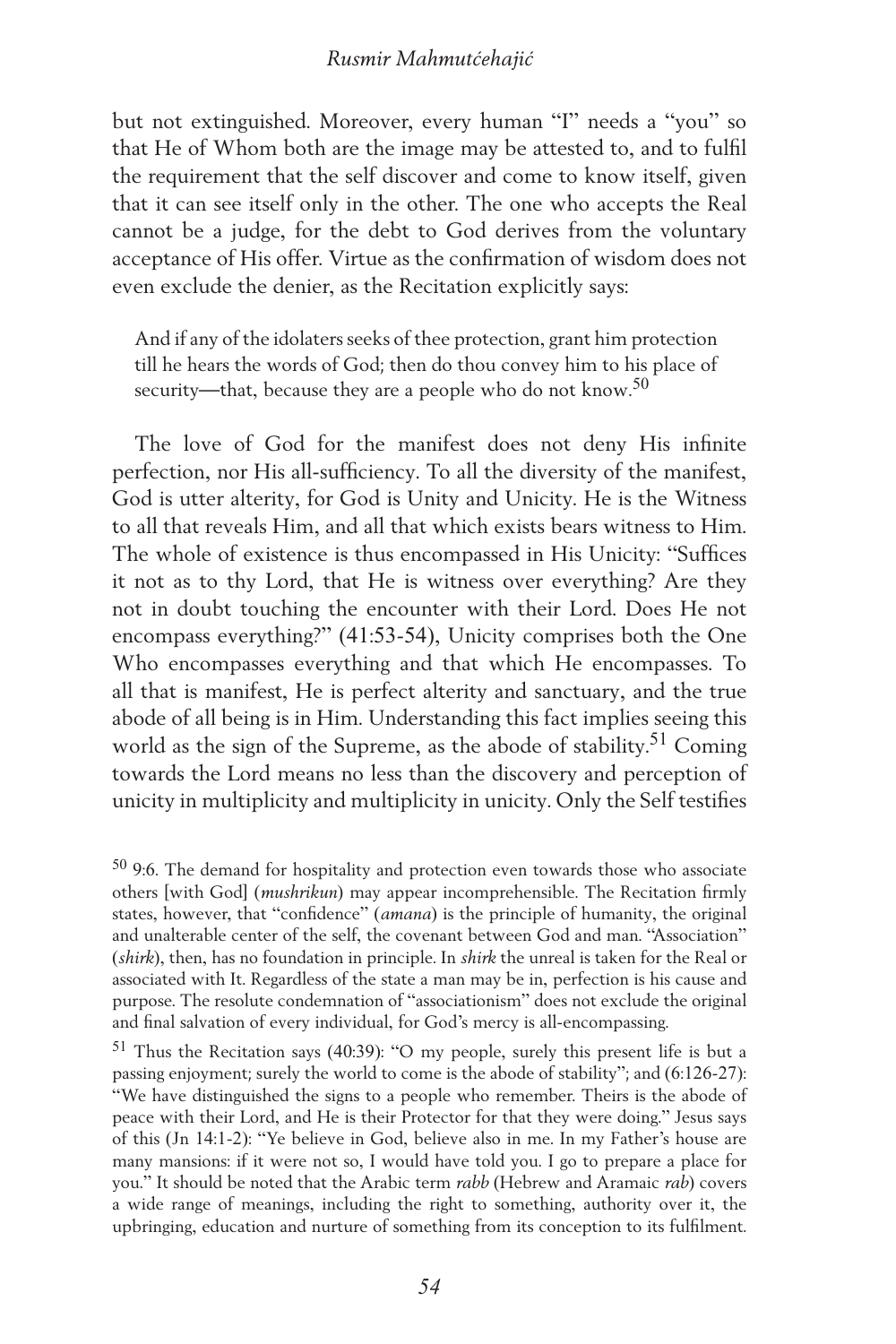but not extinguished. Moreover, every human "I" needs a "you" so that He of Whom both are the image may be attested to, and to fulfil the requirement that the self discover and come to know itself, given that it can see itself only in the other. The one who accepts the Real cannot be a judge, for the debt to God derives from the voluntary acceptance of His offer. Virtue as the confirmation of wisdom does not even exclude the denier, as the Recitation explicitly says:

> And if any of the idolaters seeks of thee protection, grant him protection till he hears the words of God; then do thou convey him to his place of security—that, because they are a people who do not know.[50]

The love of God for the manifest does not deny His infinite perfection, nor His all-sufficiency. To all the diversity of the manifest, God is utter alterity, for God is Unity and Unicity. He is the Witness to all that reveals Him, and all that which exists bears witness to Him. The whole of existence is thus encompassed in His Unicity: "Suffices it not as to thy Lord, that He is witness over everything? Are they not in doubt touching the encounter with their Lord. Does He not encompass everything?" (41:53-54), Unicity comprises both the One Who encompasses everything and that which He encompasses. To all that is manifest, He is perfect alterity and sanctuary, and the true abode of all being is in Him. Understanding this fact implies seeing this world as the sign of the Supreme, as the abode of stability.[51] Coming towards the Lord means no less than the discovery and perception of unicity in multiplicity and multiplicity in unicity. Only the Self testifies

---

[50] 9:6. The demand for hospitality and protection even towards those who associate others [with God] (*mushrikun*) may appear incomprehensible. The Recitation firmly states, however, that "confidence" (*amana*) is the principle of humanity, the original and unalterable center of the self, the covenant between God and man. "Association" (*shirk*), then, has no foundation in principle. In *shirk* the unreal is taken for the Real or associated with It. Regardless of the state a man may be in, perfection is his cause and purpose. The resolute condemnation of "associationism" does not exclude the original and final salvation of every individual, for God's mercy is all-encompassing.

[51] Thus the Recitation says (40:39): "O my people, surely this present life is but a passing enjoyment; surely the world to come is the abode of stability"; and (6:126-27): "We have distinguished the signs to a people who remember. Theirs is the abode of peace with their Lord, and He is their Protector for that they were doing." Jesus says of this (Jn 14:1-2): "Ye believe in God, believe also in me. In my Father's house are many mansions: if it were not so, I would have told you. I go to prepare a place for you." It should be noted that the Arabic term *rabb* (Hebrew and Aramaic *rab*) covers a wide range of meanings, including the right to something, authority over it, the upbringing, education and nurture of something from its conception to its fulfilment.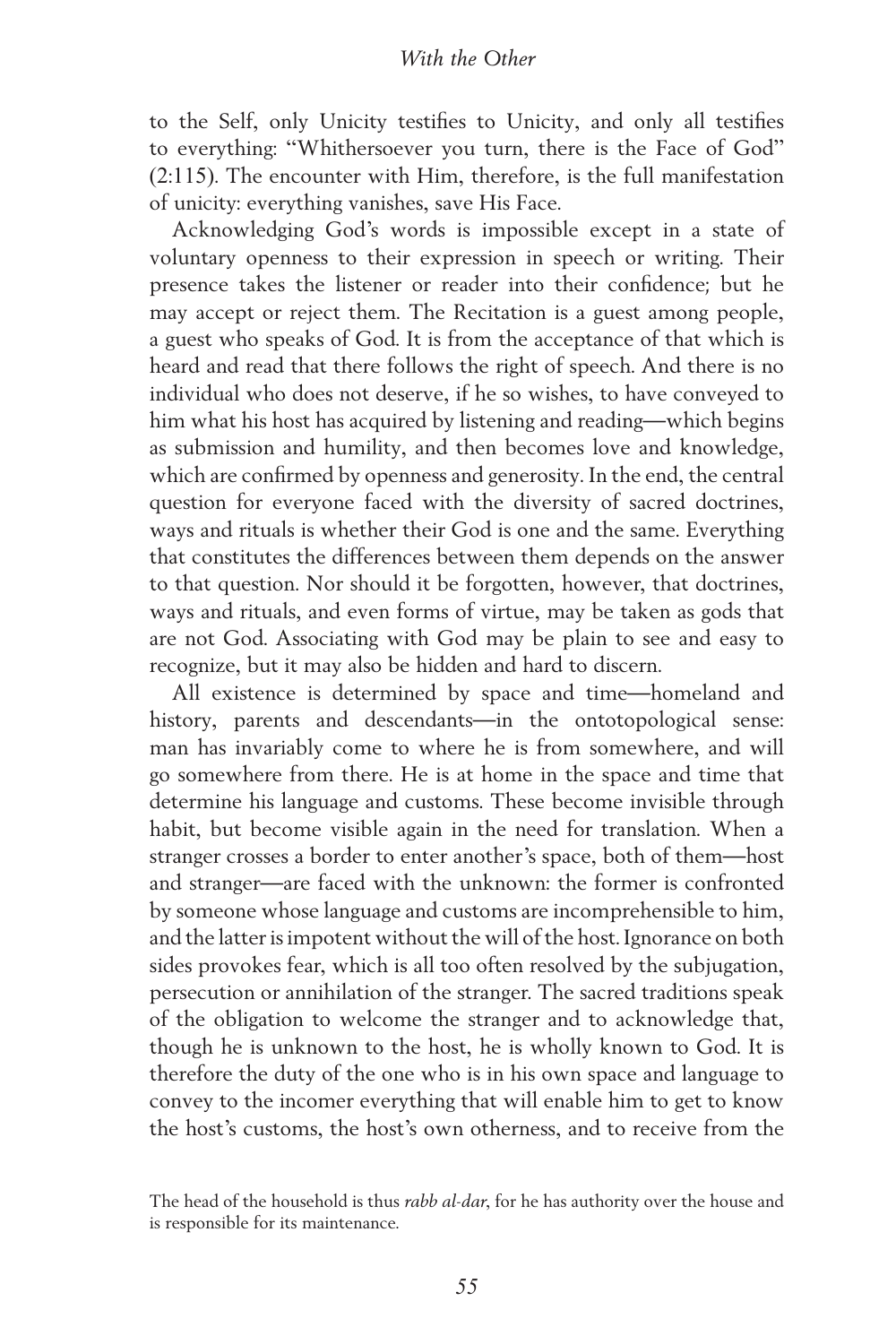to the Self, only Unicity testifies to Unicity, and only all testifies to everything: "Whithersoever you turn, there is the Face of God" (2:115). The encounter with Him, therefore, is the full manifestation of unicity: everything vanishes, save His Face.

Acknowledging God's words is impossible except in a state of voluntary openness to their expression in speech or writing. Their presence takes the listener or reader into their confidence; but he may accept or reject them. The Recitation is a guest among people, a guest who speaks of God. It is from the acceptance of that which is heard and read that there follows the right of speech. And there is no individual who does not deserve, if he so wishes, to have conveyed to him what his host has acquired by listening and reading—which begins as submission and humility, and then becomes love and knowledge, which are confirmed by openness and generosity. In the end, the central question for everyone faced with the diversity of sacred doctrines, ways and rituals is whether their God is one and the same. Everything that constitutes the differences between them depends on the answer to that question. Nor should it be forgotten, however, that doctrines, ways and rituals, and even forms of virtue, may be taken as gods that are not God. Associating with God may be plain to see and easy to recognize, but it may also be hidden and hard to discern.

All existence is determined by space and time—homeland and history, parents and descendants—in the ontotopological sense: man has invariably come to where he is from somewhere, and will go somewhere from there. He is at home in the space and time that determine his language and customs. These become invisible through habit, but become visible again in the need for translation. When a stranger crosses a border to enter another's space, both of them—host and stranger—are faced with the unknown: the former is confronted by someone whose language and customs are incomprehensible to him, and the latter is impotent without the will of the host. Ignorance on both sides provokes fear, which is all too often resolved by the subjugation, persecution or annihilation of the stranger. The sacred traditions speak of the obligation to welcome the stranger and to acknowledge that, though he is unknown to the host, he is wholly known to God. It is therefore the duty of the one who is in his own space and language to convey to the incomer everything that will enable him to get to know the host's customs, the host's own otherness, and to receive from the

The head of the household is thus *rabb al-dar*, for he has authority over the house and is responsible for its maintenance.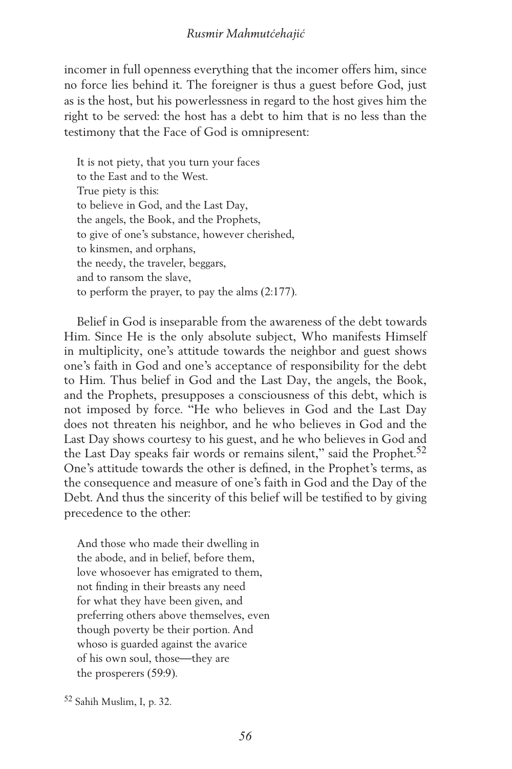incomer in full openness everything that the incomer offers him, since no force lies behind it. The foreigner is thus a guest before God, just as is the host, but his powerlessness in regard to the host gives him the right to be served: the host has a debt to him that is no less than the testimony that the Face of God is omnipresent:

> It is not piety, that you turn your faces
> to the East and to the West.
> True piety is this:
> to believe in God, and the Last Day,
> the angels, the Book, and the Prophets,
> to give of one's substance, however cherished,
> to kinsmen, and orphans,
> the needy, the traveler, beggars,
> and to ransom the slave,
> to perform the prayer, to pay the alms (2:177).

Belief in God is inseparable from the awareness of the debt towards Him. Since He is the only absolute subject, Who manifests Himself in multiplicity, one's attitude towards the neighbor and guest shows one's faith in God and one's acceptance of responsibility for the debt to Him. Thus belief in God and the Last Day, the angels, the Book, and the Prophets, presupposes a consciousness of this debt, which is not imposed by force. "He who believes in God and the Last Day does not threaten his neighbor, and he who believes in God and the Last Day shows courtesy to his guest, and he who believes in God and the Last Day speaks fair words or remains silent," said the Prophet.[52] One's attitude towards the other is defined, in the Prophet's terms, as the consequence and measure of one's faith in God and the Day of the Debt. And thus the sincerity of this belief will be testified to by giving precedence to the other:

> And those who made their dwelling in
> the abode, and in belief, before them,
> love whosoever has emigrated to them,
> not finding in their breasts any need
> for what they have been given, and
> preferring others above themselves, even
> though poverty be their portion. And
> whoso is guarded against the avarice
> of his own soul, those—they are
> the prosperers (59:9).

[52] Sahih Muslim, I, p. 32.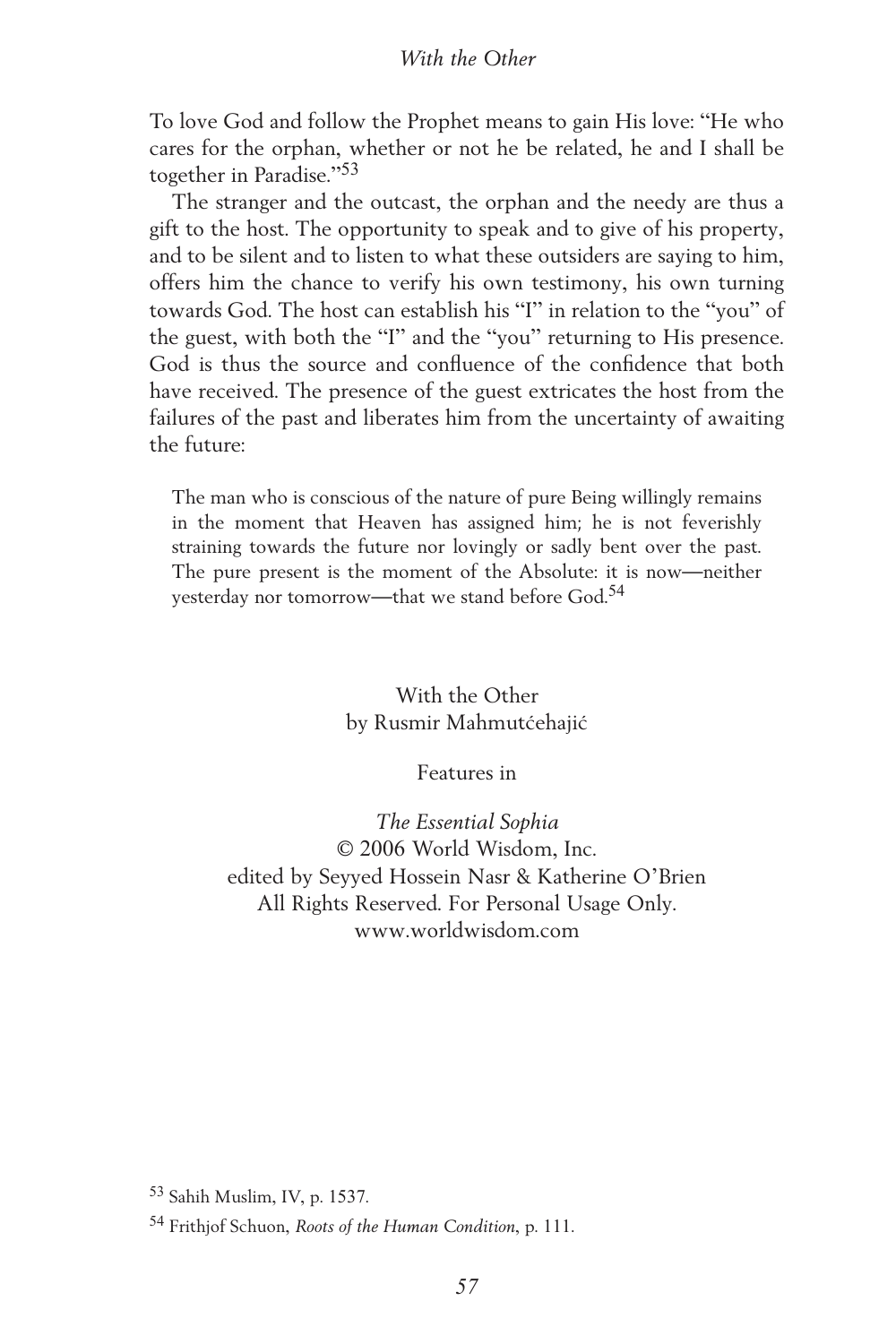To love God and follow the Prophet means to gain His love: "He who cares for the orphan, whether or not he be related, he and I shall be together in Paradise."[53]

The stranger and the outcast, the orphan and the needy are thus a gift to the host. The opportunity to speak and to give of his property, and to be silent and to listen to what these outsiders are saying to him, offers him the chance to verify his own testimony, his own turning towards God. The host can establish his "I" in relation to the "you" of the guest, with both the "I" and the "you" returning to His presence. God is thus the source and confluence of the confidence that both have received. The presence of the guest extricates the host from the failures of the past and liberates him from the uncertainty of awaiting the future:

> The man who is conscious of the nature of pure Being willingly remains in the moment that Heaven has assigned him; he is not feverishly straining towards the future nor lovingly or sadly bent over the past. The pure present is the moment of the Absolute: it is now—neither yesterday nor tomorrow—that we stand before God.[54]

With the Other
by Rusmir Mahmutćehajić

Features in

*The Essential Sophia*
© 2006 World Wisdom, Inc.
edited by Seyyed Hossein Nasr & Katherine O'Brien
All Rights Reserved. For Personal Usage Only.
www.worldwisdom.com

[53] Sahih Muslim, IV, p. 1537.

[54] Frithjof Schuon, *Roots of the Human Condition*, p. 111.